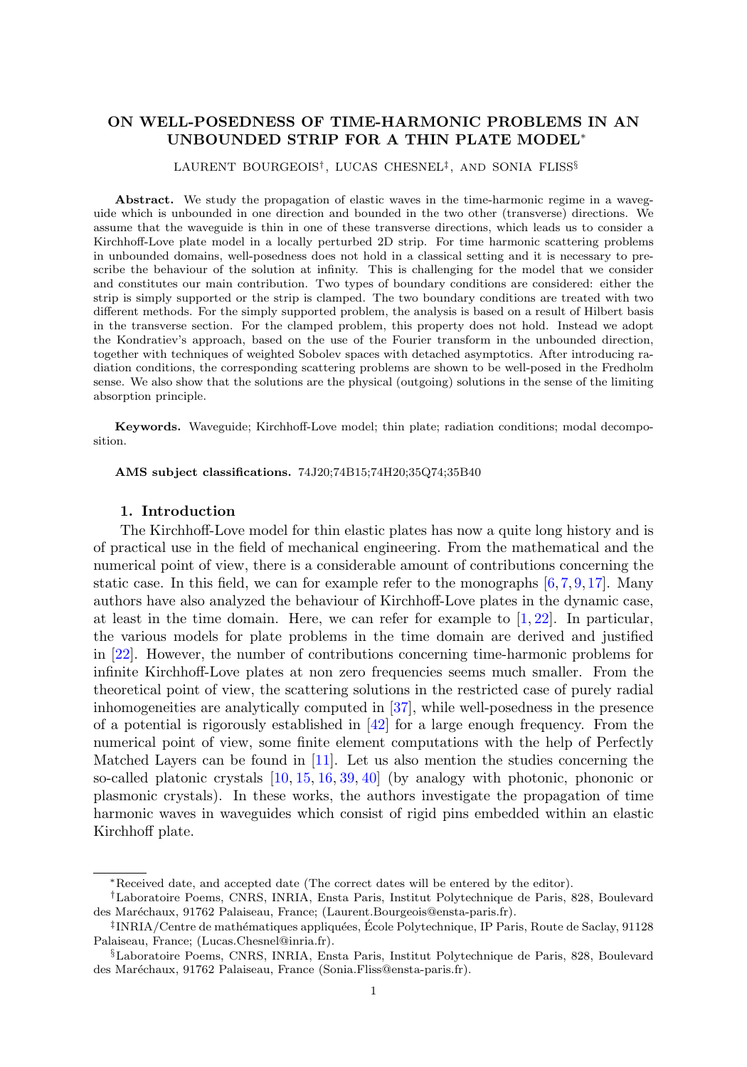# ON WELL-POSEDNESS OF TIME-HARMONIC PROBLEMS IN AN UNBOUNDED STRIP FOR A THIN PLATE MODEL*

LAURENT BOURGEOIS†, LUCAS CHESNEL‡, AND SONIA FLISS§

**Abstract.** We study the propagation of elastic waves in the time-harmonic regime in a waveguide which is unbounded in one direction and bounded in the two other (transverse) directions. We assume that the waveguide is thin in one of these transverse directions, which leads us to consider a Kirchhoff-Love plate model in a locally perturbed 2D strip. For time harmonic scattering problems in unbounded domains, well-posedness does not hold in a classical setting and it is necessary to prescribe the behaviour of the solution at infinity. This is challenging for the model that we consider and constitutes our main contribution. Two types of boundary conditions are considered: either the strip is simply supported or the strip is clamped. The two boundary conditions are treated with two different methods. For the simply supported problem, the analysis is based on a result of Hilbert basis in the transverse section. For the clamped problem, this property does not hold. Instead we adopt the Kondratiev's approach, based on the use of the Fourier transform in the unbounded direction, together with techniques of weighted Sobolev spaces with detached asymptotics. After introducing radiation conditions, the corresponding scattering problems are shown to be well-posed in the Fredholm sense. We also show that the solutions are the physical (outgoing) solutions in the sense of the limiting absorption principle.

**Keywords.** Waveguide; Kirchhoff-Love model; thin plate; radiation conditions; modal decomposition.

**AMS subject classifications.** 74J20;74B15;74H20;35Q74;35B40

## 1. Introduction

The Kirchhoff-Love model for thin elastic plates has now a quite long history and is of practical use in the field of mechanical engineering. From the mathematical and the numerical point of view, there is a considerable amount of contributions concerning the static case. In this field, we can for example refer to the monographs [6, 7, 9, 17]. Many authors have also analyzed the behaviour of Kirchhoff-Love plates in the dynamic case, at least in the time domain. Here, we can refer for example to [1, 22]. In particular, the various models for plate problems in the time domain are derived and justified in [22]. However, the number of contributions concerning time-harmonic problems for infinite Kirchhoff-Love plates at non zero frequencies seems much smaller. From the theoretical point of view, the scattering solutions in the restricted case of purely radial inhomogeneities are analytically computed in [37], while well-posedness in the presence of a potential is rigorously established in [42] for a large enough frequency. From the numerical point of view, some finite element computations with the help of Perfectly Matched Layers can be found in [11]. Let us also mention the studies concerning the so-called platonic crystals [10, 15, 16, 39, 40] (by analogy with photonic, phononic or plasmonic crystals). In these works, the authors investigate the propagation of time harmonic waves in waveguides which consist of rigid pins embedded within an elastic Kirchhoff plate.

---

*Received date, and accepted date (The correct dates will be entered by the editor).

†Laboratoire Poems, CNRS, INRIA, Ensta Paris, Institut Polytechnique de Paris, 828, Boulevard des Maréchaux, 91762 Palaiseau, France; (Laurent.Bourgeois@ensta-paris.fr).

‡INRIA/Centre de mathématiques appliquées, École Polytechnique, IP Paris, Route de Saclay, 91128 Palaiseau, France; (Lucas.Chesnel@inria.fr).

§Laboratoire Poems, CNRS, INRIA, Ensta Paris, Institut Polytechnique de Paris, 828, Boulevard des Maréchaux, 91762 Palaiseau, France (Sonia.Fliss@ensta-paris.fr).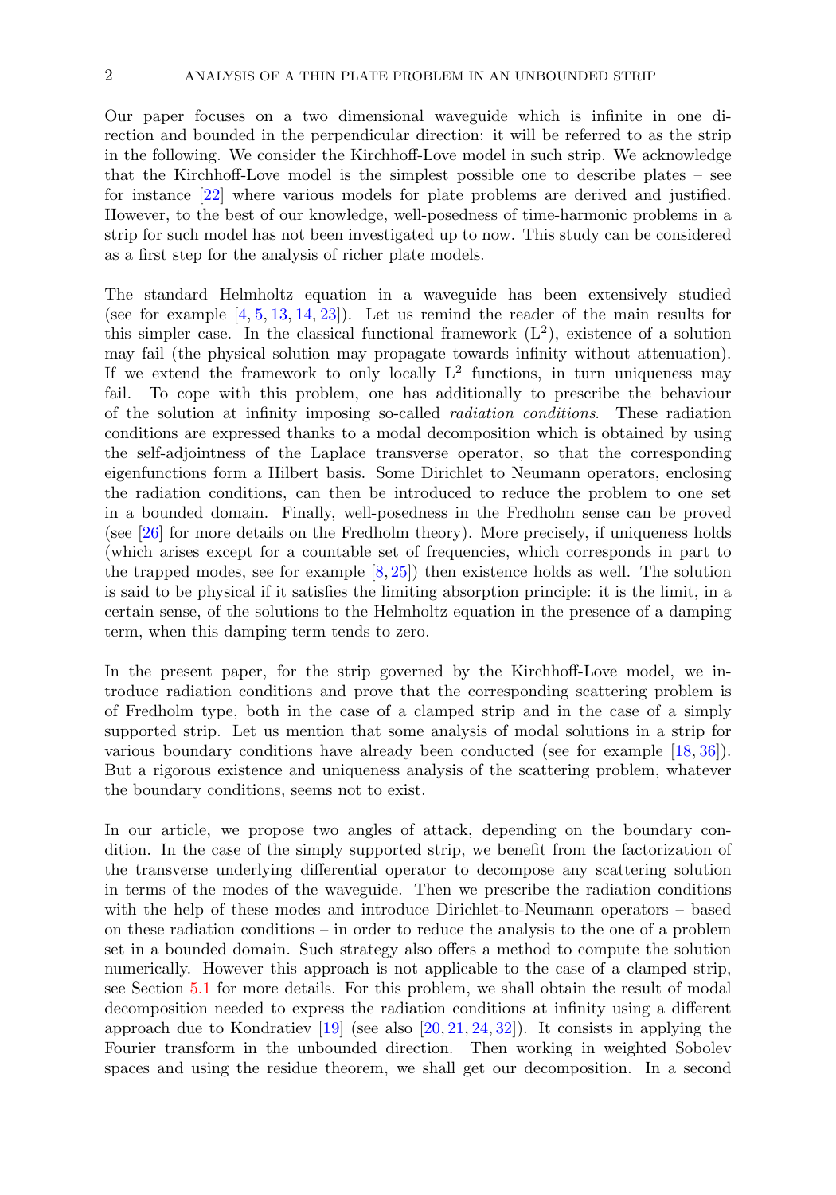Our paper focuses on a two dimensional waveguide which is infinite in one direction and bounded in the perpendicular direction: it will be referred to as the strip in the following. We consider the Kirchhoff-Love model in such strip. We acknowledge that the Kirchhoff-Love model is the simplest possible one to describe plates – see for instance [22] where various models for plate problems are derived and justified. However, to the best of our knowledge, well-posedness of time-harmonic problems in a strip for such model has not been investigated up to now. This study can be considered as a first step for the analysis of richer plate models.

The standard Helmholtz equation in a waveguide has been extensively studied (see for example [4, 5, 13, 14, 23]). Let us remind the reader of the main results for this simpler case. In the classical functional framework ($\mathrm{L}^2$), existence of a solution may fail (the physical solution may propagate towards infinity without attenuation). If we extend the framework to only locally $\mathrm{L}^2$ functions, in turn uniqueness may fail. To cope with this problem, one has additionally to prescribe the behaviour of the solution at infinity imposing so-called *radiation conditions*. These radiation conditions are expressed thanks to a modal decomposition which is obtained by using the self-adjointness of the Laplace transverse operator, so that the corresponding eigenfunctions form a Hilbert basis. Some Dirichlet to Neumann operators, enclosing the radiation conditions, can then be introduced to reduce the problem to one set in a bounded domain. Finally, well-posedness in the Fredholm sense can be proved (see [26] for more details on the Fredholm theory). More precisely, if uniqueness holds (which arises except for a countable set of frequencies, which corresponds in part to the trapped modes, see for example [8, 25]) then existence holds as well. The solution is said to be physical if it satisfies the limiting absorption principle: it is the limit, in a certain sense, of the solutions to the Helmholtz equation in the presence of a damping term, when this damping term tends to zero.

In the present paper, for the strip governed by the Kirchhoff-Love model, we introduce radiation conditions and prove that the corresponding scattering problem is of Fredholm type, both in the case of a clamped strip and in the case of a simply supported strip. Let us mention that some analysis of modal solutions in a strip for various boundary conditions have already been conducted (see for example [18, 36]). But a rigorous existence and uniqueness analysis of the scattering problem, whatever the boundary conditions, seems not to exist.

In our article, we propose two angles of attack, depending on the boundary condition. In the case of the simply supported strip, we benefit from the factorization of the transverse underlying differential operator to decompose any scattering solution in terms of the modes of the waveguide. Then we prescribe the radiation conditions with the help of these modes and introduce Dirichlet-to-Neumann operators – based on these radiation conditions – in order to reduce the analysis to the one of a problem set in a bounded domain. Such strategy also offers a method to compute the solution numerically. However this approach is not applicable to the case of a clamped strip, see Section 5.1 for more details. For this problem, we shall obtain the result of modal decomposition needed to express the radiation conditions at infinity using a different approach due to Kondratiev [19] (see also [20, 21, 24, 32]). It consists in applying the Fourier transform in the unbounded direction. Then working in weighted Sobolev spaces and using the residue theorem, we shall get our decomposition. In a second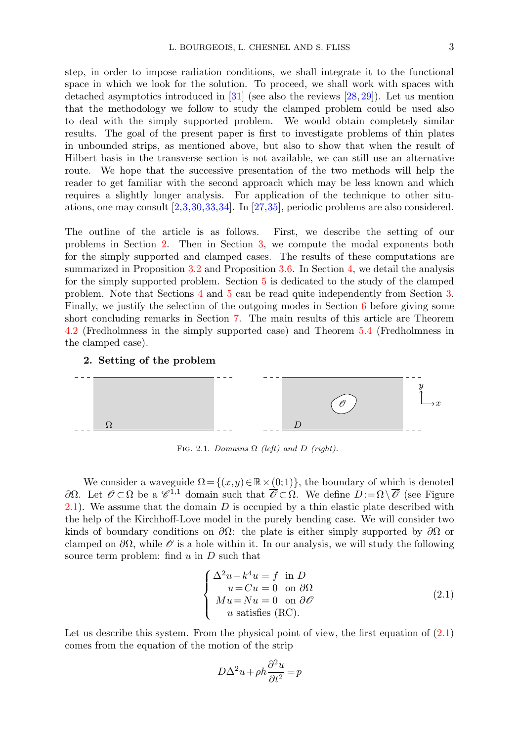step, in order to impose radiation conditions, we shall integrate it to the functional space in which we look for the solution. To proceed, we shall work with spaces with detached asymptotics introduced in [31] (see also the reviews [28, 29]). Let us mention that the methodology we follow to study the clamped problem could be used also to deal with the simply supported problem. We would obtain completely similar results. The goal of the present paper is first to investigate problems of thin plates in unbounded strips, as mentioned above, but also to show that when the result of Hilbert basis in the transverse section is not available, we can still use an alternative route. We hope that the successive presentation of the two methods will help the reader to get familiar with the second approach which may be less known and which requires a slightly longer analysis. For application of the technique to other situations, one may consult [2, 3, 30, 33, 34]. In [27, 35], periodic problems are also considered.

The outline of the article is as follows. First, we describe the setting of our problems in Section 2. Then in Section 3, we compute the modal exponents both for the simply supported and clamped cases. The results of these computations are summarized in Proposition 3.2 and Proposition 3.6. In Section 4, we detail the analysis for the simply supported problem. Section 5 is dedicated to the study of the clamped problem. Note that Sections 4 and 5 can be read quite independently from Section 3. Finally, we justify the selection of the outgoing modes in Section 6 before giving some short concluding remarks in Section 7. The main results of this article are Theorem 4.2 (Fredholmness in the simply supported case) and Theorem 5.4 (Fredholmness in the clamped case).

## 2. Setting of the problem

Fig. 2.1. *Domains $\Omega$ (left) and $D$ (right).*

We consider a waveguide $\Omega=\{(x,y)\in\mathbb{R}\times(0;1)\}$, the boundary of which is denoted $\partial\Omega$. Let $\mathscr{O}\subset\Omega$ be a $\mathscr{C}^{1,1}$ domain such that $\overline{\mathscr{O}}\subset\Omega$. We define $D:=\Omega\setminus\overline{\mathscr{O}}$ (see Figure 2.1). We assume that the domain $D$ is occupied by a thin elastic plate described with the help of the Kirchhoff-Love model in the purely bending case. We will consider two kinds of boundary conditions on $\partial\Omega$: the plate is either simply supported by $\partial\Omega$ or clamped on $\partial\Omega$, while $\mathscr{O}$ is a hole within it. In our analysis, we will study the following source term problem: find $u$ in $D$ such that

$$
\left\{
\begin{array}{rcl}
\Delta^2 u - k^4 u = f & \text{in } D\\
u = Cu = 0 & \text{on } \partial\Omega\\
Mu = Nu = 0 & \text{on } \partial\mathscr{O}\\
u \text{ satisfies (RC).}
\end{array}
\right.
\tag{2.1}
$$

Let us describe this system. From the physical point of view, the first equation of (2.1) comes from the equation of the motion of the strip

$$
D\Delta^2 u + \rho h \frac{\partial^2 u}{\partial t^2} = p
$$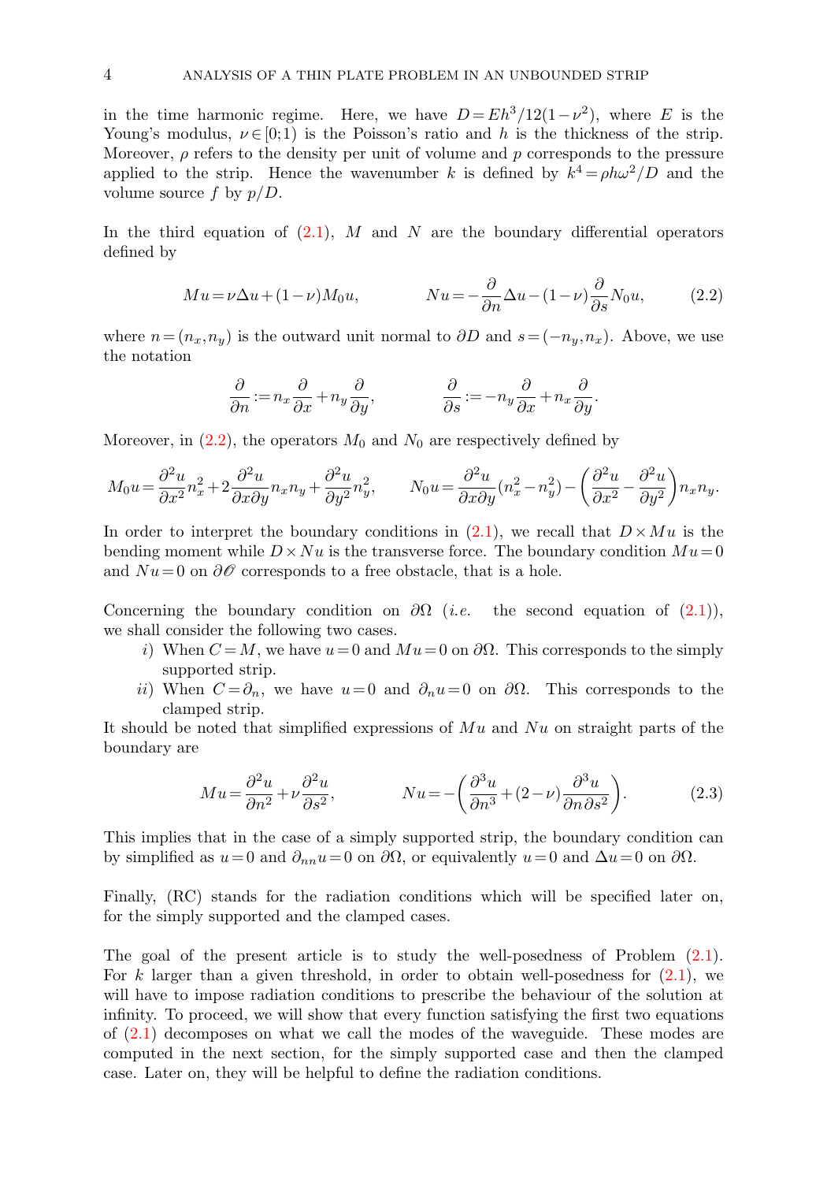in the time harmonic regime. Here, we have $D = Eh^3/12(1-\nu^2)$, where $E$ is the Young's modulus, $\nu \in [0;1)$ is the Poisson's ratio and $h$ is the thickness of the strip. Moreover, $\rho$ refers to the density per unit of volume and $p$ corresponds to the pressure applied to the strip. Hence the wavenumber $k$ is defined by $k^4 = \rho h \omega^2 / D$ and the volume source $f$ by $p/D$.

In the third equation of (2.1), $M$ and $N$ are the boundary differential operators defined by

$$Mu = \nu \Delta u + (1-\nu) M_0 u, \qquad\qquad Nu = -\frac{\partial}{\partial n}\Delta u - (1-\nu)\frac{\partial}{\partial s} N_0 u, \tag{2.2}$$

where $n = (n_x, n_y)$ is the outward unit normal to $\partial D$ and $s = (-n_y, n_x)$. Above, we use the notation

$$\frac{\partial}{\partial n} := n_x \frac{\partial}{\partial x} + n_y \frac{\partial}{\partial y}, \qquad\qquad \frac{\partial}{\partial s} := -n_y \frac{\partial}{\partial x} + n_x \frac{\partial}{\partial y}.$$

Moreover, in (2.2), the operators $M_0$ and $N_0$ are respectively defined by

$$M_0 u = \frac{\partial^2 u}{\partial x^2} n_x^2 + 2\frac{\partial^2 u}{\partial x \partial y} n_x n_y + \frac{\partial^2 u}{\partial y^2} n_y^2, \qquad N_0 u = \frac{\partial^2 u}{\partial x \partial y}(n_x^2 - n_y^2) - \left(\frac{\partial^2 u}{\partial x^2} - \frac{\partial^2 u}{\partial y^2}\right) n_x n_y.$$

In order to interpret the boundary conditions in (2.1), we recall that $D \times Mu$ is the bending moment while $D \times Nu$ is the transverse force. The boundary condition $Mu = 0$ and $Nu = 0$ on $\partial \mathscr{O}$ corresponds to a free obstacle, that is a hole.

Concerning the boundary condition on $\partial\Omega$ (*i.e.* the second equation of (2.1)), we shall consider the following two cases.

*i)* When $C = M$, we have $u = 0$ and $Mu = 0$ on $\partial\Omega$. This corresponds to the simply supported strip.

*ii)* When $C = \partial_n$, we have $u = 0$ and $\partial_n u = 0$ on $\partial\Omega$. This corresponds to the clamped strip.

It should be noted that simplified expressions of $Mu$ and $Nu$ on straight parts of the boundary are

$$Mu = \frac{\partial^2 u}{\partial n^2} + \nu \frac{\partial^2 u}{\partial s^2}, \qquad\qquad Nu = -\left(\frac{\partial^3 u}{\partial n^3} + (2-\nu)\frac{\partial^3 u}{\partial n \partial s^2}\right). \tag{2.3}$$

This implies that in the case of a simply supported strip, the boundary condition can by simplified as $u = 0$ and $\partial_{nn} u = 0$ on $\partial\Omega$, or equivalently $u = 0$ and $\Delta u = 0$ on $\partial\Omega$.

Finally, (RC) stands for the radiation conditions which will be specified later on, for the simply supported and the clamped cases.

The goal of the present article is to study the well-posedness of Problem (2.1). For $k$ larger than a given threshold, in order to obtain well-posedness for (2.1), we will have to impose radiation conditions to prescribe the behaviour of the solution at infinity. To proceed, we will show that every function satisfying the first two equations of (2.1) decomposes on what we call the modes of the waveguide. These modes are computed in the next section, for the simply supported case and then the clamped case. Later on, they will be helpful to define the radiation conditions.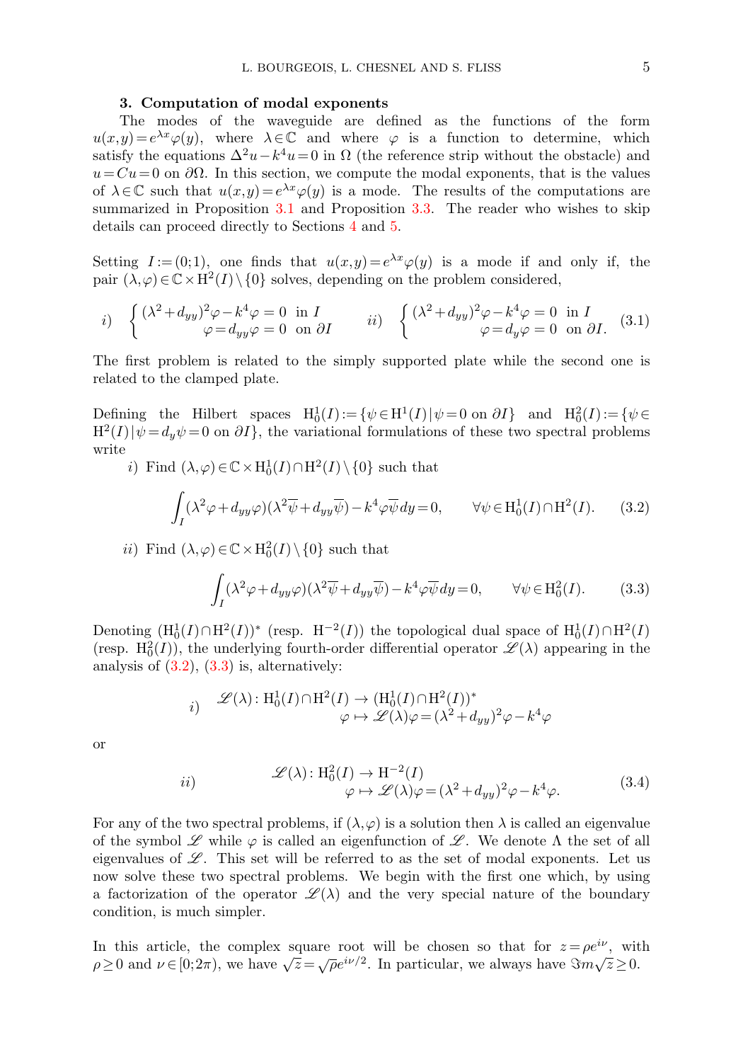### 3. Computation of modal exponents

The modes of the waveguide are defined as the functions of the form $u(x,y)=e^{\lambda x}\varphi(y)$, where $\lambda\in\mathbb{C}$ and where $\varphi$ is a function to determine, which satisfy the equations $\Delta^2 u-k^4u=0$ in $\Omega$ (the reference strip without the obstacle) and $u=Cu=0$ on $\partial\Omega$. In this section, we compute the modal exponents, that is the values of $\lambda\in\mathbb{C}$ such that $u(x,y)=e^{\lambda x}\varphi(y)$ is a mode. The results of the computations are summarized in Proposition 3.1 and Proposition 3.3. The reader who wishes to skip details can proceed directly to Sections 4 and 5.

Setting $I:=(0;1)$, one finds that $u(x,y)=e^{\lambda x}\varphi(y)$ is a mode if and only if, the pair $(\lambda,\varphi)\in\mathbb{C}\times \mathrm{H}^2(I)\setminus\{0\}$ solves, depending on the problem considered,

$$
i)\quad \left\{\begin{array}{r l}(\lambda^2+d_{yy})^2\varphi-k^4\varphi=0 & \text{in } I\\ \varphi=d_{yy}\varphi=0 & \text{on } \partial I\end{array}\right.\qquad ii)\quad \left\{\begin{array}{r l}(\lambda^2+d_{yy})^2\varphi-k^4\varphi=0 & \text{in } I\\ \varphi=d_{y}\varphi=0 & \text{on } \partial I.\end{array}\right.\tag{3.1}
$$

The first problem is related to the simply supported plate while the second one is related to the clamped plate.

Defining the Hilbert spaces $\mathrm{H}^1_0(I):=\{\psi\in\mathrm{H}^1(I)\,|\,\psi=0 \text{ on } \partial I\}$ and $\mathrm{H}^2_0(I):=\{\psi\in\mathrm{H}^2(I)\,|\,\psi=d_y\psi=0 \text{ on } \partial I\}$, the variational formulations of these two spectral problems write

*i)* Find $(\lambda,\varphi)\in\mathbb{C}\times\mathrm{H}^1_0(I)\cap\mathrm{H}^2(I)\setminus\{0\}$ such that

$$
\int_I(\lambda^2\varphi+d_{yy}\varphi)(\lambda^2\overline{\psi}+d_{yy}\overline{\psi})-k^4\varphi\overline{\psi}\,dy=0,\qquad \forall\psi\in\mathrm{H}^1_0(I)\cap\mathrm{H}^2(I).\tag{3.2}
$$

*ii)* Find $(\lambda,\varphi)\in\mathbb{C}\times\mathrm{H}^2_0(I)\setminus\{0\}$ such that

$$
\int_I(\lambda^2\varphi+d_{yy}\varphi)(\lambda^2\overline{\psi}+d_{yy}\overline{\psi})-k^4\varphi\overline{\psi}\,dy=0,\qquad \forall\psi\in\mathrm{H}^2_0(I).\tag{3.3}
$$

Denoting $(\mathrm{H}^1_0(I)\cap\mathrm{H}^2(I))^*$ (resp. $\mathrm{H}^{-2}(I)$) the topological dual space of $\mathrm{H}^1_0(I)\cap\mathrm{H}^2(I)$ (resp. $\mathrm{H}^2_0(I)$), the underlying fourth-order differential operator $\mathscr{L}(\lambda)$ appearing in the analysis of (3.2), (3.3) is, alternatively:

$$
i)\qquad \begin{array}{r l}\mathscr{L}(\lambda):\mathrm{H}^1_0(I)\cap\mathrm{H}^2(I) & \to (\mathrm{H}^1_0(I)\cap\mathrm{H}^2(I))^*\\ \varphi & \mapsto \mathscr{L}(\lambda)\varphi=(\lambda^2+d_{yy})^2\varphi-k^4\varphi\end{array}
$$

or

$$
ii)\qquad \begin{array}{r l}\mathscr{L}(\lambda):\mathrm{H}^2_0(I) & \to \mathrm{H}^{-2}(I)\\ \varphi & \mapsto \mathscr{L}(\lambda)\varphi=(\lambda^2+d_{yy})^2\varphi-k^4\varphi.\end{array}\tag{3.4}
$$

For any of the two spectral problems, if $(\lambda,\varphi)$ is a solution then $\lambda$ is called an eigenvalue of the symbol $\mathscr{L}$ while $\varphi$ is called an eigenfunction of $\mathscr{L}$. We denote $\Lambda$ the set of all eigenvalues of $\mathscr{L}$. This set will be referred to as the set of modal exponents. Let us now solve these two spectral problems. We begin with the first one which, by using a factorization of the operator $\mathscr{L}(\lambda)$ and the very special nature of the boundary condition, is much simpler.

In this article, the complex square root will be chosen so that for $z=\rho e^{i\nu}$, with $\rho\geq 0$ and $\nu\in[0;2\pi)$, we have $\sqrt{z}=\sqrt{\rho}e^{i\nu/2}$. In particular, we always have $\Im m\sqrt{z}\geq 0$.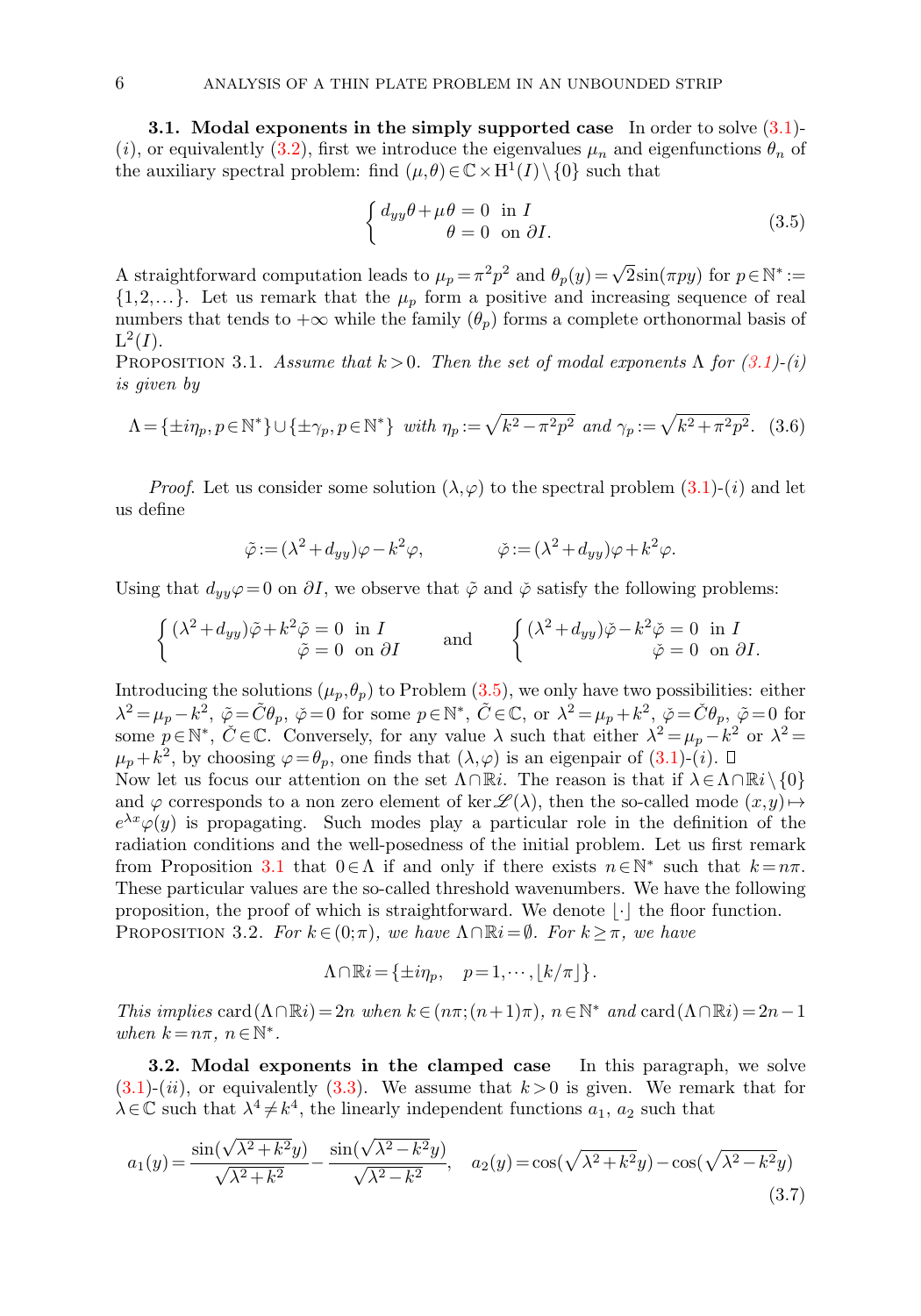**3.1. Modal exponents in the simply supported case** In order to solve (3.1)-$(i)$, or equivalently (3.2), first we introduce the eigenvalues $\mu_n$ and eigenfunctions $\theta_n$ of the auxiliary spectral problem: find $(\mu,\theta)\in\mathbb{C}\times\mathrm{H}^1(I)\setminus\{0\}$ such that

$$
\begin{cases} d_{yy}\theta+\mu\theta=0 & \text{in } I\\ \theta=0 & \text{on } \partial I. \end{cases} \tag{3.5}
$$

A straightforward computation leads to $\mu_p=\pi^2p^2$ and $\theta_p(y)=\sqrt{2}\sin(\pi p y)$ for $p\in\mathbb{N}^*:=\{1,2,\dots\}$. Let us remark that the $\mu_p$ form a positive and increasing sequence of real numbers that tends to $+\infty$ while the family $(\theta_p)$ forms a complete orthonormal basis of $\mathrm{L}^2(I)$.

Proposition 3.1. *Assume that $k>0$. Then the set of modal exponents $\Lambda$ for (3.1)-$(i)$ is given by*

$$
\Lambda=\{\pm i\eta_p, p\in\mathbb{N}^*\}\cup\{\pm\gamma_p, p\in\mathbb{N}^*\}\ \textit{with}\ \eta_p:=\sqrt{k^2-\pi^2p^2}\ \textit{and}\ \gamma_p:=\sqrt{k^2+\pi^2p^2}. \tag{3.6}
$$

*Proof*. Let us consider some solution $(\lambda,\varphi)$ to the spectral problem (3.1)-$(i)$ and let us define

$$
\tilde{\varphi}:=(\lambda^2+d_{yy})\varphi-k^2\varphi,\qquad\qquad \check{\varphi}:=(\lambda^2+d_{yy})\varphi+k^2\varphi.
$$

Using that $d_{yy}\varphi=0$ on $\partial I$, we observe that $\tilde{\varphi}$ and $\check{\varphi}$ satisfy the following problems:

$$
\begin{cases} (\lambda^2+d_{yy})\tilde{\varphi}+k^2\tilde{\varphi}=0 & \text{in } I\\ \tilde{\varphi}=0 & \text{on } \partial I \end{cases} \qquad\text{and}\qquad \begin{cases} (\lambda^2+d_{yy})\check{\varphi}-k^2\check{\varphi}=0 & \text{in } I\\ \check{\varphi}=0 & \text{on } \partial I. \end{cases}
$$

Introducing the solutions $(\mu_p,\theta_p)$ to Problem (3.5), we only have two possibilities: either $\lambda^2=\mu_p-k^2$, $\tilde{\varphi}=\tilde{C}\theta_p$, $\check{\varphi}=0$ for some $p\in\mathbb{N}^*$, $\tilde{C}\in\mathbb{C}$, or $\lambda^2=\mu_p+k^2$, $\check{\varphi}=\check{C}\theta_p$, $\tilde{\varphi}=0$ for some $p\in\mathbb{N}^*$, $\check{C}\in\mathbb{C}$. Conversely, for any value $\lambda$ such that either $\lambda^2=\mu_p-k^2$ or $\lambda^2=\mu_p+k^2$, by choosing $\varphi=\theta_p$, one finds that $(\lambda,\varphi)$ is an eigenpair of (3.1)-$(i)$. $\square$

Now let us focus our attention on the set $\Lambda\cap\mathbb{R}i$. The reason is that if $\lambda\in\Lambda\cap\mathbb{R}i\setminus\{0\}$ and $\varphi$ corresponds to a non zero element of $\ker\mathscr{L}(\lambda)$, then the so-called mode $(x,y)\mapsto e^{\lambda x}\varphi(y)$ is propagating. Such modes play a particular role in the definition of the radiation conditions and the well-posedness of the initial problem. Let us first remark from Proposition 3.1 that $0\in\Lambda$ if and only if there exists $n\in\mathbb{N}^*$ such that $k=n\pi$. These particular values are the so-called threshold wavenumbers. We have the following proposition, the proof of which is straightforward. We denote $\lfloor\cdot\rfloor$ the floor function.

Proposition 3.2. *For $k\in(0;\pi)$, we have $\Lambda\cap\mathbb{R}i=\emptyset$. For $k\geq\pi$, we have*

$$
\Lambda\cap\mathbb{R}i=\{\pm i\eta_p,\quad p=1,\cdots,\lfloor k/\pi\rfloor\}.
$$

*This implies* $\mathrm{card}(\Lambda\cap\mathbb{R}i)=2n$ *when* $k\in(n\pi;(n+1)\pi)$, $n\in\mathbb{N}^*$ *and* $\mathrm{card}(\Lambda\cap\mathbb{R}i)=2n-1$ *when* $k=n\pi$, $n\in\mathbb{N}^*$.

**3.2. Modal exponents in the clamped case** In this paragraph, we solve (3.1)-$(ii)$, or equivalently (3.3). We assume that $k>0$ is given. We remark that for $\lambda\in\mathbb{C}$ such that $\lambda^4\neq k^4$, the linearly independent functions $a_1$, $a_2$ such that

$$
a_1(y)=\frac{\sin(\sqrt{\lambda^2+k^2}y)}{\sqrt{\lambda^2+k^2}}-\frac{\sin(\sqrt{\lambda^2-k^2}y)}{\sqrt{\lambda^2-k^2}},\quad a_2(y)=\cos(\sqrt{\lambda^2+k^2}y)-\cos(\sqrt{\lambda^2-k^2}y) \tag{3.7}
$$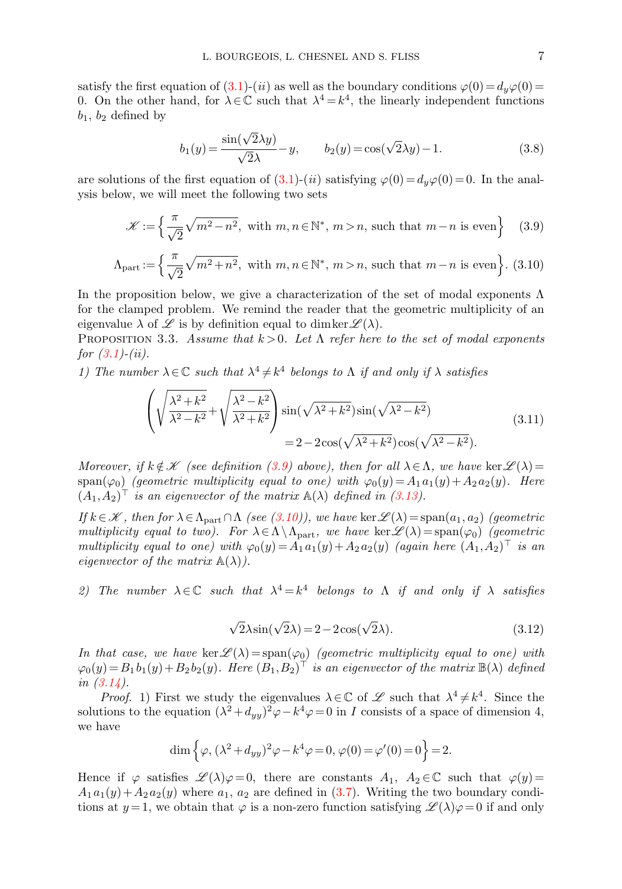satisfy the first equation of (3.1)-$(ii)$ as well as the boundary conditions $\varphi(0)=d_y\varphi(0)=0$. On the other hand, for $\lambda\in\mathbb{C}$ such that $\lambda^4=k^4$, the linearly independent functions $b_1$, $b_2$ defined by

$$b_1(y)=\frac{\sin(\sqrt{2}\lambda y)}{\sqrt{2}\lambda}-y,\qquad b_2(y)=\cos(\sqrt{2}\lambda y)-1. \tag{3.8}$$

are solutions of the first equation of (3.1)-$(ii)$ satisfying $\varphi(0)=d_y\varphi(0)=0$. In the analysis below, we will meet the following two sets

$$\mathscr{K}:=\Big\{\frac{\pi}{\sqrt{2}}\sqrt{m^2-n^2},\ \text{with } m,n\in\mathbb{N}^*,\ m>n, \text{ such that } m-n \text{ is even}\Big\} \tag{3.9}$$

$$\Lambda_{\text{part}}:=\Big\{\frac{\pi}{\sqrt{2}}\sqrt{m^2+n^2},\ \text{with } m,n\in\mathbb{N}^*,\ m>n, \text{ such that } m-n \text{ is even}\Big\}. \tag{3.10}$$

In the proposition below, we give a characterization of the set of modal exponents $\Lambda$ for the clamped problem. We remind the reader that the geometric multiplicity of an eigenvalue $\lambda$ of $\mathscr{L}$ is by definition equal to $\dim\ker\mathscr{L}(\lambda)$.

Proposition 3.3. *Assume that $k>0$. Let $\Lambda$ refer here to the set of modal exponents for (3.1)-(ii).*

*1) The number $\lambda\in\mathbb{C}$ such that $\lambda^4\neq k^4$ belongs to $\Lambda$ if and only if $\lambda$ satisfies*

$$\begin{aligned}\left(\sqrt{\frac{\lambda^2+k^2}{\lambda^2-k^2}}+\sqrt{\frac{\lambda^2-k^2}{\lambda^2+k^2}}\right)&\sin(\sqrt{\lambda^2+k^2})\sin(\sqrt{\lambda^2-k^2})\\ &=2-2\cos(\sqrt{\lambda^2+k^2})\cos(\sqrt{\lambda^2-k^2}).\end{aligned} \tag{3.11}$$

*Moreover, if $k\notin\mathscr{K}$ (see definition (3.9) above), then for all $\lambda\in\Lambda$, we have $\ker\mathscr{L}(\lambda)=\text{span}(\varphi_0)$ (geometric multiplicity equal to one) with $\varphi_0(y)=A_1a_1(y)+A_2a_2(y)$. Here $(A_1,A_2)^\top$ is an eigenvector of the matrix $\mathbb{A}(\lambda)$ defined in (3.13).*

*If $k\in\mathscr{K}$, then for $\lambda\in\Lambda_{\text{part}}\cap\Lambda$ (see (3.10)), we have $\ker\mathscr{L}(\lambda)=\text{span}(a_1,a_2)$ (geometric multiplicity equal to two). For $\lambda\in\Lambda\setminus\Lambda_{\text{part}}$, we have $\ker\mathscr{L}(\lambda)=\text{span}(\varphi_0)$ (geometric multiplicity equal to one) with $\varphi_0(y)=A_1a_1(y)+A_2a_2(y)$ (again here $(A_1,A_2)^\top$ is an eigenvector of the matrix $\mathbb{A}(\lambda)$).*

*2) The number $\lambda\in\mathbb{C}$ such that $\lambda^4=k^4$ belongs to $\Lambda$ if and only if $\lambda$ satisfies*

$$\sqrt{2}\lambda\sin(\sqrt{2}\lambda)=2-2\cos(\sqrt{2}\lambda). \tag{3.12}$$

*In that case, we have $\ker\mathscr{L}(\lambda)=\text{span}(\varphi_0)$ (geometric multiplicity equal to one) with $\varphi_0(y)=B_1b_1(y)+B_2b_2(y)$. Here $(B_1,B_2)^\top$ is an eigenvector of the matrix $\mathbb{B}(\lambda)$ defined in (3.14).*

*Proof.* 1) First we study the eigenvalues $\lambda\in\mathbb{C}$ of $\mathscr{L}$ such that $\lambda^4\neq k^4$. Since the solutions to the equation $(\lambda^2+d_{yy})^2\varphi-k^4\varphi=0$ in $I$ consists of a space of dimension 4, we have

$$\dim\Big\{\varphi,\ (\lambda^2+d_{yy})^2\varphi-k^4\varphi=0,\ \varphi(0)=\varphi'(0)=0\Big\}=2.$$

Hence if $\varphi$ satisfies $\mathscr{L}(\lambda)\varphi=0$, there are constants $A_1$, $A_2\in\mathbb{C}$ such that $\varphi(y)=A_1a_1(y)+A_2a_2(y)$ where $a_1$, $a_2$ are defined in (3.7). Writing the two boundary conditions at $y=1$, we obtain that $\varphi$ is a non-zero function satisfying $\mathscr{L}(\lambda)\varphi=0$ if and only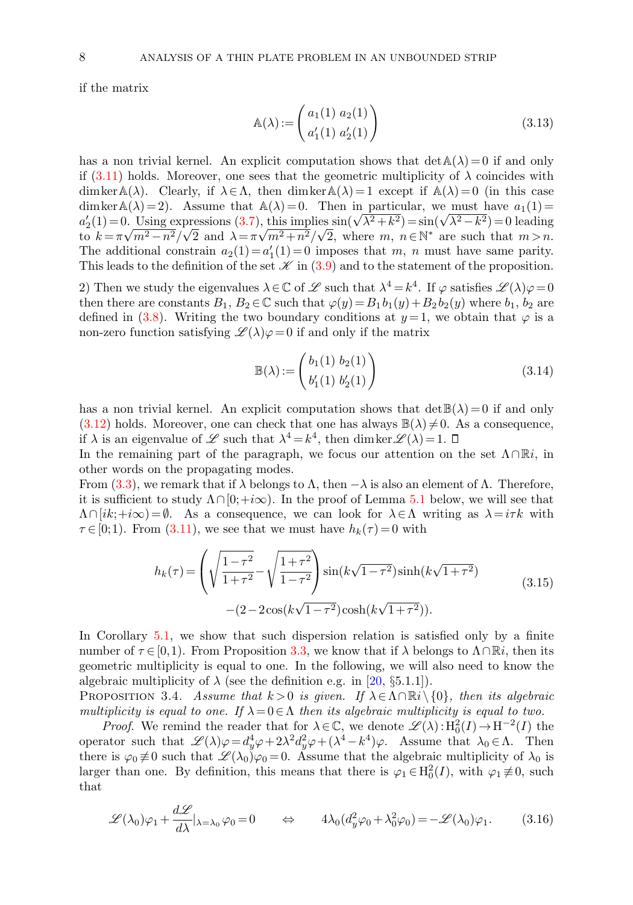if the matrix

$$\mathbb{A}(\lambda) := \begin{pmatrix} a_1(1) & a_2(1) \\ a_1'(1) & a_2'(1) \end{pmatrix} \tag{3.13}$$

has a non trivial kernel. An explicit computation shows that $\det \mathbb{A}(\lambda) = 0$ if and only if (3.11) holds. Moreover, one sees that the geometric multiplicity of $\lambda$ coincides with $\dim\ker \mathbb{A}(\lambda)$. Clearly, if $\lambda \in \Lambda$, then $\dim\ker\mathbb{A}(\lambda) = 1$ except if $\mathbb{A}(\lambda) = 0$ (in this case $\dim\ker\mathbb{A}(\lambda) = 2$). Assume that $\mathbb{A}(\lambda) = 0$. Then in particular, we must have $a_1(1) = a_2'(1) = 0$. Using expressions (3.7), this implies $\sin(\sqrt{\lambda^2+k^2}) = \sin(\sqrt{\lambda^2-k^2}) = 0$ leading to $k = \pi\sqrt{m^2-n^2}/\sqrt{2}$ and $\lambda = \pi\sqrt{m^2+n^2}/\sqrt{2}$, where $m$, $n \in \mathbb{N}^*$ are such that $m > n$. The additional constrain $a_2(1) = a_1'(1) = 0$ imposes that $m$, $n$ must have same parity. This leads to the definition of the set $\mathscr{K}$ in (3.9) and to the statement of the proposition.

2) Then we study the eigenvalues $\lambda \in \mathbb{C}$ of $\mathscr{L}$ such that $\lambda^4 = k^4$. If $\varphi$ satisfies $\mathscr{L}(\lambda)\varphi = 0$ then there are constants $B_1$, $B_2 \in \mathbb{C}$ such that $\varphi(y) = B_1 b_1(y) + B_2 b_2(y)$ where $b_1$, $b_2$ are defined in (3.8). Writing the two boundary conditions at $y = 1$, we obtain that $\varphi$ is a non-zero function satisfying $\mathscr{L}(\lambda)\varphi = 0$ if and only if the matrix

$$\mathbb{B}(\lambda) := \begin{pmatrix} b_1(1) & b_2(1) \\ b_1'(1) & b_2'(1) \end{pmatrix} \tag{3.14}$$

has a non trivial kernel. An explicit computation shows that $\det\mathbb{B}(\lambda) = 0$ if and only (3.12) holds. Moreover, one can check that one has always $\mathbb{B}(\lambda) \neq 0$. As a consequence, if $\lambda$ is an eigenvalue of $\mathscr{L}$ such that $\lambda^4 = k^4$, then $\dim\ker\mathscr{L}(\lambda) = 1$. □

In the remaining part of the paragraph, we focus our attention on the set $\Lambda \cap \mathbb{R}i$, in other words on the propagating modes.

From (3.3), we remark that if $\lambda$ belongs to $\Lambda$, then $-\lambda$ is also an element of $\Lambda$. Therefore, it is sufficient to study $\Lambda \cap [0; +i\infty)$. In the proof of Lemma 5.1 below, we will see that $\Lambda \cap [ik; +i\infty) = \emptyset$. As a consequence, we can look for $\lambda \in \Lambda$ writing as $\lambda = i\tau k$ with $\tau \in [0; 1)$. From (3.11), we see that we must have $h_k(\tau) = 0$ with

$$\begin{aligned} h_k(\tau) = \left(\sqrt{\frac{1-\tau^2}{1+\tau^2}} - \sqrt{\frac{1+\tau^2}{1-\tau^2}}\right) \sin(k\sqrt{1-\tau^2})\sinh(k\sqrt{1+\tau^2}) \\ -(2 - 2\cos(k\sqrt{1-\tau^2})\cosh(k\sqrt{1+\tau^2})). \end{aligned} \tag{3.15}$$

In Corollary 5.1, we show that such dispersion relation is satisfied only by a finite number of $\tau \in [0, 1)$. From Proposition 3.3, we know that if $\lambda$ belongs to $\Lambda \cap \mathbb{R}i$, then its geometric multiplicity is equal to one. In the following, we will also need to know the algebraic multiplicity of $\lambda$ (see the definition e.g. in [20, §5.1.1]).

Proposition 3.4. *Assume that $k > 0$ is given. If $\lambda \in \Lambda \cap \mathbb{R}i \setminus \{0\}$, then its algebraic multiplicity is equal to one. If $\lambda = 0 \in \Lambda$ then its algebraic multiplicity is equal to two.*

*Proof.* We remind the reader that for $\lambda \in \mathbb{C}$, we denote $\mathscr{L}(\lambda) : \mathrm{H}_0^2(I) \to \mathrm{H}^{-2}(I)$ the operator such that $\mathscr{L}(\lambda)\varphi = d_y^4\varphi + 2\lambda^2 d_y^2\varphi + (\lambda^4 - k^4)\varphi$. Assume that $\lambda_0 \in \Lambda$. Then there is $\varphi_0 \not\equiv 0$ such that $\mathscr{L}(\lambda_0)\varphi_0 = 0$. Assume that the algebraic multiplicity of $\lambda_0$ is larger than one. By definition, this means that there is $\varphi_1 \in \mathrm{H}_0^2(I)$, with $\varphi_1 \not\equiv 0$, such that

$$\mathscr{L}(\lambda_0)\varphi_1 + \frac{d\mathscr{L}}{d\lambda}\Big|_{\lambda=\lambda_0}\varphi_0 = 0 \qquad \Leftrightarrow \qquad 4\lambda_0(d_y^2\varphi_0 + \lambda_0^2\varphi_0) = -\mathscr{L}(\lambda_0)\varphi_1. \tag{3.16}$$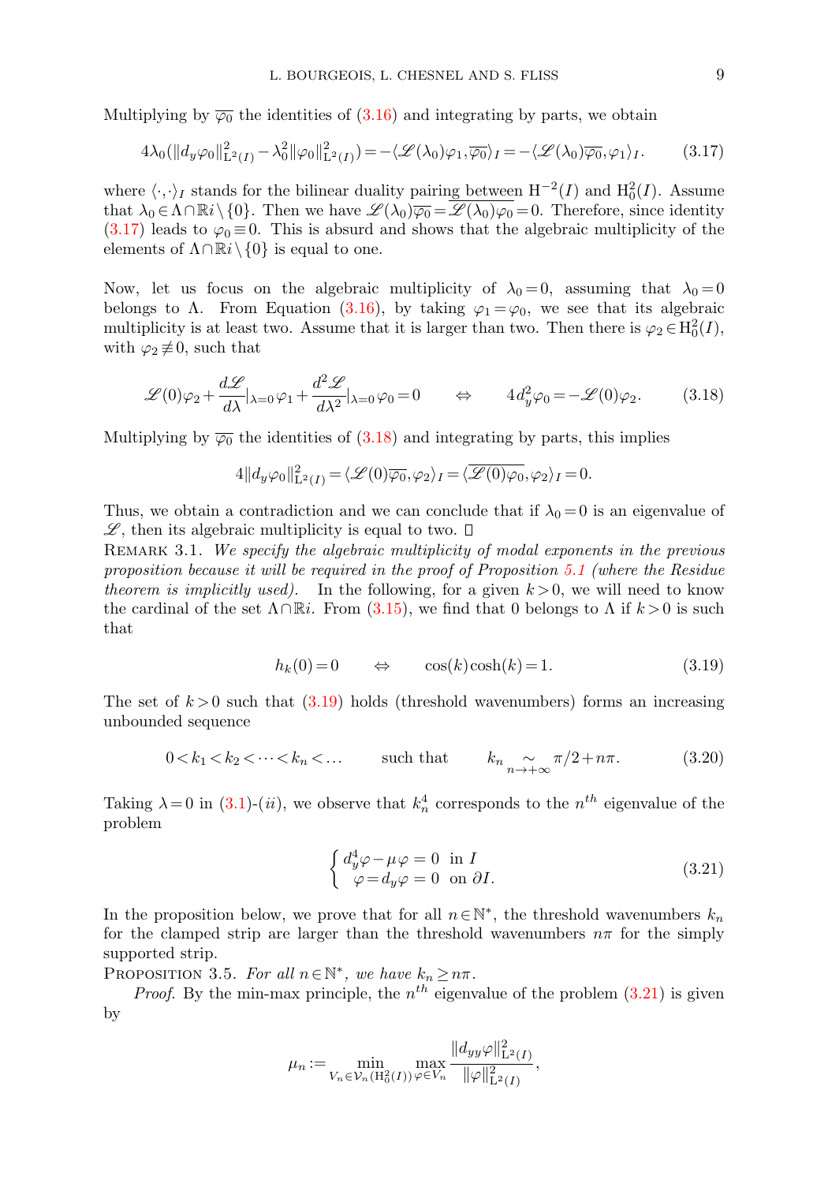Multiplying by $\overline{\varphi_0}$ the identities of (3.16) and integrating by parts, we obtain

$$4\lambda_0(\|d_y\varphi_0\|^2_{\mathrm{L}^2(I)} - \lambda_0^2\|\varphi_0\|^2_{\mathrm{L}^2(I)}) = -\langle \mathscr{L}(\lambda_0)\varphi_1, \overline{\varphi_0}\rangle_I = -\langle \mathscr{L}(\lambda_0)\overline{\varphi_0}, \varphi_1\rangle_I. \qquad (3.17)$$

where $\langle\cdot,\cdot\rangle_I$ stands for the bilinear duality pairing between $\mathrm{H}^{-2}(I)$ and $\mathrm{H}^2_0(I)$. Assume that $\lambda_0 \in \Lambda\cap\mathbb{R}i\setminus\{0\}$. Then we have $\mathscr{L}(\lambda_0)\overline{\varphi_0} = \overline{\mathscr{L}(\lambda_0)\varphi_0} = 0$. Therefore, since identity (3.17) leads to $\varphi_0 \equiv 0$. This is absurd and shows that the algebraic multiplicity of the elements of $\Lambda\cap\mathbb{R}i\setminus\{0\}$ is equal to one.

Now, let us focus on the algebraic multiplicity of $\lambda_0 = 0$, assuming that $\lambda_0 = 0$ belongs to $\Lambda$. From Equation (3.16), by taking $\varphi_1 = \varphi_0$, we see that its algebraic multiplicity is at least two. Assume that it is larger than two. Then there is $\varphi_2 \in \mathrm{H}^2_0(I)$, with $\varphi_2 \not\equiv 0$, such that

$$\mathscr{L}(0)\varphi_2 + \frac{d\mathscr{L}}{d\lambda}|_{\lambda=0}\varphi_1 + \frac{d^2\mathscr{L}}{d\lambda^2}|_{\lambda=0}\varphi_0 = 0 \qquad \Leftrightarrow \qquad 4d_y^2\varphi_0 = -\mathscr{L}(0)\varphi_2. \qquad (3.18)$$

Multiplying by $\overline{\varphi_0}$ the identities of (3.18) and integrating by parts, this implies

$$4\|d_y\varphi_0\|^2_{\mathrm{L}^2(I)} = \langle \mathscr{L}(0)\overline{\varphi_0}, \varphi_2\rangle_I = \langle \overline{\mathscr{L}(0)\varphi_0}, \varphi_2\rangle_I = 0.$$

Thus, we obtain a contradiction and we can conclude that if $\lambda_0 = 0$ is an eigenvalue of $\mathscr{L}$, then its algebraic multiplicity is equal to two. $\square$

Remark 3.1. *We specify the algebraic multiplicity of modal exponents in the previous proposition because it will be required in the proof of Proposition 5.1 (where the Residue theorem is implicitly used).* In the following, for a given $k > 0$, we will need to know the cardinal of the set $\Lambda\cap\mathbb{R}i$. From (3.15), we find that 0 belongs to $\Lambda$ if $k > 0$ is such that

$$h_k(0) = 0 \qquad \Leftrightarrow \qquad \cos(k)\cosh(k) = 1. \qquad (3.19)$$

The set of $k > 0$ such that (3.19) holds (threshold wavenumbers) forms an increasing unbounded sequence

$$0 < k_1 < k_2 < \dots < k_n < \dots \qquad \text{such that} \qquad k_n \underset{n\to+\infty}{\sim} \pi/2 + n\pi. \qquad (3.20)$$

Taking $\lambda = 0$ in (3.1)-$(ii)$, we observe that $k_n^4$ corresponds to the $n^{th}$ eigenvalue of the problem

$$\left\{\begin{array}{l} d_y^4\varphi - \mu\varphi = 0 \ \text{ in } I \\ \ \varphi = d_y\varphi = 0 \ \text{ on } \partial I. \end{array}\right. \qquad (3.21)$$

In the proposition below, we prove that for all $n \in \mathbb{N}^*$, the threshold wavenumbers $k_n$ for the clamped strip are larger than the threshold wavenumbers $n\pi$ for the simply supported strip.

Proposition 3.5. *For all $n \in \mathbb{N}^*$, we have $k_n \geq n\pi$.*

*Proof*. By the min-max principle, the $n^{th}$ eigenvalue of the problem (3.21) is given by

$$\mu_n := \min_{V_n\in\mathcal{V}_n(\mathrm{H}^2_0(I))}\max_{\varphi\in V_n}\frac{\|d_{yy}\varphi\|^2_{\mathrm{L}^2(I)}}{\|\varphi\|^2_{\mathrm{L}^2(I)}},$$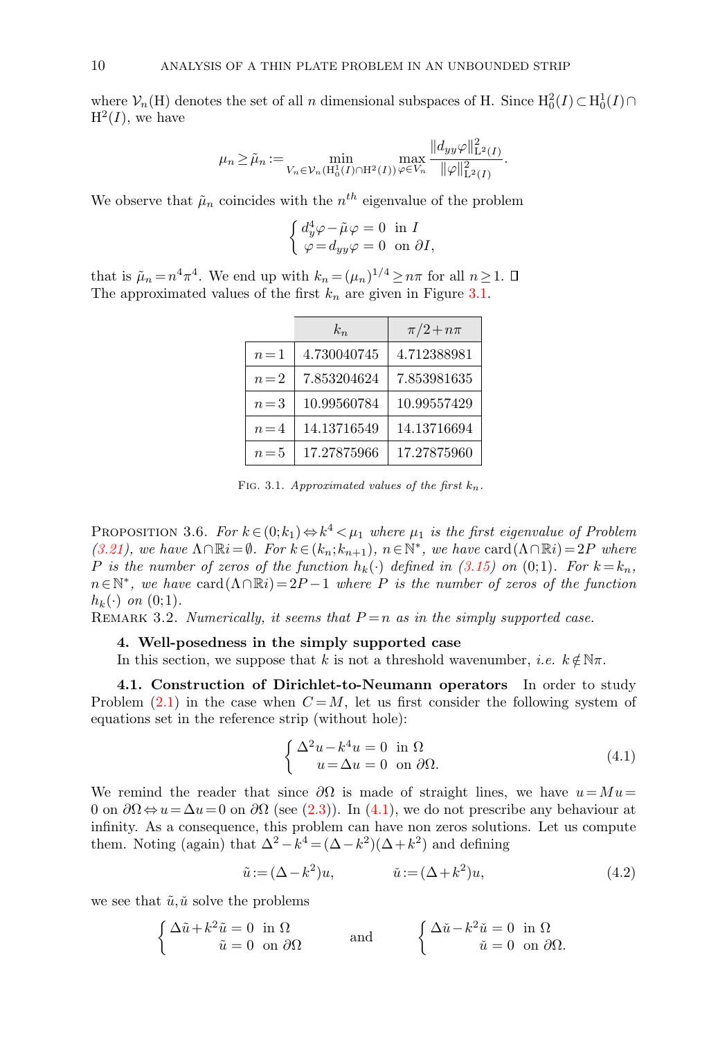where $\mathcal{V}_n(\mathrm{H})$ denotes the set of all $n$ dimensional subspaces of H. Since $\mathrm{H}^2_0(I) \subset \mathrm{H}^1_0(I) \cap \mathrm{H}^2(I)$, we have

$$\mu_n \geq \tilde{\mu}_n := \min_{V_n \in \mathcal{V}_n(\mathrm{H}^1_0(I)\cap \mathrm{H}^2(I))} \max_{\varphi \in V_n} \frac{\|d_{yy}\varphi\|^2_{\mathrm{L}^2(I)}}{\|\varphi\|^2_{\mathrm{L}^2(I)}}.$$

We observe that $\tilde{\mu}_n$ coincides with the $n^{th}$ eigenvalue of the problem

$$\begin{cases} d_y^4 \varphi - \tilde{\mu}\varphi = 0 & \text{in } I \\ \varphi = d_{yy}\varphi = 0 & \text{on } \partial I, \end{cases}$$

that is $\tilde{\mu}_n = n^4\pi^4$. We end up with $k_n = (\mu_n)^{1/4} \geq n\pi$ for all $n \geq 1$. □
The approximated values of the first $k_n$ are given in Figure 3.1.

| | $k_n$ | $\pi/2 + n\pi$ |
|---|---|---|
| $n=1$ | 4.730040745 | 4.712388981 |
| $n=2$ | 7.853204624 | 7.853981635 |
| $n=3$ | 10.99560784 | 10.99557429 |
| $n=4$ | 14.13716549 | 14.13716694 |
| $n=5$ | 17.27875966 | 17.27875960 |

Fig. 3.1. *Approximated values of the first $k_n$.*

Proposition 3.6. *For $k \in (0;k_1) \Leftrightarrow k^4 < \mu_1$ where $\mu_1$ is the first eigenvalue of Problem (3.21), we have $\Lambda \cap \mathbb{R}i = \emptyset$. For $k \in (k_n;k_{n+1})$, $n \in \mathbb{N}^*$, we have $\mathrm{card}(\Lambda \cap \mathbb{R}i) = 2P$ where $P$ is the number of zeros of the function $h_k(\cdot)$ defined in (3.15) on $(0;1)$. For $k = k_n$, $n \in \mathbb{N}^*$, we have $\mathrm{card}(\Lambda \cap \mathbb{R}i) = 2P - 1$ where $P$ is the number of zeros of the function $h_k(\cdot)$ on $(0;1)$.*

Remark 3.2. *Numerically, it seems that $P = n$ as in the simply supported case.*

## 4. Well-posedness in the simply supported case

In this section, we suppose that $k$ is not a threshold wavenumber, *i.e.* $k \notin \mathbb{N}\pi$.

### 4.1. Construction of Dirichlet-to-Neumann operators

In order to study Problem (2.1) in the case when $C = M$, let us first consider the following system of equations set in the reference strip (without hole):

$$\begin{cases} \Delta^2 u - k^4 u = 0 & \text{in } \Omega \\ u = \Delta u = 0 & \text{on } \partial\Omega. \end{cases} \tag{4.1}$$

We remind the reader that since $\partial\Omega$ is made of straight lines, we have $u = Mu = 0$ on $\partial\Omega \Leftrightarrow u = \Delta u = 0$ on $\partial\Omega$ (see (2.3)). In (4.1), we do not prescribe any behaviour at infinity. As a consequence, this problem can have non zeros solutions. Let us compute them. Noting (again) that $\Delta^2 - k^4 = (\Delta - k^2)(\Delta + k^2)$ and defining

$$\tilde{u} := (\Delta - k^2)u, \qquad \check{u} := (\Delta + k^2)u, \tag{4.2}$$

we see that $\tilde{u}, \check{u}$ solve the problems

$$\begin{cases} \Delta\tilde{u} + k^2\tilde{u} = 0 & \text{in } \Omega \\ \tilde{u} = 0 & \text{on } \partial\Omega \end{cases} \qquad \text{and} \qquad \begin{cases} \Delta\check{u} - k^2\check{u} = 0 & \text{in } \Omega \\ \check{u} = 0 & \text{on } \partial\Omega. \end{cases}$$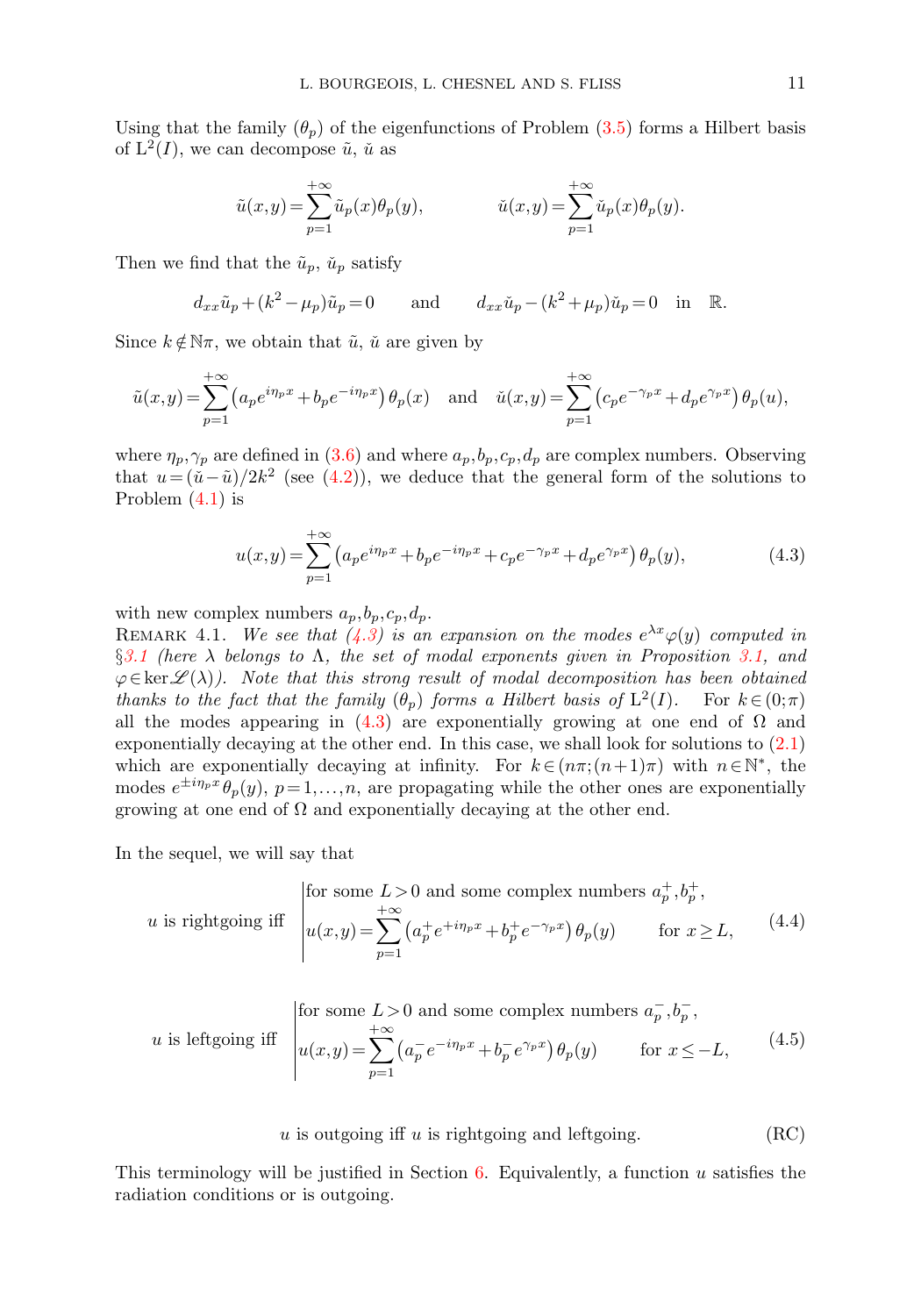Using that the family $(\theta_p)$ of the eigenfunctions of Problem (3.5) forms a Hilbert basis of $\mathrm{L}^2(I)$, we can decompose $\tilde{u}$, $\check{u}$ as

$$\tilde{u}(x,y)=\sum_{p=1}^{+\infty}\tilde{u}_p(x)\theta_p(y), \qquad\qquad \check{u}(x,y)=\sum_{p=1}^{+\infty}\check{u}_p(x)\theta_p(y).$$

Then we find that the $\tilde{u}_p$, $\check{u}_p$ satisfy

$$d_{xx}\tilde{u}_p+(k^2-\mu_p)\tilde{u}_p=0 \qquad \text{and} \qquad d_{xx}\check{u}_p-(k^2+\mu_p)\check{u}_p=0 \quad \text{in} \quad \mathbb{R}.$$

Since $k\notin\mathbb{N}\pi$, we obtain that $\tilde{u}$, $\check{u}$ are given by

$$\tilde{u}(x,y)=\sum_{p=1}^{+\infty}\left(a_pe^{i\eta_px}+b_pe^{-i\eta_px}\right)\theta_p(x) \quad \text{and} \quad \check{u}(x,y)=\sum_{p=1}^{+\infty}\left(c_pe^{-\gamma_px}+d_pe^{\gamma_px}\right)\theta_p(u),$$

where $\eta_p,\gamma_p$ are defined in (3.6) and where $a_p,b_p,c_p,d_p$ are complex numbers. Observing that $u=(\check{u}-\tilde{u})/2k^2$ (see (4.2)), we deduce that the general form of the solutions to Problem (4.1) is

$$u(x,y)=\sum_{p=1}^{+\infty}\left(a_pe^{i\eta_px}+b_pe^{-i\eta_px}+c_pe^{-\gamma_px}+d_pe^{\gamma_px}\right)\theta_p(y), \tag{4.3}$$

with new complex numbers $a_p,b_p,c_p,d_p$.

Remark 4.1. *We see that (4.3) is an expansion on the modes $e^{\lambda x}\varphi(y)$ computed in §3.1 (here $\lambda$ belongs to $\Lambda$, the set of modal exponents given in Proposition 3.1, and $\varphi\in\ker\mathscr{L}(\lambda)$). Note that this strong result of modal decomposition has been obtained thanks to the fact that the family $(\theta_p)$ forms a Hilbert basis of $\mathrm{L}^2(I)$. For $k\in(0;\pi)$ all the modes appearing in (4.3) are exponentially growing at one end of $\Omega$ and exponentially decaying at the other end. In this case, we shall look for solutions to (2.1) which are exponentially decaying at infinity. For $k\in(n\pi;(n+1)\pi)$ with $n\in\mathbb{N}^*$, the modes $e^{\pm i\eta_px}\theta_p(y)$, $p=1,\dots,n$, are propagating while the other ones are exponentially growing at one end of $\Omega$ and exponentially decaying at the other end.*

In the sequel, we will say that

$$u \text{ is rightgoing iff } \left|\begin{array}{l}\text{for some } L>0 \text{ and some complex numbers } a_p^+,b_p^+,\\ u(x,y)=\displaystyle\sum_{p=1}^{+\infty}\left(a_p^+e^{+i\eta_px}+b_p^+e^{-\gamma_px}\right)\theta_p(y) \qquad \text{for } x\ge L,\end{array}\right. \tag{4.4}$$

$$u \text{ is leftgoing iff } \left|\begin{array}{l}\text{for some } L>0 \text{ and some complex numbers } a_p^-,b_p^-,\\ u(x,y)=\displaystyle\sum_{p=1}^{+\infty}\left(a_p^-e^{-i\eta_px}+b_p^-e^{\gamma_px}\right)\theta_p(y) \qquad \text{for } x\le -L,\end{array}\right. \tag{4.5}$$

$$u \text{ is outgoing iff } u \text{ is rightgoing and leftgoing.} \tag{RC}$$

This terminology will be justified in Section 6. Equivalently, a function $u$ satisfies the radiation conditions or is outgoing.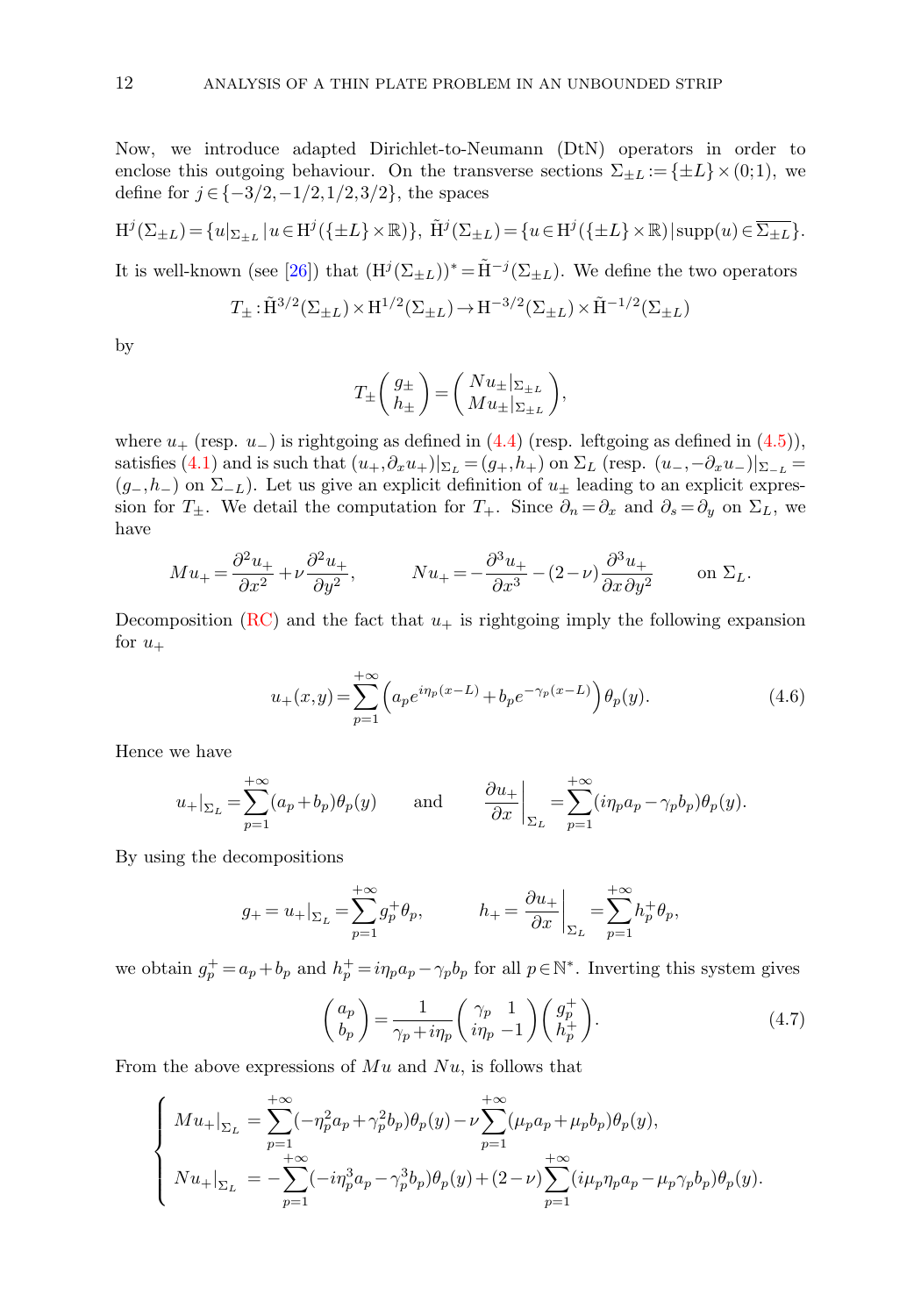Now, we introduce adapted Dirichlet-to-Neumann (DtN) operators in order to enclose this outgoing behaviour. On the transverse sections $\Sigma_{\pm L} := \{\pm L\}\times(0;1)$, we define for $j\in\{-3/2,-1/2,1/2,3/2\}$, the spaces

$$\mathrm{H}^j(\Sigma_{\pm L}) = \{u|_{\Sigma_{\pm L}}\,|\,u\in \mathrm{H}^j(\{\pm L\}\times\mathbb{R})\},\ \tilde{\mathrm{H}}^j(\Sigma_{\pm L}) = \{u\in \mathrm{H}^j(\{\pm L\}\times\mathbb{R})\,|\,\mathrm{supp}(u)\in\overline{\Sigma_{\pm L}}\}.$$

It is well-known (see [26]) that $(\mathrm{H}^j(\Sigma_{\pm L}))^* = \tilde{\mathrm{H}}^{-j}(\Sigma_{\pm L})$. We define the two operators

$$T_\pm : \tilde{\mathrm{H}}^{3/2}(\Sigma_{\pm L})\times \mathrm{H}^{1/2}(\Sigma_{\pm L}) \to \mathrm{H}^{-3/2}(\Sigma_{\pm L})\times \tilde{\mathrm{H}}^{-1/2}(\Sigma_{\pm L})$$

by

$$T_\pm\begin{pmatrix} g_\pm \\ h_\pm\end{pmatrix} = \begin{pmatrix} Nu_\pm|_{\Sigma_{\pm L}} \\ Mu_\pm|_{\Sigma_{\pm L}}\end{pmatrix},$$

where $u_+$ (resp. $u_-$) is rightgoing as defined in (4.4) (resp. leftgoing as defined in (4.5)), satisfies (4.1) and is such that $(u_+,\partial_x u_+)|_{\Sigma_L} = (g_+,h_+)$ on $\Sigma_L$ (resp. $(u_-,-\partial_x u_-)|_{\Sigma_{-L}} = (g_-,h_-)$ on $\Sigma_{-L}$). Let us give an explicit definition of $u_\pm$ leading to an explicit expression for $T_\pm$. We detail the computation for $T_+$. Since $\partial_n = \partial_x$ and $\partial_s = \partial_y$ on $\Sigma_L$, we have

$$Mu_+ = \frac{\partial^2 u_+}{\partial x^2} + \nu\frac{\partial^2 u_+}{\partial y^2}, \qquad Nu_+ = -\frac{\partial^3 u_+}{\partial x^3} - (2-\nu)\frac{\partial^3 u_+}{\partial x\partial y^2} \qquad \text{on } \Sigma_L.$$

Decomposition (RC) and the fact that $u_+$ is rightgoing imply the following expansion for $u_+$

$$u_+(x,y) = \sum_{p=1}^{+\infty}\left(a_p e^{i\eta_p(x-L)} + b_p e^{-\gamma_p(x-L)}\right)\theta_p(y). \tag{4.6}$$

Hence we have

$$u_+|_{\Sigma_L} = \sum_{p=1}^{+\infty}(a_p+b_p)\theta_p(y) \qquad\text{and}\qquad \left.\frac{\partial u_+}{\partial x}\right|_{\Sigma_L} = \sum_{p=1}^{+\infty}(i\eta_p a_p - \gamma_p b_p)\theta_p(y).$$

By using the decompositions

$$g_+ = u_+|_{\Sigma_L} = \sum_{p=1}^{+\infty} g_p^+\theta_p, \qquad h_+ = \left.\frac{\partial u_+}{\partial x}\right|_{\Sigma_L} = \sum_{p=1}^{+\infty} h_p^+\theta_p,$$

we obtain $g_p^+ = a_p + b_p$ and $h_p^+ = i\eta_p a_p - \gamma_p b_p$ for all $p\in\mathbb{N}^*$. Inverting this system gives

$$\begin{pmatrix} a_p \\ b_p\end{pmatrix} = \frac{1}{\gamma_p + i\eta_p}\begin{pmatrix} \gamma_p & 1 \\ i\eta_p & -1\end{pmatrix}\begin{pmatrix} g_p^+ \\ h_p^+\end{pmatrix}. \tag{4.7}$$

From the above expressions of $Mu$ and $Nu$, is follows that

$$\left\{\begin{aligned} Mu_+|_{\Sigma_L} &= \sum_{p=1}^{+\infty}(-\eta_p^2 a_p + \gamma_p^2 b_p)\theta_p(y) - \nu\sum_{p=1}^{+\infty}(\mu_p a_p + \mu_p b_p)\theta_p(y),\\ Nu_+|_{\Sigma_L} &= -\sum_{p=1}^{+\infty}(-i\eta_p^3 a_p - \gamma_p^3 b_p)\theta_p(y) + (2-\nu)\sum_{p=1}^{+\infty}(i\mu_p\eta_p a_p - \mu_p\gamma_p b_p)\theta_p(y).\end{aligned}\right.$$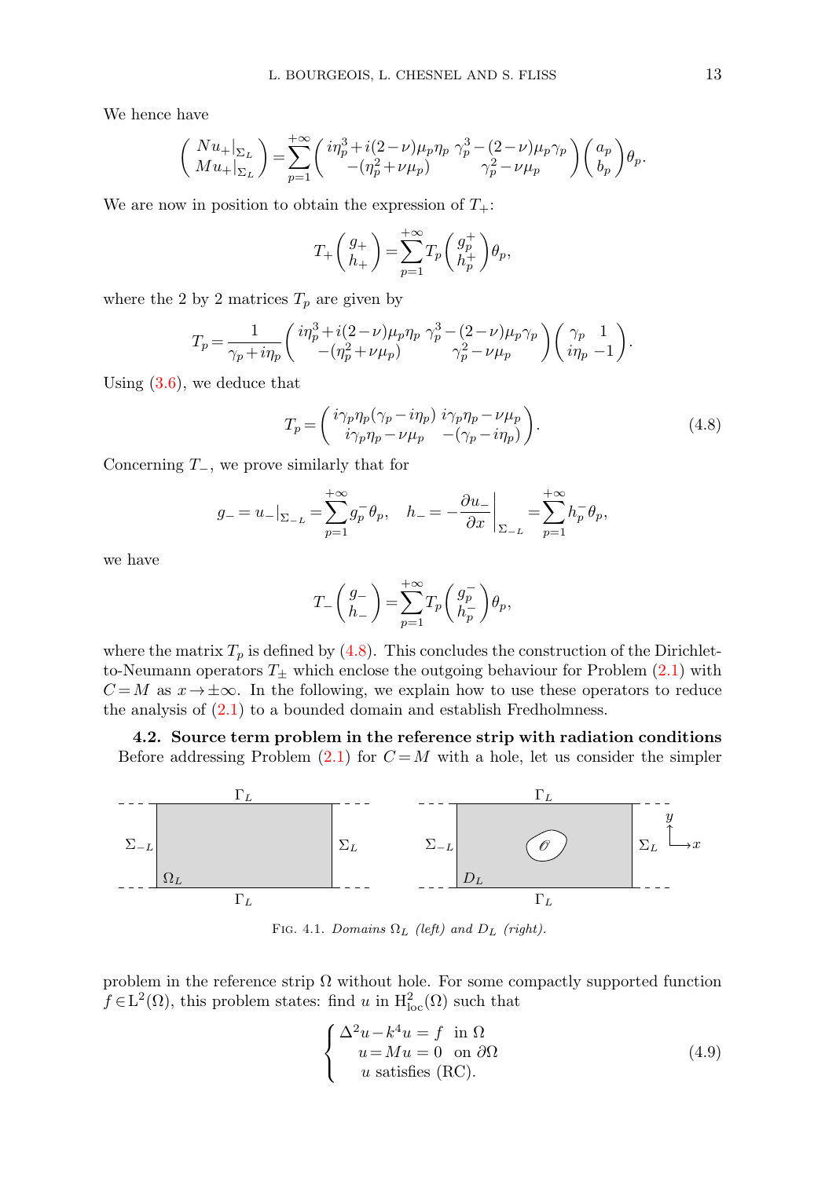We hence have

$$\begin{pmatrix} Nu_+|_{\Sigma_L} \\ Mu_+|_{\Sigma_L} \end{pmatrix} = \sum_{p=1}^{+\infty} \begin{pmatrix} i\eta_p^3 + i(2-\nu)\mu_p\eta_p & \gamma_p^3 - (2-\nu)\mu_p\gamma_p \\ -(\eta_p^2 + \nu\mu_p) & \gamma_p^2 - \nu\mu_p \end{pmatrix} \begin{pmatrix} a_p \\ b_p \end{pmatrix} \theta_p.$$

We are now in position to obtain the expression of $T_+$:

$$T_+ \begin{pmatrix} g_+ \\ h_+ \end{pmatrix} = \sum_{p=1}^{+\infty} T_p \begin{pmatrix} g_p^+ \\ h_p^+ \end{pmatrix} \theta_p,$$

where the 2 by 2 matrices $T_p$ are given by

$$T_p = \frac{1}{\gamma_p + i\eta_p} \begin{pmatrix} i\eta_p^3 + i(2-\nu)\mu_p\eta_p & \gamma_p^3 - (2-\nu)\mu_p\gamma_p \\ -(\eta_p^2 + \nu\mu_p) & \gamma_p^2 - \nu\mu_p \end{pmatrix} \begin{pmatrix} \gamma_p & 1 \\ i\eta_p & -1 \end{pmatrix}.$$

Using (3.6), we deduce that

$$T_p = \begin{pmatrix} i\gamma_p\eta_p(\gamma_p - i\eta_p) & i\gamma_p\eta_p - \nu\mu_p \\ i\gamma_p\eta_p - \nu\mu_p & -(\gamma_p - i\eta_p) \end{pmatrix}. \tag{4.8}$$

Concerning $T_-$, we prove similarly that for

$$g_- = u_-|_{\Sigma_{-L}} = \sum_{p=1}^{+\infty} g_p^- \theta_p, \quad h_- = -\left.\frac{\partial u_-}{\partial x}\right|_{\Sigma_{-L}} = \sum_{p=1}^{+\infty} h_p^- \theta_p,$$

we have

$$T_- \begin{pmatrix} g_- \\ h_- \end{pmatrix} = \sum_{p=1}^{+\infty} T_p \begin{pmatrix} g_p^- \\ h_p^- \end{pmatrix} \theta_p,$$

where the matrix $T_p$ is defined by (4.8). This concludes the construction of the Dirichlet-to-Neumann operators $T_\pm$ which enclose the outgoing behaviour for Problem (2.1) with $C = M$ as $x \to \pm\infty$. In the following, we explain how to use these operators to reduce the analysis of (2.1) to a bounded domain and establish Fredholmness.

**4.2. Source term problem in the reference strip with radiation conditions** Before addressing Problem (2.1) for $C = M$ with a hole, let us consider the simpler

FIG. 4.1. *Domains $\Omega_L$ (left) and $D_L$ (right).*

problem in the reference strip $\Omega$ without hole. For some compactly supported function $f \in \mathrm{L}^2(\Omega)$, this problem states: find $u$ in $\mathrm{H}^2_{\mathrm{loc}}(\Omega)$ such that

$$\begin{cases} \Delta^2 u - k^4 u = f & \text{in } \Omega \\ u = Mu = 0 & \text{on } \partial\Omega \\ u \text{ satisfies (RC).} \end{cases} \tag{4.9}$$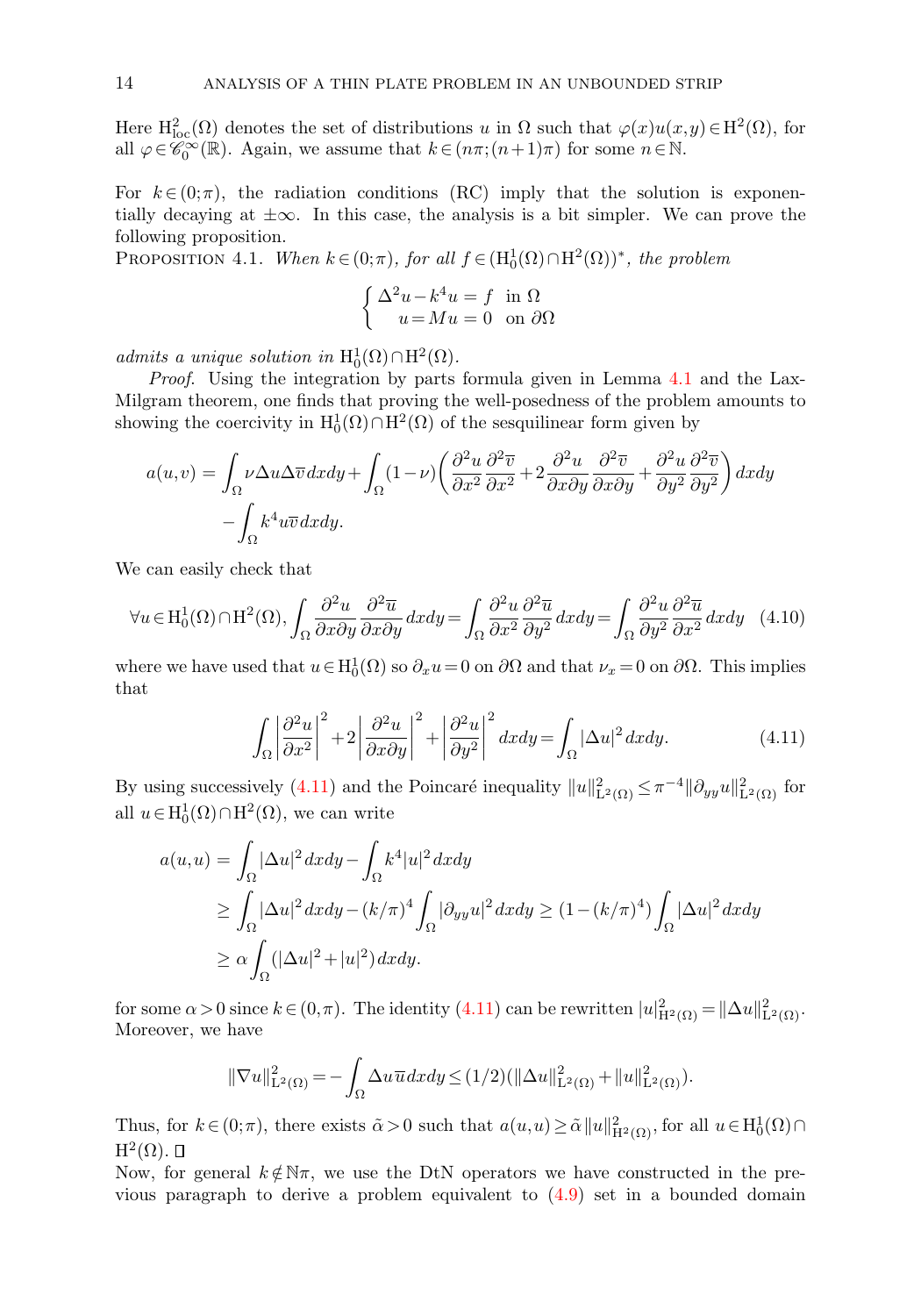Here $\mathrm{H}^2_{\mathrm{loc}}(\Omega)$ denotes the set of distributions $u$ in $\Omega$ such that $\varphi(x)u(x,y) \in \mathrm{H}^2(\Omega)$, for all $\varphi \in \mathscr{C}_0^\infty(\mathbb{R})$. Again, we assume that $k \in (n\pi;(n+1)\pi)$ for some $n \in \mathbb{N}$.

For $k \in (0;\pi)$, the radiation conditions (RC) imply that the solution is exponentially decaying at $\pm\infty$. In this case, the analysis is a bit simpler. We can prove the following proposition.

PROPOSITION 4.1. *When $k \in (0;\pi)$, for all $f \in (\mathrm{H}^1_0(\Omega)\cap\mathrm{H}^2(\Omega))^*$, the problem*

$$\begin{cases} \Delta^2 u - k^4 u = f & \text{in } \Omega \\ \quad u = Mu = 0 & \text{on } \partial\Omega \end{cases}$$

*admits a unique solution in $\mathrm{H}^1_0(\Omega)\cap\mathrm{H}^2(\Omega)$.*

*Proof.* Using the integration by parts formula given in Lemma 4.1 and the Lax-Milgram theorem, one finds that proving the well-posedness of the problem amounts to showing the coercivity in $\mathrm{H}^1_0(\Omega)\cap\mathrm{H}^2(\Omega)$ of the sesquilinear form given by

$$\begin{aligned} a(u,v) = & \int_\Omega \nu \Delta u \Delta \overline{v}\, dxdy + \int_\Omega (1-\nu)\left(\frac{\partial^2 u}{\partial x^2}\frac{\partial^2 \overline{v}}{\partial x^2} + 2\frac{\partial^2 u}{\partial x \partial y}\frac{\partial^2 \overline{v}}{\partial x \partial y} + \frac{\partial^2 u}{\partial y^2}\frac{\partial^2 \overline{v}}{\partial y^2}\right) dxdy \\ & - \int_\Omega k^4 u \overline{v}\, dxdy. \end{aligned}$$

We can easily check that

$$\forall u \in \mathrm{H}^1_0(\Omega)\cap\mathrm{H}^2(\Omega), \int_\Omega \frac{\partial^2 u}{\partial x \partial y}\frac{\partial^2 \overline{u}}{\partial x \partial y}\, dxdy = \int_\Omega \frac{\partial^2 u}{\partial x^2}\frac{\partial^2 \overline{u}}{\partial y^2}\, dxdy = \int_\Omega \frac{\partial^2 u}{\partial y^2}\frac{\partial^2 \overline{u}}{\partial x^2}\, dxdy \quad (4.10)$$

where we have used that $u \in \mathrm{H}^1_0(\Omega)$ so $\partial_x u = 0$ on $\partial\Omega$ and that $\nu_x = 0$ on $\partial\Omega$. This implies that

$$\int_\Omega \left|\frac{\partial^2 u}{\partial x^2}\right|^2 + 2\left|\frac{\partial^2 u}{\partial x \partial y}\right|^2 + \left|\frac{\partial^2 u}{\partial y^2}\right|^2 dxdy = \int_\Omega |\Delta u|^2\, dxdy. \quad (4.11)$$

By using successively (4.11) and the Poincaré inequality $\|u\|^2_{\mathrm{L}^2(\Omega)} \le \pi^{-4}\|\partial_{yy}u\|^2_{\mathrm{L}^2(\Omega)}$ for all $u \in \mathrm{H}^1_0(\Omega)\cap\mathrm{H}^2(\Omega)$, we can write

$$\begin{aligned} a(u,u) &= \int_\Omega |\Delta u|^2\, dxdy - \int_\Omega k^4 |u|^2\, dxdy \\ &\ge \int_\Omega |\Delta u|^2\, dxdy - (k/\pi)^4 \int_\Omega |\partial_{yy} u|^2\, dxdy \ge (1-(k/\pi)^4)\int_\Omega |\Delta u|^2\, dxdy \\ &\ge \alpha \int_\Omega (|\Delta u|^2 + |u|^2)\, dxdy. \end{aligned}$$

for some $\alpha > 0$ since $k \in (0,\pi)$. The identity (4.11) can be rewritten $|u|^2_{\mathrm{H}^2(\Omega)} = \|\Delta u\|^2_{\mathrm{L}^2(\Omega)}$. Moreover, we have

$$\|\nabla u\|^2_{\mathrm{L}^2(\Omega)} = -\int_\Omega \Delta u \overline{u}\, dxdy \le (1/2)(\|\Delta u\|^2_{\mathrm{L}^2(\Omega)} + \|u\|^2_{\mathrm{L}^2(\Omega)}).$$

Thus, for $k \in (0;\pi)$, there exists $\tilde{\alpha} > 0$ such that $a(u,u) \ge \tilde{\alpha}\|u\|^2_{\mathrm{H}^2(\Omega)}$, for all $u \in \mathrm{H}^1_0(\Omega)\cap\mathrm{H}^2(\Omega)$. □

Now, for general $k \notin \mathbb{N}\pi$, we use the DtN operators we have constructed in the previous paragraph to derive a problem equivalent to (4.9) set in a bounded domain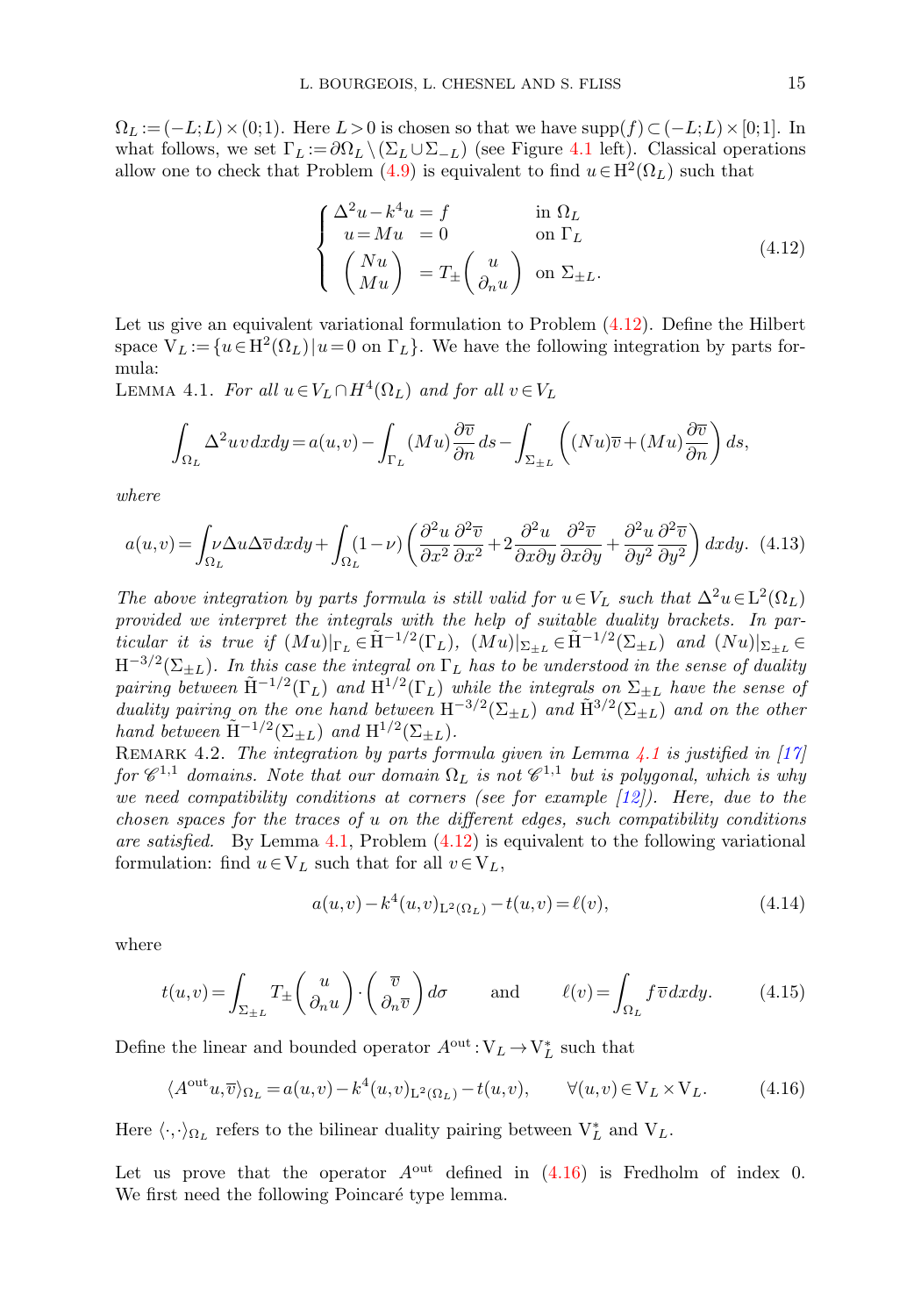$\Omega_L := (-L;L)\times(0;1)$. Here $L>0$ is chosen so that we have $\mathrm{supp}(f)\subset(-L;L)\times[0;1]$. In what follows, we set $\Gamma_L := \partial\Omega_L\setminus(\Sigma_L\cup\Sigma_{-L})$ (see Figure 4.1 left). Classical operations allow one to check that Problem (4.9) is equivalent to find $u\in \mathrm{H}^2(\Omega_L)$ such that

$$
\left\{
\begin{array}{rll}
\Delta^2 u - k^4 u = f & & \text{in } \Omega_L\\
u = Mu & = 0 & \text{on } \Gamma_L\\
\begin{pmatrix} Nu \\ Mu \end{pmatrix} & = T_\pm \begin{pmatrix} u \\ \partial_n u \end{pmatrix} & \text{on } \Sigma_{\pm L}.
\end{array}
\right.
\tag{4.12}
$$

Let us give an equivalent variational formulation to Problem (4.12). Define the Hilbert space $\mathrm{V}_L := \{u\in \mathrm{H}^2(\Omega_L)\,|\, u=0 \text{ on } \Gamma_L\}$. We have the following integration by parts formula:

Lemma 4.1. *For all $u\in \mathrm{V}_L\cap H^4(\Omega_L)$ and for all $v\in \mathrm{V}_L$*

$$
\int_{\Omega_L}\Delta^2 u\, v\, dxdy = a(u,v) - \int_{\Gamma_L}(Mu)\frac{\partial\overline{v}}{\partial n}\, ds - \int_{\Sigma_{\pm L}}\left((Nu)\overline{v} + (Mu)\frac{\partial \overline{v}}{\partial n}\right) ds,
$$

*where*

$$
a(u,v) = \int_{\Omega_L}\nu\Delta u\Delta\overline{v}\, dxdy + \int_{\Omega_L}(1-\nu)\left(\frac{\partial^2 u}{\partial x^2}\frac{\partial^2\overline{v}}{\partial x^2} + 2\frac{\partial^2 u}{\partial x\partial y}\frac{\partial^2\overline{v}}{\partial x\partial y} + \frac{\partial^2 u}{\partial y^2}\frac{\partial^2 \overline{v}}{\partial y^2}\right) dxdy. \tag{4.13}
$$

*The above integration by parts formula is still valid for $u\in \mathrm{V}_L$ such that $\Delta^2 u\in \mathrm{L}^2(\Omega_L)$ provided we interpret the integrals with the help of suitable duality brackets. In particular it is true if $(Mu)|_{\Gamma_L}\in \tilde{\mathrm{H}}^{-1/2}(\Gamma_L)$, $(Mu)|_{\Sigma_{\pm L}}\in\tilde{\mathrm{H}}^{-1/2}(\Sigma_{\pm L})$ and $(Nu)|_{\Sigma_{\pm L}}\in \mathrm{H}^{-3/2}(\Sigma_{\pm L})$. In this case the integral on $\Gamma_L$ has to be understood in the sense of duality pairing between $\tilde{\mathrm{H}}^{-1/2}(\Gamma_L)$ and $\mathrm{H}^{1/2}(\Gamma_L)$ while the integrals on $\Sigma_{\pm L}$ have the sense of duality pairing on the one hand between $\mathrm{H}^{-3/2}(\Sigma_{\pm L})$ and $\tilde{\mathrm{H}}^{3/2}(\Sigma_{\pm L})$ and on the other hand between $\tilde{\mathrm{H}}^{-1/2}(\Sigma_{\pm L})$ and $\mathrm{H}^{1/2}(\Sigma_{\pm L})$.*

Remark 4.2. *The integration by parts formula given in Lemma 4.1 is justified in [17] for $\mathscr{C}^{1,1}$ domains. Note that our domain $\Omega_L$ is not $\mathscr{C}^{1,1}$ but is polygonal, which is why we need compatibility conditions at corners (see for example [12]). Here, due to the chosen spaces for the traces of $u$ on the different edges, such compatibility conditions are satisfied.* By Lemma 4.1, Problem (4.12) is equivalent to the following variational formulation: find $u\in\mathrm{V}_L$ such that for all $v\in \mathrm{V}_L$,

$$
a(u,v) - k^4(u,v)_{\mathrm{L}^2(\Omega_L)} - t(u,v) = \ell(v), \tag{4.14}
$$

where

$$
t(u,v) = \int_{\Sigma_{\pm L}} T_\pm\begin{pmatrix} u\\ \partial_n u\end{pmatrix}\cdot\begin{pmatrix}\overline{v}\\ \partial_n\overline{v}\end{pmatrix} d\sigma \qquad \text{and} \qquad \ell(v) = \int_{\Omega_L} f\,\overline{v}\, dxdy. \tag{4.15}
$$

Define the linear and bounded operator $A^{\mathrm{out}}:\mathrm{V}_L\to\mathrm{V}_L^*$ such that

$$
\langle A^{\mathrm{out}}u,\overline{v}\rangle_{\Omega_L} = a(u,v) - k^4(u,v)_{\mathrm{L}^2(\Omega_L)} - t(u,v), \qquad \forall (u,v)\in \mathrm{V}_L\times\mathrm{V}_L. \tag{4.16}
$$

Here $\langle\cdot,\cdot\rangle_{\Omega_L}$ refers to the bilinear duality pairing between $\mathrm{V}_L^*$ and $\mathrm{V}_L$.

Let us prove that the operator $A^{\mathrm{out}}$ defined in (4.16) is Fredholm of index 0. We first need the following Poincaré type lemma.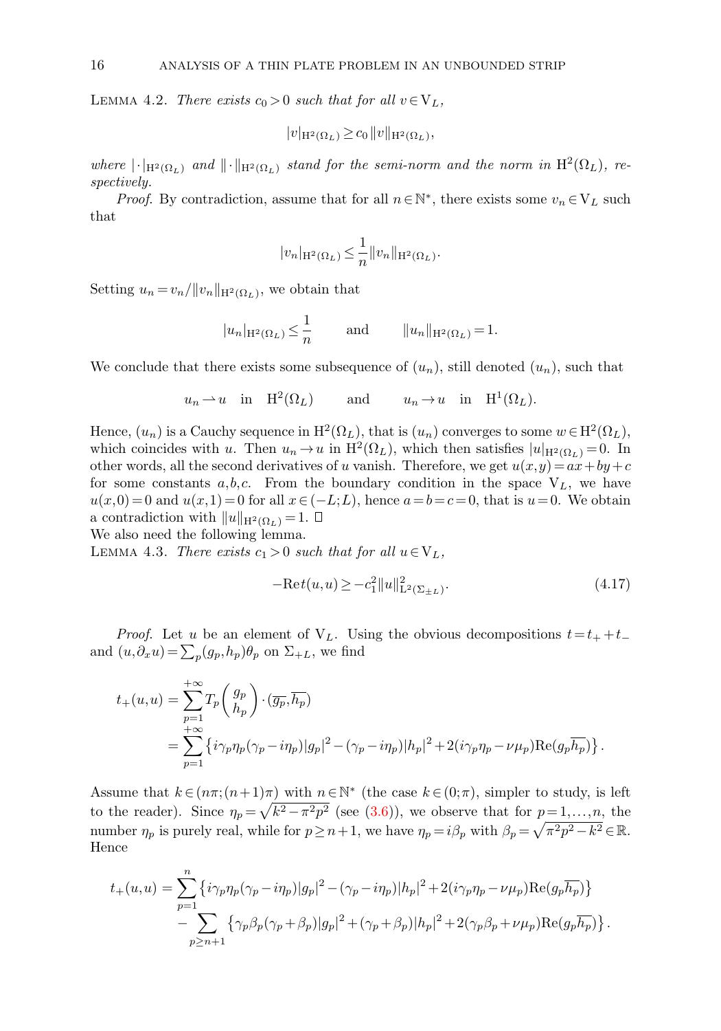**Lemma 4.2.** *There exists $c_0 > 0$ such that for all $v \in \mathrm{V}_L$,*

$$|v|_{\mathrm{H}^2(\Omega_L)} \geq c_0 \|v\|_{\mathrm{H}^2(\Omega_L)},$$

*where $|\cdot|_{\mathrm{H}^2(\Omega_L)}$ and $\|\cdot\|_{\mathrm{H}^2(\Omega_L)}$ stand for the semi-norm and the norm in $\mathrm{H}^2(\Omega_L)$, respectively.*

*Proof.* By contradiction, assume that for all $n \in \mathbb{N}^*$, there exists some $v_n \in \mathrm{V}_L$ such that

$$|v_n|_{\mathrm{H}^2(\Omega_L)} \leq \frac{1}{n} \|v_n\|_{\mathrm{H}^2(\Omega_L)}.$$

Setting $u_n = v_n / \|v_n\|_{\mathrm{H}^2(\Omega_L)}$, we obtain that

$$|u_n|_{\mathrm{H}^2(\Omega_L)} \leq \frac{1}{n} \qquad \text{and} \qquad \|u_n\|_{\mathrm{H}^2(\Omega_L)} = 1.$$

We conclude that there exists some subsequence of $(u_n)$, still denoted $(u_n)$, such that

$$u_n \rightharpoonup u \quad \text{in} \quad \mathrm{H}^2(\Omega_L) \qquad \text{and} \qquad u_n \to u \quad \text{in} \quad \mathrm{H}^1(\Omega_L).$$

Hence, $(u_n)$ is a Cauchy sequence in $\mathrm{H}^2(\Omega_L)$, that is $(u_n)$ converges to some $w \in \mathrm{H}^2(\Omega_L)$, which coincides with $u$. Then $u_n \to u$ in $\mathrm{H}^2(\Omega_L)$, which then satisfies $|u|_{\mathrm{H}^2(\Omega_L)} = 0$. In other words, all the second derivatives of $u$ vanish. Therefore, we get $u(x,y) = ax + by + c$ for some constants $a, b, c$. From the boundary condition in the space $\mathrm{V}_L$, we have $u(x,0) = 0$ and $u(x,1) = 0$ for all $x \in (-L; L)$, hence $a = b = c = 0$, that is $u = 0$. We obtain a contradiction with $\|u\|_{\mathrm{H}^2(\Omega_L)} = 1$. $\square$

We also need the following lemma.

**Lemma 4.3.** *There exists $c_1 > 0$ such that for all $u \in \mathrm{V}_L$,*

$$-\mathrm{Re}\, t(u,u) \geq -c_1^2 \|u\|^2_{\mathrm{L}^2(\Sigma_{\pm L})}. \tag{4.17}$$

*Proof.* Let $u$ be an element of $\mathrm{V}_L$. Using the obvious decompositions $t = t_+ + t_-$ and $(u, \partial_x u) = \sum_p (g_p, h_p) \theta_p$ on $\Sigma_{+L}$, we find

$$\begin{aligned} t_+(u,u) &= \sum_{p=1}^{+\infty} T_p \begin{pmatrix} g_p \\ h_p \end{pmatrix} \cdot (\overline{g_p}, \overline{h_p}) \\ &= \sum_{p=1}^{+\infty} \left\{ i\gamma_p \eta_p (\gamma_p - i\eta_p) |g_p|^2 - (\gamma_p - i\eta_p) |h_p|^2 + 2(i\gamma_p \eta_p - \nu \mu_p) \mathrm{Re}(g_p \overline{h_p}) \right\}. \end{aligned}$$

Assume that $k \in (n\pi; (n+1)\pi)$ with $n \in \mathbb{N}^*$ (the case $k \in (0;\pi)$, simpler to study, is left to the reader). Since $\eta_p = \sqrt{k^2 - \pi^2 p^2}$ (see (3.6)), we observe that for $p = 1, \ldots, n$, the number $\eta_p$ is purely real, while for $p \geq n+1$, we have $\eta_p = i\beta_p$ with $\beta_p = \sqrt{\pi^2 p^2 - k^2} \in \mathbb{R}$. Hence

$$\begin{aligned} t_+(u,u) &= \sum_{p=1}^{n} \left\{ i\gamma_p \eta_p (\gamma_p - i\eta_p) |g_p|^2 - (\gamma_p - i\eta_p) |h_p|^2 + 2(i\gamma_p \eta_p - \nu \mu_p) \mathrm{Re}(g_p \overline{h_p}) \right\} \\ &\quad - \sum_{p \geq n+1} \left\{ \gamma_p \beta_p (\gamma_p + \beta_p) |g_p|^2 + (\gamma_p + \beta_p) |h_p|^2 + 2(\gamma_p \beta_p + \nu \mu_p) \mathrm{Re}(g_p \overline{h_p}) \right\}. \end{aligned}$$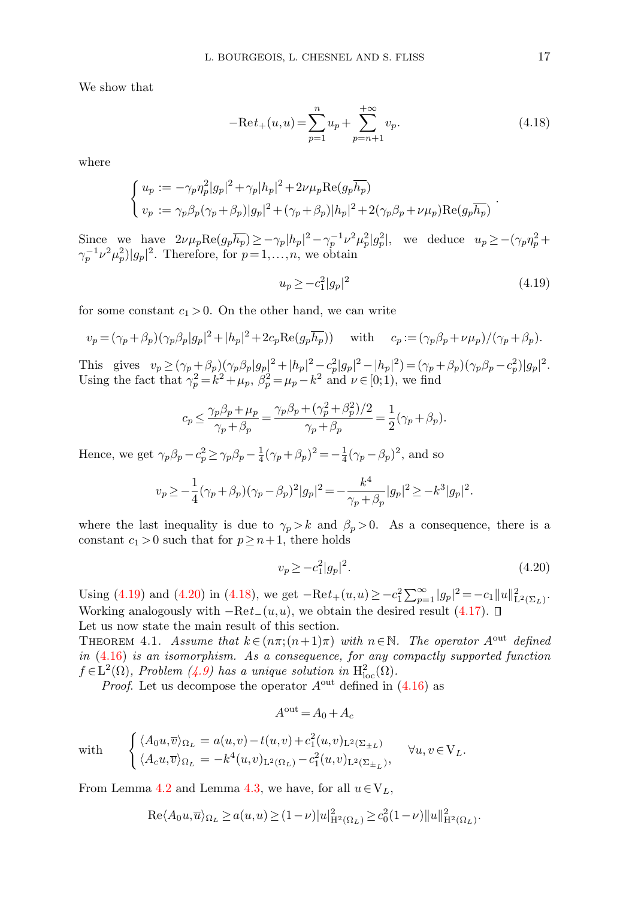We show that

$$-\mathrm{Re}\,t_+(u,u) = \sum_{p=1}^{n} u_p + \sum_{p=n+1}^{+\infty} v_p. \tag{4.18}$$

where

$$\begin{cases} u_p := -\gamma_p\eta_p^2|g_p|^2 + \gamma_p|h_p|^2 + 2\nu\mu_p\mathrm{Re}(g_p\overline{h_p}) \\ v_p := \gamma_p\beta_p(\gamma_p+\beta_p)|g_p|^2 + (\gamma_p+\beta_p)|h_p|^2 + 2(\gamma_p\beta_p+\nu\mu_p)\mathrm{Re}(g_p\overline{h_p}) \end{cases}.$$

Since we have $2\nu\mu_p\mathrm{Re}(g_p\overline{h_p}) \geq -\gamma_p|h_p|^2 - \gamma_p^{-1}\nu^2\mu_p^2|g_p^2|$, we deduce $u_p \geq -(\gamma_p\eta_p^2 + \gamma_p^{-1}\nu^2\mu_p^2)|g_p|^2$. Therefore, for $p=1,\dots,n$, we obtain

$$u_p \geq -c_1^2|g_p|^2 \tag{4.19}$$

for some constant $c_1>0$. On the other hand, we can write

$$v_p = (\gamma_p+\beta_p)(\gamma_p\beta_p|g_p|^2 + |h_p|^2 + 2c_p\mathrm{Re}(g_p\overline{h_p})) \quad \text{with} \quad c_p := (\gamma_p\beta_p+\nu\mu_p)/(\gamma_p+\beta_p).$$

This gives $v_p \geq (\gamma_p+\beta_p)(\gamma_p\beta_p|g_p|^2 + |h_p|^2 - c_p^2|g_p|^2 - |h_p|^2) = (\gamma_p+\beta_p)(\gamma_p\beta_p - c_p^2)|g_p|^2$. Using the fact that $\gamma_p^2 = k^2+\mu_p$, $\beta_p^2 = \mu_p - k^2$ and $\nu\in[0;1)$, we find

$$c_p \leq \frac{\gamma_p\beta_p+\mu_p}{\gamma_p+\beta_p} = \frac{\gamma_p\beta_p + (\gamma_p^2+\beta_p^2)/2}{\gamma_p+\beta_p} = \frac{1}{2}(\gamma_p+\beta_p).$$

Hence, we get $\gamma_p\beta_p - c_p^2 \geq \gamma_p\beta_p - \frac{1}{4}(\gamma_p+\beta_p)^2 = -\frac{1}{4}(\gamma_p-\beta_p)^2$, and so

$$v_p \geq -\frac{1}{4}(\gamma_p+\beta_p)(\gamma_p-\beta_p)^2|g_p|^2 = -\frac{k^4}{\gamma_p+\beta_p}|g_p|^2 \geq -k^3|g_p|^2.$$

where the last inequality is due to $\gamma_p > k$ and $\beta_p > 0$. As a consequence, there is a constant $c_1>0$ such that for $p\geq n+1$, there holds

$$v_p \geq -c_1^2|g_p|^2. \tag{4.20}$$

Using (4.19) and (4.20) in (4.18), we get $-\mathrm{Re}\,t_+(u,u) \geq -c_1^2\sum_{p=1}^{\infty}|g_p|^2 = -c_1\|u\|^2_{\mathrm{L}^2(\Sigma_L)}$. Working analogously with $-\mathrm{Re}\,t_-(u,u)$, we obtain the desired result (4.17). ☐

Let us now state the main result of this section.

**Theorem 4.1.** *Assume that $k\in(n\pi;(n+1)\pi)$ with $n\in\mathbb{N}$. The operator $A^{\mathrm{out}}$ defined in (4.16) is an isomorphism. As a consequence, for any compactly supported function $f\in\mathrm{L}^2(\Omega)$, Problem (4.9) has a unique solution in $\mathrm{H}^2_{\mathrm{loc}}(\Omega)$.*

*Proof.* Let us decompose the operator $A^{\mathrm{out}}$ defined in (4.16) as

$$A^{\mathrm{out}} = A_0 + A_c$$

with
$$\begin{cases} \langle A_0 u, \overline{v}\rangle_{\Omega_L} = a(u,v) - t(u,v) + c_1^2(u,v)_{\mathrm{L}^2(\Sigma_{\pm L})} \\ \langle A_c u, \overline{v}\rangle_{\Omega_L} = -k^4(u,v)_{\mathrm{L}^2(\Omega_L)} - c_1^2(u,v)_{\mathrm{L}^2(\Sigma_{\pm L})}, \end{cases} \quad \forall u,v\in\mathrm{V}_L.$$

From Lemma 4.2 and Lemma 4.3, we have, for all $u\in\mathrm{V}_L$,

$$\mathrm{Re}\langle A_0 u, \overline{u}\rangle_{\Omega_L} \geq a(u,u) \geq (1-\nu)|u|^2_{\mathrm{H}^2(\Omega_L)} \geq c_0^2(1-\nu)\|u\|^2_{\mathrm{H}^2(\Omega_L)}.$$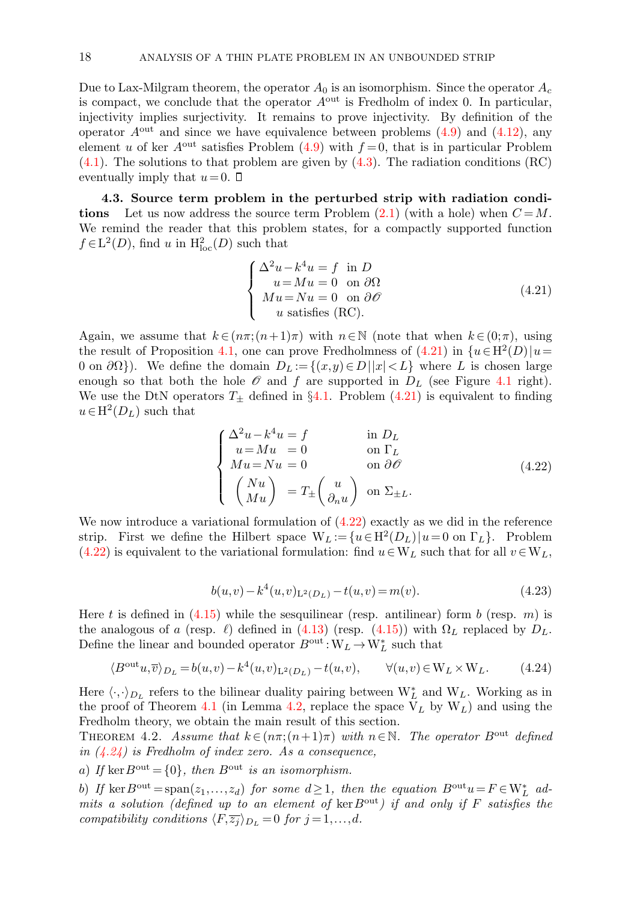Due to Lax-Milgram theorem, the operator $A_0$ is an isomorphism. Since the operator $A_c$ is compact, we conclude that the operator $A^{\mathrm{out}}$ is Fredholm of index 0. In particular, injectivity implies surjectivity. It remains to prove injectivity. By definition of the operator $A^{\mathrm{out}}$ and since we have equivalence between problems (4.9) and (4.12), any element $u$ of $\ker A^{\mathrm{out}}$ satisfies Problem (4.9) with $f=0$, that is in particular Problem (4.1). The solutions to that problem are given by (4.3). The radiation conditions (RC) eventually imply that $u=0$. ◻

**4.3. Source term problem in the perturbed strip with radiation conditions** Let us now address the source term Problem (2.1) (with a hole) when $C=M$. We remind the reader that this problem states, for a compactly supported function $f\in \mathrm{L}^2(D)$, find $u$ in $\mathrm{H}^2_{\mathrm{loc}}(D)$ such that

$$
\begin{cases}
\Delta^2 u - k^4 u = f & \text{in } D\\
u = Mu = 0 & \text{on } \partial\Omega\\
Mu = Nu = 0 & \text{on } \partial\mathscr{O}\\
u \text{ satisfies (RC).}
\end{cases}
\tag{4.21}
$$

Again, we assume that $k\in(n\pi;(n+1)\pi)$ with $n\in\mathbb{N}$ (note that when $k\in(0;\pi)$, using the result of Proposition 4.1, one can prove Fredholmness of (4.21) in $\{u\in \mathrm{H}^2(D)\,|\,u=0 \text{ on } \partial\Omega\}$). We define the domain $D_L:=\{(x,y)\in D\,|\,|x|<L\}$ where $L$ is chosen large enough so that both the hole $\mathscr{O}$ and $f$ are supported in $D_L$ (see Figure 4.1 right). We use the DtN operators $T_\pm$ defined in §4.1. Problem (4.21) is equivalent to finding $u\in \mathrm{H}^2(D_L)$ such that

$$
\begin{cases}
\Delta^2 u - k^4 u = f & \text{in } D_L\\
u = Mu\ = 0 & \text{on } \Gamma_L\\
Mu = Nu\ = 0 & \text{on } \partial\mathscr{O}\\
\begin{pmatrix} Nu\\ Mu\end{pmatrix} = T_\pm \begin{pmatrix} u\\ \partial_n u\end{pmatrix} & \text{on } \Sigma_{\pm L}.
\end{cases}
\tag{4.22}
$$

We now introduce a variational formulation of (4.22) exactly as we did in the reference strip. First we define the Hilbert space $\mathrm{W}_L:=\{u\in \mathrm{H}^2(D_L)\,|\,u=0 \text{ on } \Gamma_L\}$. Problem (4.22) is equivalent to the variational formulation: find $u\in \mathrm{W}_L$ such that for all $v\in \mathrm{W}_L$,

$$
b(u,v)-k^4(u,v)_{\mathrm{L}^2(D_L)}-t(u,v)=m(v).
\tag{4.23}
$$

Here $t$ is defined in (4.15) while the sesquilinear (resp. antilinear) form $b$ (resp. $m$) is the analogous of $a$ (resp. $\ell$) defined in (4.13) (resp. (4.15)) with $\Omega_L$ replaced by $D_L$. Define the linear and bounded operator $B^{\mathrm{out}}:\mathrm{W}_L\to \mathrm{W}_L^*$ such that

$$
\langle B^{\mathrm{out}}u,\overline{v}\rangle_{D_L} = b(u,v)-k^4(u,v)_{\mathrm{L}^2(D_L)}-t(u,v), \qquad \forall (u,v)\in \mathrm{W}_L\times \mathrm{W}_L.
\tag{4.24}
$$

Here $\langle\cdot,\cdot\rangle_{D_L}$ refers to the bilinear duality pairing between $\mathrm{W}_L^*$ and $\mathrm{W}_L$. Working as in the proof of Theorem 4.1 (in Lemma 4.2, replace the space $\mathrm{V}_L$ by $\mathrm{W}_L$) and using the Fredholm theory, we obtain the main result of this section.

THEOREM 4.2. *Assume that $k\in(n\pi;(n+1)\pi)$ with $n\in\mathbb{N}$. The operator $B^{\mathrm{out}}$ defined in (4.24) is Fredholm of index zero. As a consequence,*

*a) If $\ker B^{\mathrm{out}}=\{0\}$, then $B^{\mathrm{out}}$ is an isomorphism.*

*b) If $\ker B^{\mathrm{out}}=\mathrm{span}(z_1,\dots,z_d)$ for some $d\geq 1$, then the equation $B^{\mathrm{out}}u=F\in \mathrm{W}_L^*$ admits a solution (defined up to an element of $\ker B^{\mathrm{out}}$) if and only if $F$ satisfies the compatibility conditions $\langle F,\overline{z_j}\rangle_{D_L}=0$ for $j=1,\dots,d$.*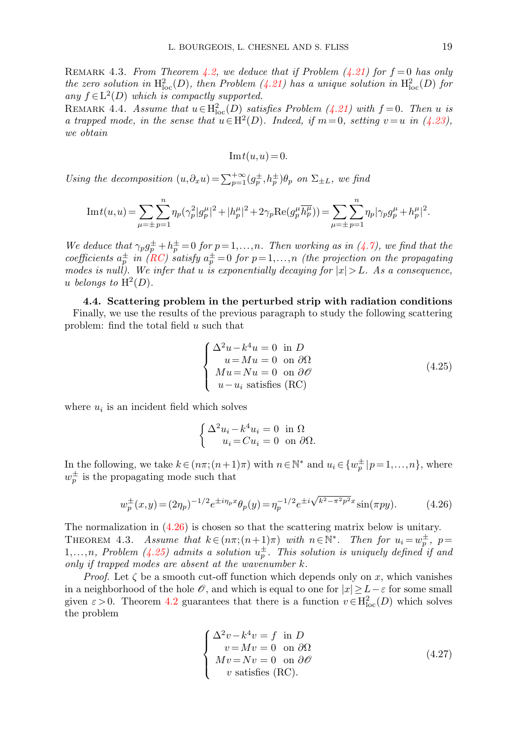Remark 4.3. *From Theorem 4.2, we deduce that if Problem (4.21) for $f=0$ has only the zero solution in $\mathrm{H}^2_{\mathrm{loc}}(D)$, then Problem (4.21) has a unique solution in $\mathrm{H}^2_{\mathrm{loc}}(D)$ for any $f\in \mathrm{L}^2(D)$ which is compactly supported.*

Remark 4.4. *Assume that $u\in \mathrm{H}^2_{\mathrm{loc}}(D)$ satisfies Problem (4.21) with $f=0$. Then $u$ is a trapped mode, in the sense that $u\in \mathrm{H}^2(D)$. Indeed, if $m=0$, setting $v=u$ in (4.23), we obtain*

$$\mathrm{Im}\, t(u,u)=0.$$

*Using the decomposition $(u,\partial_x u)=\sum_{p=1}^{+\infty}(g_p^{\pm},h_p^{\pm})\theta_p$ on $\Sigma_{\pm L}$, we find*

$$\mathrm{Im}\, t(u,u)=\sum_{\mu=\pm}\sum_{p=1}^{n}\eta_p(\gamma_p^2|g_p^{\mu}|^2+|h_p^{\mu}|^2+2\gamma_p\mathrm{Re}(g_p^{\mu}\overline{h_p^{\mu}}))=\sum_{\mu=\pm}\sum_{p=1}^{n}\eta_p|\gamma_p g_p^{\mu}+h_p^{\mu}|^2.$$

*We deduce that $\gamma_p g_p^{\pm}+h_p^{\pm}=0$ for $p=1,\dots,n$. Then working as in (4.7), we find that the coefficients $a_p^{\pm}$ in (RC) satisfy $a_p^{\pm}=0$ for $p=1,\dots,n$ (the projection on the propagating modes is null). We infer that $u$ is exponentially decaying for $|x|>L$. As a consequence, $u$ belongs to $\mathrm{H}^2(D)$.*

### 4.4. Scattering problem in the perturbed strip with radiation conditions

Finally, we use the results of the previous paragraph to study the following scattering problem: find the total field $u$ such that

$$\left\{\begin{array}{rl}\Delta^2 u-k^4u=0 & \text{in } D\\ u=Mu=0 & \text{on } \partial\Omega\\ Mu=Nu=0 & \text{on } \partial\mathscr{O}\\ u-u_i \text{ satisfies (RC)} & \end{array}\right. \tag{4.25}$$

where $u_i$ is an incident field which solves

$$\left\{\begin{array}{rl}\Delta^2 u_i-k^4u_i=0 & \text{in } \Omega\\ u_i=Cu_i=0 & \text{on } \partial\Omega.\end{array}\right.$$

In the following, we take $k\in(n\pi;(n+1)\pi)$ with $n\in\mathbb{N}^*$ and $u_i\in\{w_p^{\pm}\,|\,p=1,\dots,n\}$, where $w_p^{\pm}$ is the propagating mode such that

$$w_p^{\pm}(x,y)=(2\eta_p)^{-1/2}e^{\pm i\eta_p x}\theta_p(y)=\eta_p^{-1/2}e^{\pm i\sqrt{k^2-\pi^2p^2}x}\sin(\pi p y). \tag{4.26}$$

The normalization in (4.26) is chosen so that the scattering matrix below is unitary.

Theorem 4.3. *Assume that $k\in(n\pi;(n+1)\pi)$ with $n\in\mathbb{N}^*$. Then for $u_i=w_p^{\pm}$, $p=1,\dots,n$, Problem (4.25) admits a solution $u_p^{\pm}$. This solution is uniquely defined if and only if trapped modes are absent at the wavenumber $k$.*

*Proof.* Let $\zeta$ be a smooth cut-off function which depends only on $x$, which vanishes in a neighborhood of the hole $\mathscr{O}$, and which is equal to one for $|x|\ge L-\varepsilon$ for some small given $\varepsilon>0$. Theorem 4.2 guarantees that there is a function $v\in \mathrm{H}^2_{\mathrm{loc}}(D)$ which solves the problem

$$\left\{\begin{array}{rl}\Delta^2 v-k^4v=f & \text{in } D\\ v=Mv=0 & \text{on } \partial\Omega\\ Mv=Nv=0 & \text{on } \partial\mathscr{O}\\ v \text{ satisfies (RC).} & \end{array}\right. \tag{4.27}$$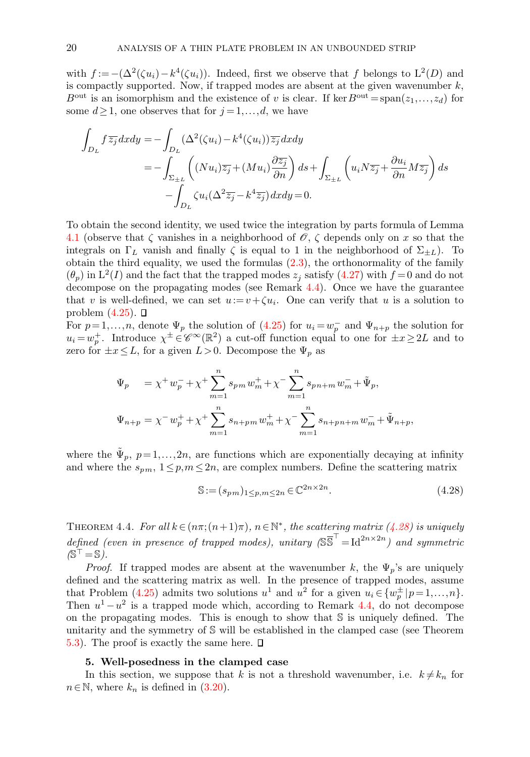with $f := -(\Delta^2(\zeta u_i) - k^4(\zeta u_i))$. Indeed, first we observe that $f$ belongs to $\mathrm{L}^2(D)$ and is compactly supported. Now, if trapped modes are absent at the given wavenumber $k$, $B^{\text{out}}$ is an isomorphism and the existence of $v$ is clear. If $\ker B^{\text{out}} = \text{span}(z_1, \dots, z_d)$ for some $d \geq 1$, one observes that for $j = 1, \dots, d$, we have

$$
\begin{aligned}
\int_{D_L} f\, \overline{z_j}\, dxdy &= -\int_{D_L} (\Delta^2(\zeta u_i) - k^4(\zeta u_i))\, \overline{z_j}\, dxdy \\
&= -\int_{\Sigma_{\pm L}} \left( (N u_i)\overline{z_j} + (M u_i)\frac{\partial \overline{z_j}}{\partial n} \right) ds + \int_{\Sigma_{\pm L}} \left( u_i N \overline{z_j} + \frac{\partial u_i}{\partial n} M \overline{z_j} \right) ds \\
&\quad - \int_{D_L} \zeta u_i (\Delta^2 \overline{z_j} - k^4 \overline{z_j})\, dxdy = 0.
\end{aligned}
$$

To obtain the second identity, we used twice the integration by parts formula of Lemma 4.1 (observe that $\zeta$ vanishes in a neighborhood of $\mathscr{O}$, $\zeta$ depends only on $x$ so that the integrals on $\Gamma_L$ vanish and finally $\zeta$ is equal to 1 in the neighborhood of $\Sigma_{\pm L}$). To obtain the third equality, we used the formulas (2.3), the orthonormality of the family $(\theta_p)$ in $\mathrm{L}^2(I)$ and the fact that the trapped modes $z_j$ satisfy (4.27) with $f = 0$ and do not decompose on the propagating modes (see Remark 4.4). Once we have the guarantee that $v$ is well-defined, we can set $u := v + \zeta u_i$. One can verify that $u$ is a solution to problem (4.25). □

For $p = 1, \dots, n$, denote $\Psi_p$ the solution of (4.25) for $u_i = w_p^-$ and $\Psi_{n+p}$ the solution for $u_i = w_p^+$. Introduce $\chi^\pm \in \mathscr{C}^\infty(\mathbb{R}^2)$ a cut-off function equal to one for $\pm x \geq 2L$ and to zero for $\pm x \leq L$, for a given $L > 0$. Decompose the $\Psi_p$ as

$$
\begin{aligned}
\Psi_p \quad &= \chi^+ w_p^- + \chi^+ \sum_{m=1}^{n} s_{pm}\, w_m^+ + \chi^- \sum_{m=1}^{n} s_{pn+m}\, w_m^- + \tilde{\Psi}_p, \\
\Psi_{n+p} &= \chi^- w_p^+ + \chi^+ \sum_{m=1}^{n} s_{n+pm}\, w_m^+ + \chi^- \sum_{m=1}^{n} s_{n+pn+m}\, w_m^- + \tilde{\Psi}_{n+p},
\end{aligned}
$$

where the $\tilde{\Psi}_p$, $p = 1, \dots, 2n$, are functions which are exponentially decaying at infinity and where the $s_{pm}$, $1 \leq p, m \leq 2n$, are complex numbers. Define the scattering matrix

$$
\mathbb{S} := (s_{pm})_{1 \leq p, m \leq 2n} \in \mathbb{C}^{2n \times 2n}. \tag{4.28}
$$

THEOREM 4.4. *For all $k \in (n\pi; (n+1)\pi)$, $n \in \mathbb{N}^*$, the scattering matrix (4.28) is uniquely defined (even in presence of trapped modes), unitary ($\mathbb{S}\overline{\mathbb{S}}^\top = \mathrm{Id}^{2n \times 2n}$) and symmetric ($\mathbb{S}^\top = \mathbb{S}$).*

*Proof.* If trapped modes are absent at the wavenumber $k$, the $\Psi_p$'s are uniquely defined and the scattering matrix as well. In the presence of trapped modes, assume that Problem (4.25) admits two solutions $u^1$ and $u^2$ for a given $u_i \in \{w_p^\pm \,|\, p = 1, \dots, n\}$. Then $u^1 - u^2$ is a trapped mode which, according to Remark 4.4, do not decompose on the propagating modes. This is enough to show that $\mathbb{S}$ is uniquely defined. The unitarity and the symmetry of $\mathbb{S}$ will be established in the clamped case (see Theorem 5.3). The proof is exactly the same here. □

## 5. Well-posedness in the clamped case

In this section, we suppose that $k$ is not a threshold wavenumber, i.e. $k \neq k_n$ for $n \in \mathbb{N}$, where $k_n$ is defined in (3.20).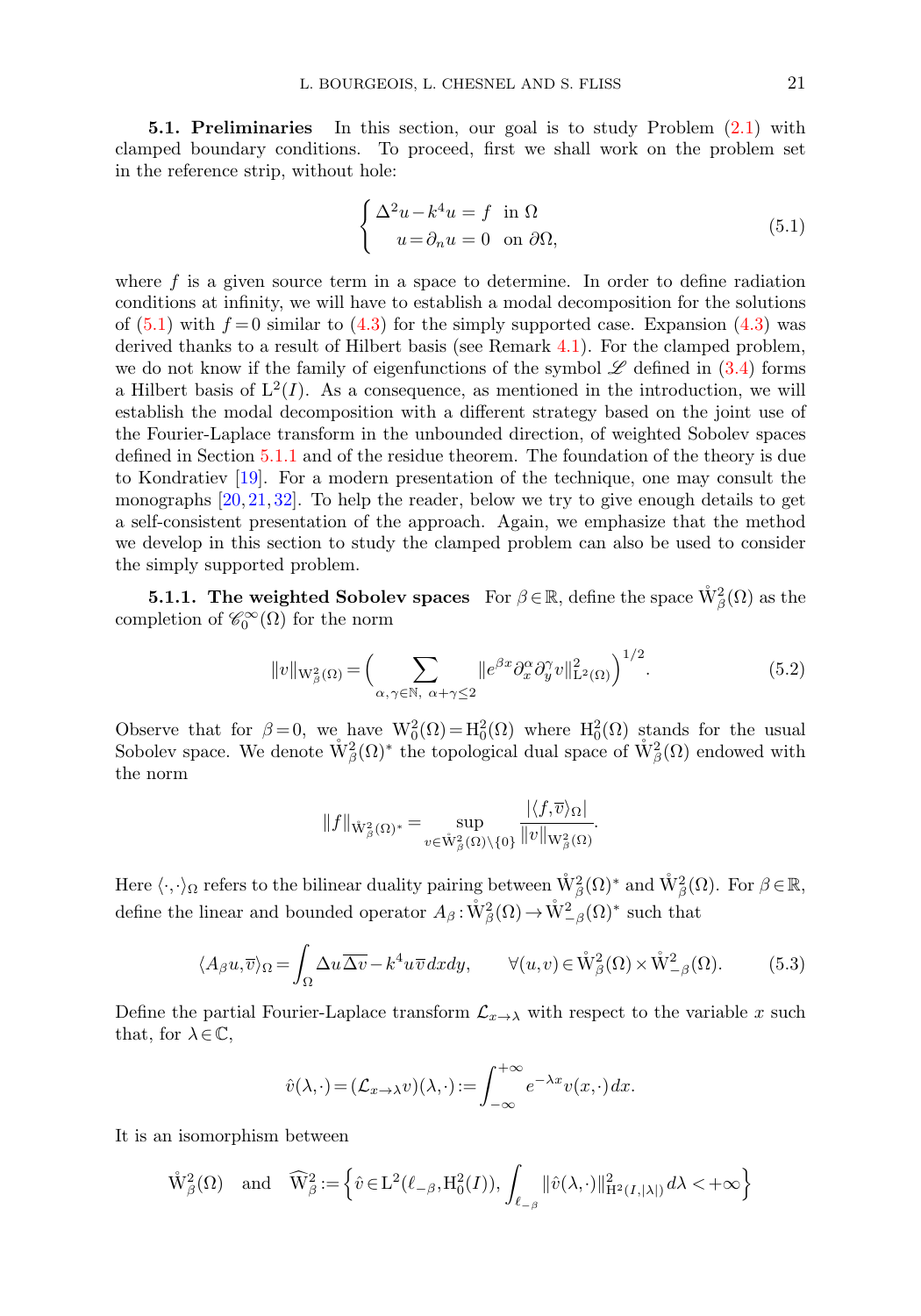**5.1. Preliminaries** In this section, our goal is to study Problem (2.1) with clamped boundary conditions. To proceed, first we shall work on the problem set in the reference strip, without hole:

$$
\begin{cases} \Delta^2 u - k^4 u = f & \text{in } \Omega \\ \quad u = \partial_n u = 0 & \text{on } \partial\Omega, \end{cases} \tag{5.1}
$$

where $f$ is a given source term in a space to determine. In order to define radiation conditions at infinity, we will have to establish a modal decomposition for the solutions of (5.1) with $f = 0$ similar to (4.3) for the simply supported case. Expansion (4.3) was derived thanks to a result of Hilbert basis (see Remark 4.1). For the clamped problem, we do not know if the family of eigenfunctions of the symbol $\mathscr{L}$ defined in (3.4) forms a Hilbert basis of $\mathrm{L}^2(I)$. As a consequence, as mentioned in the introduction, we will establish the modal decomposition with a different strategy based on the joint use of the Fourier-Laplace transform in the unbounded direction, of weighted Sobolev spaces defined in Section 5.1.1 and of the residue theorem. The foundation of the theory is due to Kondratiev [19]. For a modern presentation of the technique, one may consult the monographs [20, 21, 32]. To help the reader, below we try to give enough details to get a self-consistent presentation of the approach. Again, we emphasize that the method we develop in this section to study the clamped problem can also be used to consider the simply supported problem.

**5.1.1. The weighted Sobolev spaces** For $\beta \in \mathbb{R}$, define the space $\mathring{\mathrm{W}}^2_\beta(\Omega)$ as the completion of $\mathscr{C}^\infty_0(\Omega)$ for the norm

$$
\|v\|_{\mathrm{W}^2_\beta(\Omega)} = \Big( \sum_{\alpha,\gamma \in \mathbb{N},\ \alpha+\gamma \leq 2} \|e^{\beta x} \partial_x^\alpha \partial_y^\gamma v\|^2_{\mathrm{L}^2(\Omega)} \Big)^{1/2}. \tag{5.2}
$$

Observe that for $\beta = 0$, we have $\mathrm{W}^2_0(\Omega) = \mathrm{H}^2_0(\Omega)$ where $\mathrm{H}^2_0(\Omega)$ stands for the usual Sobolev space. We denote $\mathring{\mathrm{W}}^2_\beta(\Omega)^*$ the topological dual space of $\mathring{\mathrm{W}}^2_\beta(\Omega)$ endowed with the norm

$$
\|f\|_{\mathring{\mathrm{W}}^2_\beta(\Omega)^*} = \sup_{v \in \mathring{\mathrm{W}}^2_\beta(\Omega)\setminus\{0\}} \frac{|\langle f, \overline{v}\rangle_\Omega|}{\|v\|_{\mathrm{W}^2_\beta(\Omega)}}.
$$

Here $\langle \cdot,\cdot \rangle_\Omega$ refers to the bilinear duality pairing between $\mathring{\mathrm{W}}^2_\beta(\Omega)^*$ and $\mathring{\mathrm{W}}^2_\beta(\Omega)$. For $\beta \in \mathbb{R}$, define the linear and bounded operator $A_\beta : \mathring{\mathrm{W}}^2_\beta(\Omega) \to \mathring{\mathrm{W}}^2_{-\beta}(\Omega)^*$ such that

$$
\langle A_\beta u, \overline{v}\rangle_\Omega = \int_\Omega \Delta u \overline{\Delta v} - k^4 u \overline{v}\, dx dy, \qquad \forall (u,v) \in \mathring{\mathrm{W}}^2_\beta(\Omega) \times \mathring{\mathrm{W}}^2_{-\beta}(\Omega). \tag{5.3}
$$

Define the partial Fourier-Laplace transform $\mathcal{L}_{x\to\lambda}$ with respect to the variable $x$ such that, for $\lambda \in \mathbb{C}$,

$$
\hat{v}(\lambda,\cdot) = (\mathcal{L}_{x\to\lambda} v)(\lambda,\cdot) := \int_{-\infty}^{+\infty} e^{-\lambda x} v(x,\cdot)\, dx.
$$

It is an isomorphism between

$$
\mathring{\mathrm{W}}^2_\beta(\Omega) \quad \text{and} \quad \widehat{\mathrm{W}}^2_\beta := \Big\{ \hat{v} \in \mathrm{L}^2(\ell_{-\beta}, \mathrm{H}^2_0(I)),\ \int_{\ell_{-\beta}} \|\hat{v}(\lambda,\cdot)\|^2_{\mathrm{H}^2(I,|\lambda|)}\, d\lambda < +\infty \Big\}
$$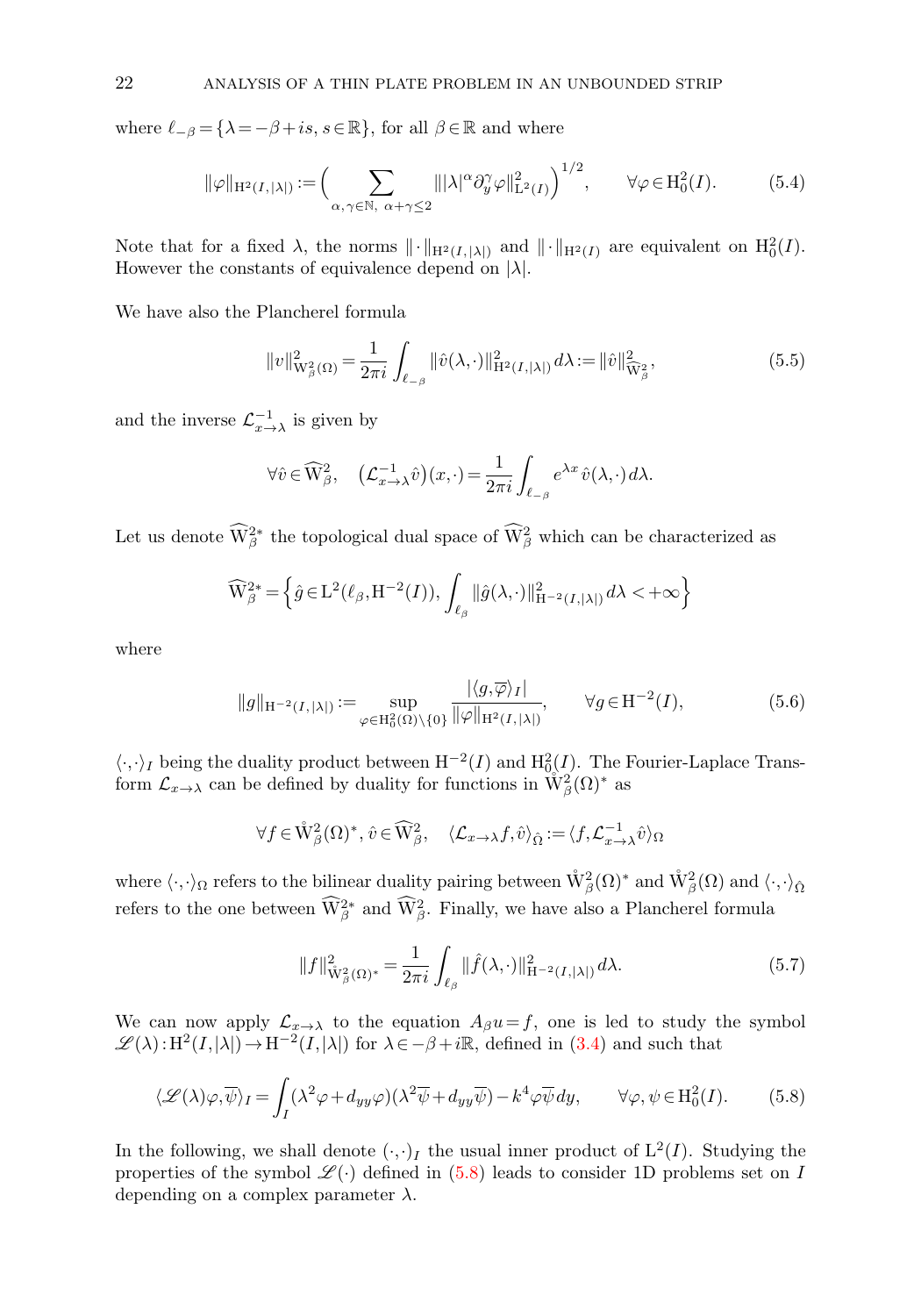where $\ell_{-\beta} = \{\lambda = -\beta + is, s \in \mathbb{R}\}$, for all $\beta \in \mathbb{R}$ and where

$$\|\varphi\|_{\mathrm{H}^2(I,|\lambda|)} := \Big( \sum_{\alpha,\gamma\in\mathbb{N},\ \alpha+\gamma\le 2} \||\lambda|^\alpha \partial_y^\gamma \varphi\|^2_{\mathrm{L}^2(I)} \Big)^{1/2}, \qquad \forall \varphi \in \mathrm{H}^2_0(I). \tag{5.4}$$

Note that for a fixed $\lambda$, the norms $\|\cdot\|_{\mathrm{H}^2(I,|\lambda|)}$ and $\|\cdot\|_{\mathrm{H}^2(I)}$ are equivalent on $\mathrm{H}^2_0(I)$. However the constants of equivalence depend on $|\lambda|$.

We have also the Plancherel formula

$$\|v\|^2_{\mathrm{W}^2_\beta(\Omega)} = \frac{1}{2\pi i} \int_{\ell_{-\beta}} \|\hat{v}(\lambda,\cdot)\|^2_{\mathrm{H}^2(I,|\lambda|)} \, d\lambda := \|\hat{v}\|^2_{\widehat{\mathrm{W}}^2_\beta}, \tag{5.5}$$

and the inverse $\mathcal{L}^{-1}_{x\to\lambda}$ is given by

$$\forall \hat{v} \in \widehat{\mathrm{W}}^2_\beta, \quad \big(\mathcal{L}^{-1}_{x\to\lambda}\hat{v}\big)(x,\cdot) = \frac{1}{2\pi i}\int_{\ell_{-\beta}} e^{\lambda x}\hat{v}(\lambda,\cdot)\, d\lambda.$$

Let us denote $\widehat{\mathrm{W}}^{2*}_\beta$ the topological dual space of $\widehat{\mathrm{W}}^2_\beta$ which can be characterized as

$$\widehat{\mathrm{W}}^{2*}_\beta = \Big\{ \hat{g} \in \mathrm{L}^2(\ell_\beta, \mathrm{H}^{-2}(I)), \int_{\ell_\beta} \|\hat{g}(\lambda,\cdot)\|^2_{\mathrm{H}^{-2}(I,|\lambda|)} \, d\lambda < +\infty \Big\}$$

where

$$\|g\|_{\mathrm{H}^{-2}(I,|\lambda|)} := \sup_{\varphi \in \mathrm{H}^2_0(\Omega)\setminus\{0\}} \frac{|\langle g, \overline{\varphi}\rangle_I|}{\|\varphi\|_{\mathrm{H}^2(I,|\lambda|)}}, \qquad \forall g \in \mathrm{H}^{-2}(I), \tag{5.6}$$

$\langle\cdot,\cdot\rangle_I$ being the duality product between $\mathrm{H}^{-2}(I)$ and $\mathrm{H}^2_0(I)$. The Fourier-Laplace Transform $\mathcal{L}_{x\to\lambda}$ can be defined by duality for functions in $\mathring{\mathrm{W}}^2_\beta(\Omega)^*$ as

$$\forall f \in \mathring{\mathrm{W}}^2_\beta(\Omega)^*,\ \hat{v} \in \widehat{\mathrm{W}}^2_\beta, \quad \langle \mathcal{L}_{x\to\lambda} f, \hat{v}\rangle_{\hat{\Omega}} := \langle f, \mathcal{L}^{-1}_{x\to\lambda}\hat{v}\rangle_\Omega$$

where $\langle\cdot,\cdot\rangle_\Omega$ refers to the bilinear duality pairing between $\mathring{\mathrm{W}}^2_\beta(\Omega)^*$ and $\mathring{\mathrm{W}}^2_\beta(\Omega)$ and $\langle\cdot,\cdot\rangle_{\hat{\Omega}}$ refers to the one between $\widehat{\mathrm{W}}^{2*}_\beta$ and $\widehat{\mathrm{W}}^2_\beta$. Finally, we have also a Plancherel formula

$$\|f\|^2_{\mathring{\mathrm{W}}^2_\beta(\Omega)^*} = \frac{1}{2\pi i}\int_{\ell_\beta} \|\hat{f}(\lambda,\cdot)\|^2_{\mathrm{H}^{-2}(I,|\lambda|)} \, d\lambda. \tag{5.7}$$

We can now apply $\mathcal{L}_{x\to\lambda}$ to the equation $A_\beta u = f$, one is led to study the symbol $\mathscr{L}(\lambda) : \mathrm{H}^2(I,|\lambda|) \to \mathrm{H}^{-2}(I,|\lambda|)$ for $\lambda \in -\beta + i\mathbb{R}$, defined in (3.4) and such that

$$\langle \mathscr{L}(\lambda)\varphi, \overline{\psi}\rangle_I = \int_I (\lambda^2\varphi + d_{yy}\varphi)(\lambda^2\overline{\psi} + d_{yy}\overline{\psi}) - k^4\varphi\overline{\psi}\, dy, \qquad \forall \varphi,\psi \in \mathrm{H}^2_0(I). \tag{5.8}$$

In the following, we shall denote $(\cdot,\cdot)_I$ the usual inner product of $\mathrm{L}^2(I)$. Studying the properties of the symbol $\mathscr{L}(\cdot)$ defined in (5.8) leads to consider 1D problems set on $I$ depending on a complex parameter $\lambda$.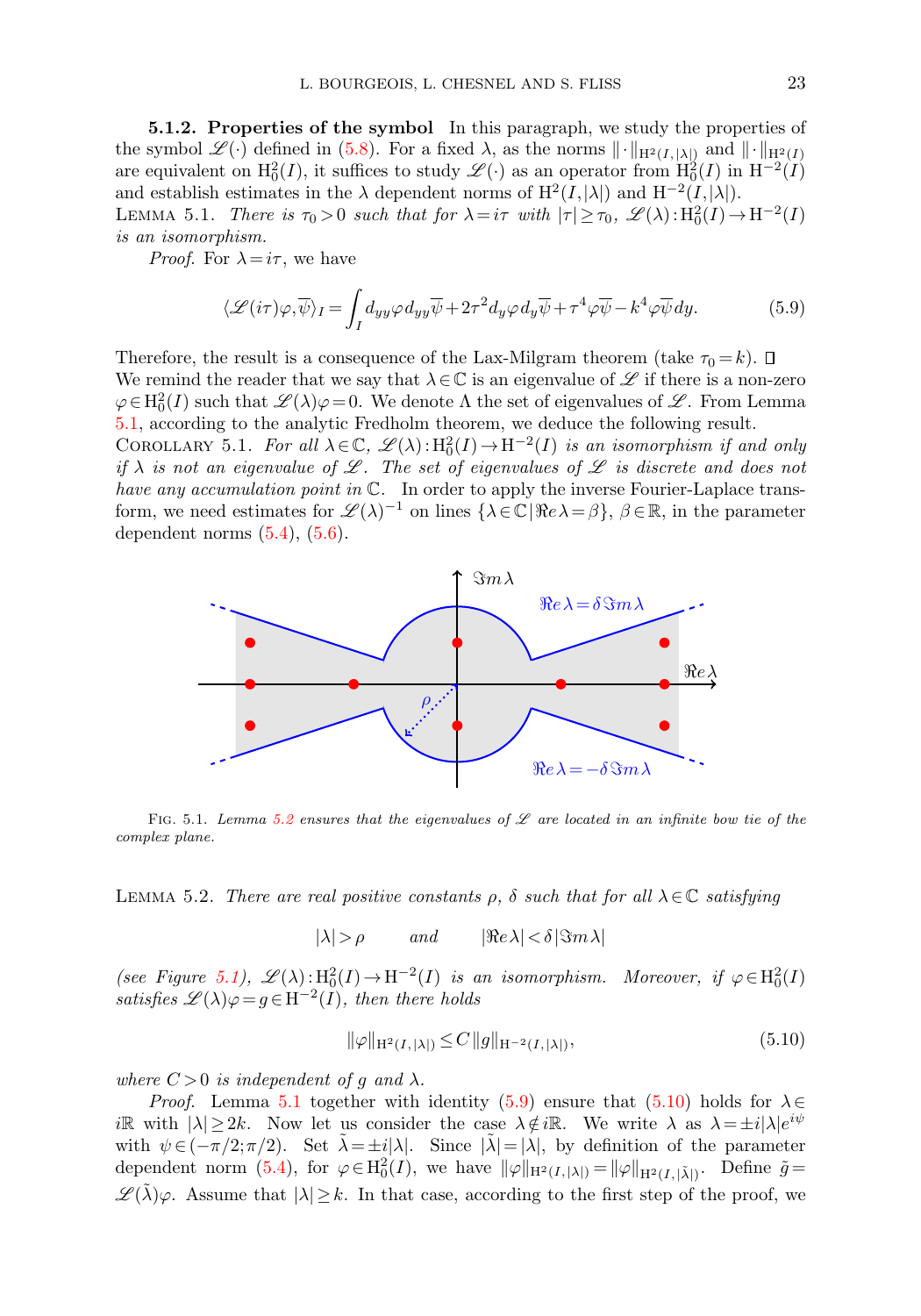**5.1.2. Properties of the symbol** In this paragraph, we study the properties of the symbol $\mathscr{L}(\cdot)$ defined in (5.8). For a fixed $\lambda$, as the norms $\|\cdot\|_{\mathrm{H}^2(I,|\lambda|)}$ and $\|\cdot\|_{\mathrm{H}^2(I)}$ are equivalent on $\mathrm{H}^2_0(I)$, it suffices to study $\mathscr{L}(\cdot)$ as an operator from $\mathrm{H}^2_0(I)$ in $\mathrm{H}^{-2}(I)$ and establish estimates in the $\lambda$ dependent norms of $\mathrm{H}^2(I,|\lambda|)$ and $\mathrm{H}^{-2}(I,|\lambda|)$.

Lemma 5.1. *There is $\tau_0>0$ such that for $\lambda=i\tau$ with $|\tau|\ge\tau_0$, $\mathscr{L}(\lambda):\mathrm{H}^2_0(I)\to\mathrm{H}^{-2}(I)$ is an isomorphism.*

*Proof.* For $\lambda=i\tau$, we have

$$\langle\mathscr{L}(i\tau)\varphi,\overline{\psi}\rangle_I=\int_I d_{yy}\varphi\, d_{yy}\overline{\psi}+2\tau^2 d_y\varphi\, d_y\overline{\psi}+\tau^4\varphi\overline{\psi}-k^4\varphi\overline{\psi}\,dy. \tag{5.9}$$

Therefore, the result is a consequence of the Lax-Milgram theorem (take $\tau_0=k$). □

We remind the reader that we say that $\lambda\in\mathbb{C}$ is an eigenvalue of $\mathscr{L}$ if there is a non-zero $\varphi\in\mathrm{H}^2_0(I)$ such that $\mathscr{L}(\lambda)\varphi=0$. We denote $\Lambda$ the set of eigenvalues of $\mathscr{L}$. From Lemma 5.1, according to the analytic Fredholm theorem, we deduce the following result.

Corollary 5.1. *For all $\lambda\in\mathbb{C}$, $\mathscr{L}(\lambda):\mathrm{H}^2_0(I)\to\mathrm{H}^{-2}(I)$ is an isomorphism if and only if $\lambda$ is not an eigenvalue of $\mathscr{L}$. The set of eigenvalues of $\mathscr{L}$ is discrete and does not have any accumulation point in $\mathbb{C}$.* In order to apply the inverse Fourier-Laplace transform, we need estimates for $\mathscr{L}(\lambda)^{-1}$ on lines $\{\lambda\in\mathbb{C}\,|\,\Re e\lambda=\beta\}$, $\beta\in\mathbb{R}$, in the parameter dependent norms (5.4), (5.6).

Fig. 5.1. *Lemma 5.2 ensures that the eigenvalues of $\mathscr{L}$ are located in an infinite bow tie of the complex plane.*

Lemma 5.2. *There are real positive constants $\rho$, $\delta$ such that for all $\lambda\in\mathbb{C}$ satisfying*

$$|\lambda|>\rho \qquad \text{and} \qquad |\Re e\lambda|<\delta|\Im m\lambda|$$

*(see Figure 5.1), $\mathscr{L}(\lambda):\mathrm{H}^2_0(I)\to\mathrm{H}^{-2}(I)$ is an isomorphism. Moreover, if $\varphi\in\mathrm{H}^2_0(I)$ satisfies $\mathscr{L}(\lambda)\varphi=g\in\mathrm{H}^{-2}(I)$, then there holds*

$$\|\varphi\|_{\mathrm{H}^2(I,|\lambda|)}\le C\,\|g\|_{\mathrm{H}^{-2}(I,|\lambda|)}, \tag{5.10}$$

*where $C>0$ is independent of $g$ and $\lambda$.*

*Proof.* Lemma 5.1 together with identity (5.9) ensure that (5.10) holds for $\lambda\in i\mathbb{R}$ with $|\lambda|\ge 2k$. Now let us consider the case $\lambda\notin i\mathbb{R}$. We write $\lambda$ as $\lambda=\pm i|\lambda|e^{i\psi}$ with $\psi\in(-\pi/2;\pi/2)$. Set $\tilde{\lambda}=\pm i|\lambda|$. Since $|\tilde{\lambda}|=|\lambda|$, by definition of the parameter dependent norm (5.4), for $\varphi\in\mathrm{H}^2_0(I)$, we have $\|\varphi\|_{\mathrm{H}^2(I,|\lambda|)}=\|\varphi\|_{\mathrm{H}^2(I,|\tilde{\lambda}|)}$. Define $\tilde{g}=\mathscr{L}(\tilde{\lambda})\varphi$. Assume that $|\lambda|\ge k$. In that case, according to the first step of the proof, we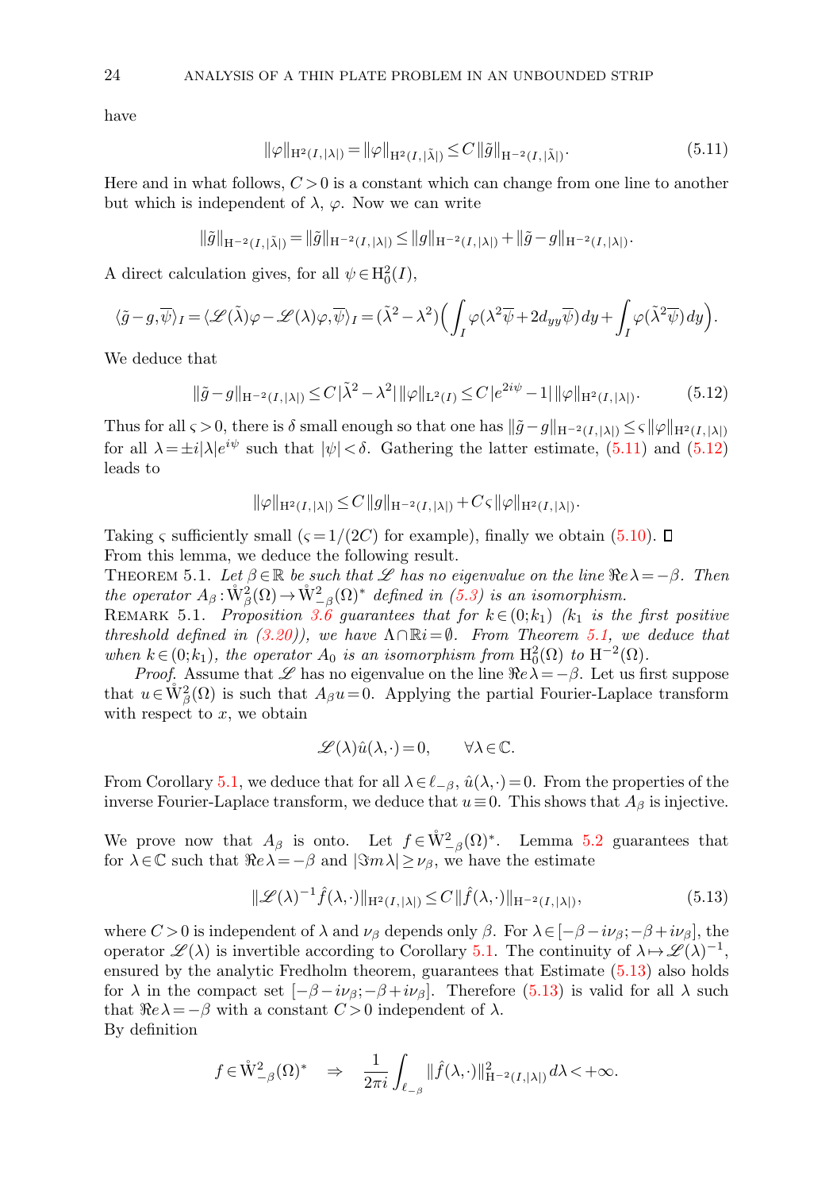have

$$\|\varphi\|_{\mathrm{H}^2(I,|\lambda|)} = \|\varphi\|_{\mathrm{H}^2(I,|\tilde{\lambda}|)} \leq C\|\tilde{g}\|_{\mathrm{H}^{-2}(I,|\tilde{\lambda}|)}. \tag{5.11}$$

Here and in what follows, $C>0$ is a constant which can change from one line to another but which is independent of $\lambda$, $\varphi$. Now we can write

$$\|\tilde{g}\|_{\mathrm{H}^{-2}(I,|\tilde{\lambda}|)} = \|\tilde{g}\|_{\mathrm{H}^{-2}(I,|\lambda|)} \leq \|g\|_{\mathrm{H}^{-2}(I,|\lambda|)} + \|\tilde{g}-g\|_{\mathrm{H}^{-2}(I,|\lambda|)}.$$

A direct calculation gives, for all $\psi \in \mathrm{H}^2_0(I)$,

$$\langle \tilde{g}-g, \overline{\psi}\rangle_I = \langle \mathscr{L}(\tilde{\lambda})\varphi - \mathscr{L}(\lambda)\varphi, \overline{\psi}\rangle_I = (\tilde{\lambda}^2-\lambda^2)\Big(\int_I \varphi(\lambda^2\overline{\psi} + 2d_{yy}\overline{\psi})\,dy + \int_I \varphi(\tilde{\lambda}^2\overline{\psi})\,dy\Big).$$

We deduce that

$$\|\tilde{g}-g\|_{\mathrm{H}^{-2}(I,|\lambda|)} \leq C|\tilde{\lambda}^2-\lambda^2|\,\|\varphi\|_{\mathrm{L}^2(I)} \leq C|e^{2i\psi}-1|\,\|\varphi\|_{\mathrm{H}^2(I,|\lambda|)}. \tag{5.12}$$

Thus for all $\varsigma>0$, there is $\delta$ small enough so that one has $\|\tilde{g}-g\|_{\mathrm{H}^{-2}(I,|\lambda|)} \leq \varsigma\|\varphi\|_{\mathrm{H}^2(I,|\lambda|)}$ for all $\lambda = \pm i|\lambda|e^{i\psi}$ such that $|\psi|<\delta$. Gathering the latter estimate, (5.11) and (5.12) leads to

$$\|\varphi\|_{\mathrm{H}^2(I,|\lambda|)} \leq C\|g\|_{\mathrm{H}^{-2}(I,|\lambda|)} + C\varsigma\|\varphi\|_{\mathrm{H}^2(I,|\lambda|)}.$$

Taking $\varsigma$ sufficiently small ($\varsigma = 1/(2C)$ for example), finally we obtain (5.10). ☐

From this lemma, we deduce the following result.

THEOREM 5.1. *Let $\beta\in\mathbb{R}$ be such that $\mathscr{L}$ has no eigenvalue on the line $\Re e\,\lambda = -\beta$. Then the operator $A_\beta : \mathring{\mathrm{W}}^2_\beta(\Omega) \to \mathring{\mathrm{W}}^2_{-\beta}(\Omega)^*$ defined in (5.3) is an isomorphism.*

REMARK 5.1. *Proposition 3.6 guarantees that for $k\in(0;k_1)$ ($k_1$ is the first positive threshold defined in (3.20)), we have $\Lambda\cap\mathbb{R}i = \emptyset$. From Theorem 5.1, we deduce that when $k\in(0;k_1)$, the operator $A_0$ is an isomorphism from $\mathrm{H}^2_0(\Omega)$ to $\mathrm{H}^{-2}(\Omega)$.*

*Proof.* Assume that $\mathscr{L}$ has no eigenvalue on the line $\Re e\,\lambda = -\beta$. Let us first suppose that $u\in\mathring{\mathrm{W}}^2_\beta(\Omega)$ is such that $A_\beta u = 0$. Applying the partial Fourier-Laplace transform with respect to $x$, we obtain

$$\mathscr{L}(\lambda)\hat{u}(\lambda,\cdot) = 0, \qquad \forall\lambda\in\mathbb{C}.$$

From Corollary 5.1, we deduce that for all $\lambda\in\ell_{-\beta}$, $\hat{u}(\lambda,\cdot)=0$. From the properties of the inverse Fourier-Laplace transform, we deduce that $u\equiv 0$. This shows that $A_\beta$ is injective.

We prove now that $A_\beta$ is onto. Let $f\in\mathring{\mathrm{W}}^2_{-\beta}(\Omega)^*$. Lemma 5.2 guarantees that for $\lambda\in\mathbb{C}$ such that $\Re e\,\lambda=-\beta$ and $|\Im m\,\lambda|\geq\nu_\beta$, we have the estimate

$$\|\mathscr{L}(\lambda)^{-1}\hat{f}(\lambda,\cdot)\|_{\mathrm{H}^2(I,|\lambda|)} \leq C\|\hat{f}(\lambda,\cdot)\|_{\mathrm{H}^{-2}(I,|\lambda|)}, \tag{5.13}$$

where $C>0$ is independent of $\lambda$ and $\nu_\beta$ depends only $\beta$. For $\lambda\in[-\beta-i\nu_\beta;-\beta+i\nu_\beta]$, the operator $\mathscr{L}(\lambda)$ is invertible according to Corollary 5.1. The continuity of $\lambda\mapsto\mathscr{L}(\lambda)^{-1}$, ensured by the analytic Fredholm theorem, guarantees that Estimate (5.13) also holds for $\lambda$ in the compact set $[-\beta-i\nu_\beta;-\beta+i\nu_\beta]$. Therefore (5.13) is valid for all $\lambda$ such that $\Re e\,\lambda=-\beta$ with a constant $C>0$ independent of $\lambda$.

By definition

$$f\in\mathring{\mathrm{W}}^2_{-\beta}(\Omega)^* \quad\Rightarrow\quad \frac{1}{2\pi i}\int_{\ell_{-\beta}}\|\hat{f}(\lambda,\cdot)\|^2_{\mathrm{H}^{-2}(I,|\lambda|)}\,d\lambda < +\infty.$$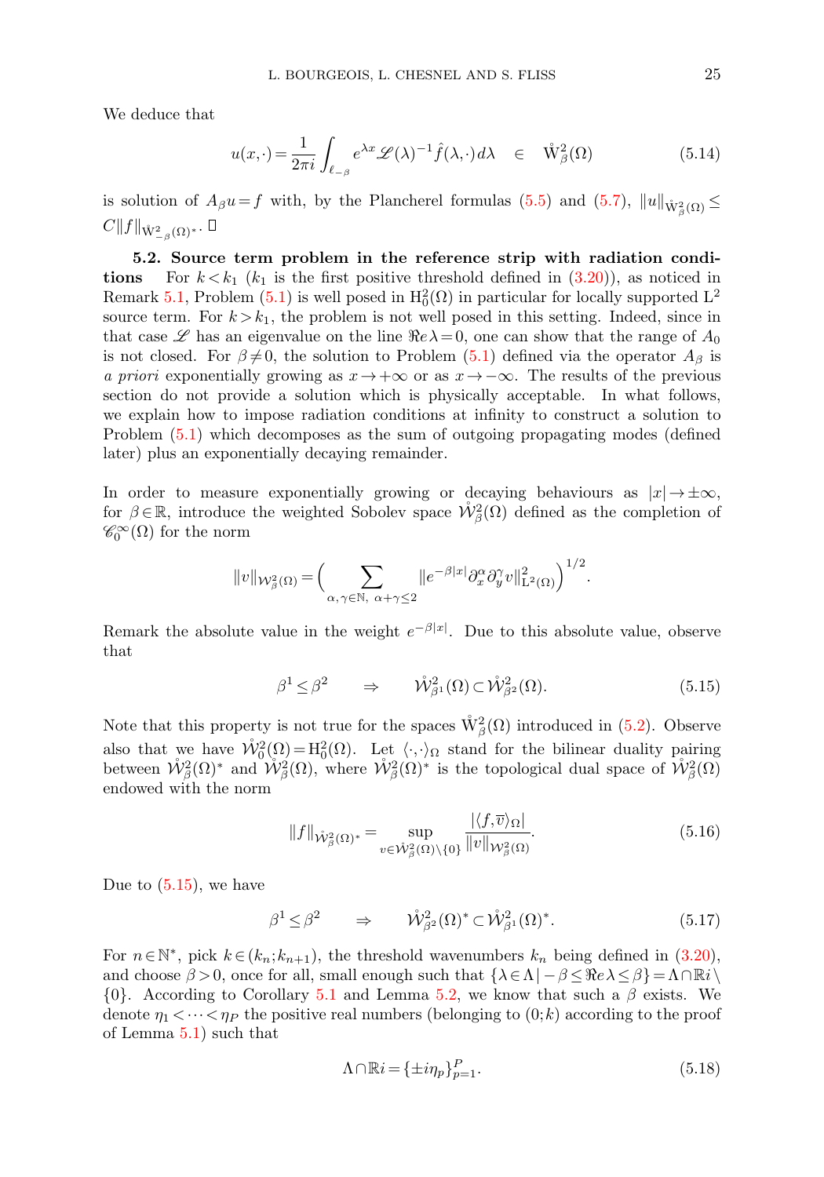We deduce that

$$u(x,\cdot)=\frac{1}{2\pi i}\int_{\ell_{-\beta}} e^{\lambda x}\mathscr{L}(\lambda)^{-1}\hat{f}(\lambda,\cdot)\,d\lambda \quad\in\quad \mathring{\mathrm{W}}^2_\beta(\Omega) \tag{5.14}$$

is solution of $A_\beta u=f$ with, by the Plancherel formulas (5.5) and (5.7), $\|u\|_{\mathring{\mathrm{W}}^2_\beta(\Omega)}\le C\|f\|_{\mathring{\mathrm{W}}^2_{-\beta}(\Omega)^*}$. □

**5.2. Source term problem in the reference strip with radiation conditions** For $k<k_1$ ($k_1$ is the first positive threshold defined in (3.20)), as noticed in Remark 5.1, Problem (5.1) is well posed in $\mathrm{H}^2_0(\Omega)$ in particular for locally supported $\mathrm{L}^2$ source term. For $k>k_1$, the problem is not well posed in this setting. Indeed, since in that case $\mathscr{L}$ has an eigenvalue on the line $\Re e\lambda=0$, one can show that the range of $A_0$ is not closed. For $\beta\neq0$, the solution to Problem (5.1) defined via the operator $A_\beta$ is *a priori* exponentially growing as $x\to+\infty$ or as $x\to-\infty$. The results of the previous section do not provide a solution which is physically acceptable. In what follows, we explain how to impose radiation conditions at infinity to construct a solution to Problem (5.1) which decomposes as the sum of outgoing propagating modes (defined later) plus an exponentially decaying remainder.

In order to measure exponentially growing or decaying behaviours as $|x|\to\pm\infty$, for $\beta\in\mathbb{R}$, introduce the weighted Sobolev space $\mathring{\mathcal{W}}^2_\beta(\Omega)$ defined as the completion of $\mathscr{C}^\infty_0(\Omega)$ for the norm

$$\|v\|_{\mathcal{W}^2_\beta(\Omega)}=\Big(\sum_{\alpha,\gamma\in\mathbb{N},\ \alpha+\gamma\le2}\|e^{-\beta|x|}\partial_x^\alpha\partial_y^\gamma v\|^2_{\mathrm{L}^2(\Omega)}\Big)^{1/2}.$$

Remark the absolute value in the weight $e^{-\beta|x|}$. Due to this absolute value, observe that

$$\beta^1\le\beta^2\qquad\Rightarrow\qquad \mathring{\mathcal{W}}^2_{\beta^1}(\Omega)\subset\mathring{\mathcal{W}}^2_{\beta^2}(\Omega). \tag{5.15}$$

Note that this property is not true for the spaces $\mathring{\mathrm{W}}^2_\beta(\Omega)$ introduced in (5.2). Observe also that we have $\mathring{\mathcal{W}}^2_0(\Omega)=\mathrm{H}^2_0(\Omega)$. Let $\langle\cdot,\cdot\rangle_\Omega$ stand for the bilinear duality pairing between $\mathring{\mathcal{W}}^2_\beta(\Omega)^*$ and $\mathring{\mathcal{W}}^2_\beta(\Omega)$, where $\mathring{\mathcal{W}}^2_\beta(\Omega)^*$ is the topological dual space of $\mathring{\mathcal{W}}^2_\beta(\Omega)$ endowed with the norm

$$\|f\|_{\mathring{\mathcal{W}}^2_\beta(\Omega)^*}=\sup_{v\in\mathring{\mathcal{W}}^2_\beta(\Omega)\setminus\{0\}}\frac{|\langle f,\overline{v}\rangle_\Omega|}{\|v\|_{\mathcal{W}^2_\beta(\Omega)}}. \tag{5.16}$$

Due to (5.15), we have

$$\beta^1\le\beta^2\qquad\Rightarrow\qquad \mathring{\mathcal{W}}^2_{\beta^2}(\Omega)^*\subset\mathring{\mathcal{W}}^2_{\beta^1}(\Omega)^*. \tag{5.17}$$

For $n\in\mathbb{N}^*$, pick $k\in(k_n;k_{n+1})$, the threshold wavenumbers $k_n$ being defined in (3.20), and choose $\beta>0$, once for all, small enough such that $\{\lambda\in\Lambda\,|\,-\beta\le\Re e\lambda\le\beta\}=\Lambda\cap\mathbb{R}i\setminus\{0\}$. According to Corollary 5.1 and Lemma 5.2, we know that such a $\beta$ exists. We denote $\eta_1<\dots<\eta_P$ the positive real numbers (belonging to $(0;k)$ according to the proof of Lemma 5.1) such that

$$\Lambda\cap\mathbb{R}i=\{\pm i\eta_p\}_{p=1}^P. \tag{5.18}$$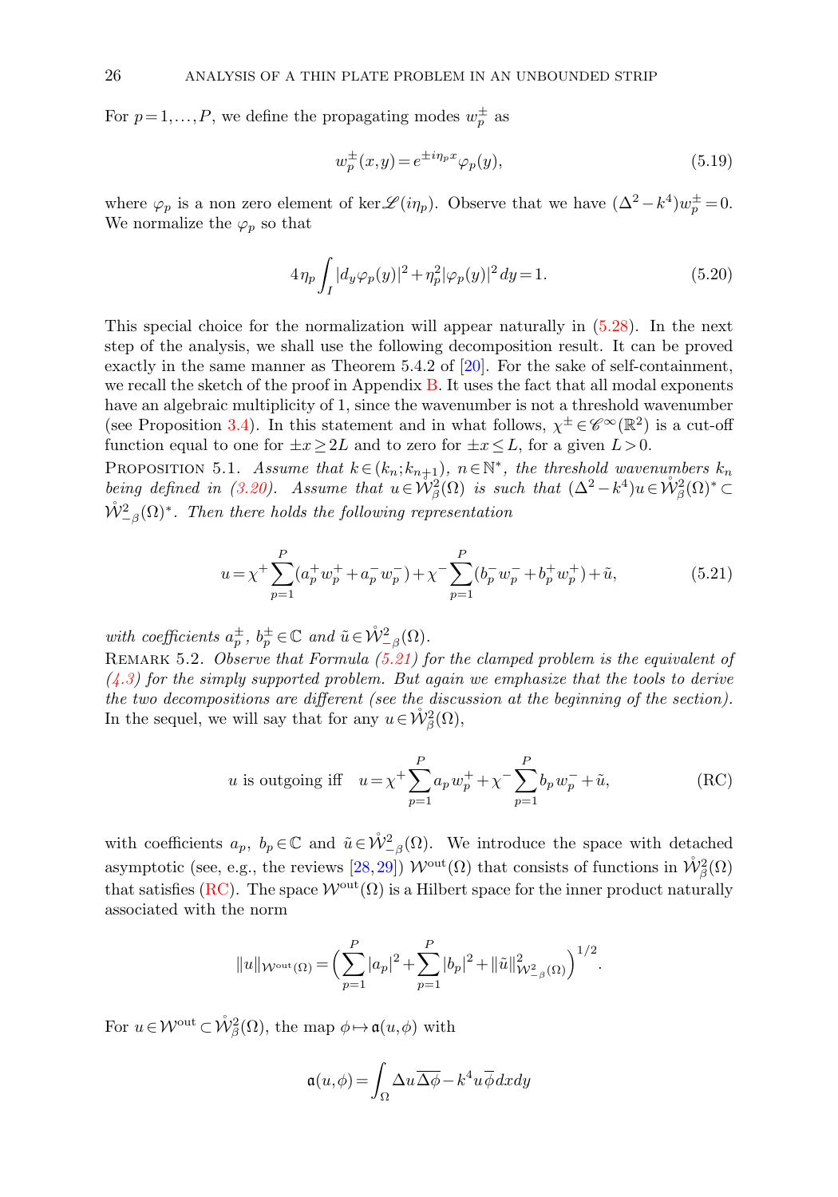For $p = 1, \dots, P$, we define the propagating modes $w_p^\pm$ as

$$w_p^\pm(x,y) = e^{\pm i\eta_p x}\varphi_p(y), \tag{5.19}$$

where $\varphi_p$ is a non zero element of $\ker \mathscr{L}(i\eta_p)$. Observe that we have $(\Delta^2 - k^4)w_p^\pm = 0$. We normalize the $\varphi_p$ so that

$$4\eta_p \int_I |d_y\varphi_p(y)|^2 + \eta_p^2|\varphi_p(y)|^2\,dy = 1. \tag{5.20}$$

This special choice for the normalization will appear naturally in (5.28). In the next step of the analysis, we shall use the following decomposition result. It can be proved exactly in the same manner as Theorem 5.4.2 of [20]. For the sake of self-containment, we recall the sketch of the proof in Appendix B. It uses the fact that all modal exponents have an algebraic multiplicity of 1, since the wavenumber is not a threshold wavenumber (see Proposition 3.4). In this statement and in what follows, $\chi^\pm \in \mathscr{C}^\infty(\mathbb{R}^2)$ is a cut-off function equal to one for $\pm x \geq 2L$ and to zero for $\pm x \leq L$, for a given $L > 0$.

Proposition 5.1. *Assume that $k \in (k_n; k_{n+1})$, $n \in \mathbb{N}^*$, the threshold wavenumbers $k_n$ being defined in (3.20). Assume that $u \in \mathring{\mathcal{W}}^2_\beta(\Omega)$ is such that $(\Delta^2 - k^4)u \in \mathring{\mathcal{W}}^2_\beta(\Omega)^* \subset \mathring{\mathcal{W}}^2_{-\beta}(\Omega)^*$. Then there holds the following representation*

$$u = \chi^+\sum_{p=1}^{P}(a_p^+ w_p^+ + a_p^- w_p^-) + \chi^-\sum_{p=1}^{P}(b_p^- w_p^- + b_p^+ w_p^+) + \tilde{u}, \tag{5.21}$$

*with coefficients $a_p^\pm$, $b_p^\pm \in \mathbb{C}$ and $\tilde{u} \in \mathring{\mathcal{W}}^2_{-\beta}(\Omega)$.*

Remark 5.2. *Observe that Formula (5.21) for the clamped problem is the equivalent of (4.3) for the simply supported problem. But again we emphasize that the tools to derive the two decompositions are different (see the discussion at the beginning of the section).*

In the sequel, we will say that for any $u \in \mathring{\mathcal{W}}^2_\beta(\Omega)$,

$$u \text{ is outgoing iff} \quad u = \chi^+\sum_{p=1}^{P}a_p w_p^+ + \chi^-\sum_{p=1}^{P}b_p w_p^- + \tilde{u}, \tag{RC}$$

with coefficients $a_p$, $b_p \in \mathbb{C}$ and $\tilde{u} \in \mathring{\mathcal{W}}^2_{-\beta}(\Omega)$. We introduce the space with detached asymptotic (see, e.g., the reviews [28, 29]) $\mathcal{W}^{\text{out}}(\Omega)$ that consists of functions in $\mathring{\mathcal{W}}^2_\beta(\Omega)$ that satisfies (RC). The space $\mathcal{W}^{\text{out}}(\Omega)$ is a Hilbert space for the inner product naturally associated with the norm

$$\|u\|_{\mathcal{W}^{\text{out}}(\Omega)} = \Big(\sum_{p=1}^{P}|a_p|^2 + \sum_{p=1}^{P}|b_p|^2 + \|\tilde{u}\|^2_{\mathcal{W}^2_{-\beta}(\Omega)}\Big)^{1/2}.$$

For $u \in \mathcal{W}^{\text{out}} \subset \mathring{\mathcal{W}}^2_\beta(\Omega)$, the map $\phi \mapsto \mathfrak{a}(u,\phi)$ with

$$\mathfrak{a}(u,\phi) = \int_\Omega \Delta u\overline{\Delta\phi} - k^4 u\overline{\phi}\,dxdy$$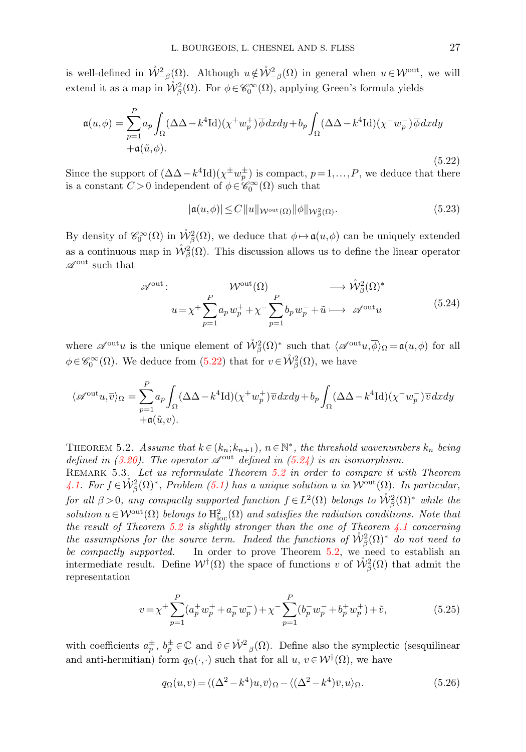is well-defined in $\mathring{\mathcal{W}}^2_{-\beta}(\Omega)$. Although $u\notin\mathring{\mathcal{W}}^2_{-\beta}(\Omega)$ in general when $u\in\mathcal{W}^{\text{out}}$, we will extend it as a map in $\mathring{\mathcal{W}}^2_{\beta}(\Omega)$. For $\phi\in\mathscr{C}^\infty_0(\Omega)$, applying Green's formula yields

$$
\begin{aligned}
\mathfrak{a}(u,\phi) = &\sum_{p=1}^{P} a_p\int_\Omega(\Delta\Delta-k^4\mathrm{Id})(\chi^+w_p^+)\overline{\phi}\,dxdy+b_p\int_\Omega(\Delta\Delta-k^4\mathrm{Id})(\chi^-w_p^-)\overline{\phi}\,dxdy\\
&+\mathfrak{a}(\tilde{u},\phi).
\end{aligned}
\tag{5.22}
$$

Since the support of $(\Delta\Delta-k^4\mathrm{Id})(\chi^\pm w_p^\pm)$ is compact, $p=1,\dots,P$, we deduce that there is a constant $C>0$ independent of $\phi\in\mathscr{C}^\infty_0(\Omega)$ such that

$$
|\mathfrak{a}(u,\phi)|\le C\|u\|_{\mathcal{W}^{\text{out}}(\Omega)}\|\phi\|_{\mathcal{W}^2_\beta(\Omega)}. \tag{5.23}
$$

By density of $\mathscr{C}^\infty_0(\Omega)$ in $\mathring{\mathcal{W}}^2_\beta(\Omega)$, we deduce that $\phi\mapsto\mathfrak{a}(u,\phi)$ can be uniquely extended as a continuous map in $\mathring{\mathcal{W}}^2_\beta(\Omega)$. This discussion allows us to define the linear operator $\mathscr{A}^{\text{out}}$ such that

$$
\begin{array}{rccc}
\mathscr{A}^{\text{out}}: & \mathcal{W}^{\text{out}}(\Omega) & \longrightarrow & \mathring{\mathcal{W}}^2_\beta(\Omega)^*\\
& u=\chi^+\displaystyle\sum_{p=1}^{P}a_p w_p^+ +\chi^-\sum_{p=1}^{P}b_p w_p^- +\tilde{u} & \longmapsto & \mathscr{A}^{\text{out}}u
\end{array}
\tag{5.24}
$$

where $\mathscr{A}^{\text{out}}u$ is the unique element of $\mathring{\mathcal{W}}^2_\beta(\Omega)^*$ such that $\langle\mathscr{A}^{\text{out}}u,\overline{\phi}\rangle_\Omega=\mathfrak{a}(u,\phi)$ for all $\phi\in\mathscr{C}^\infty_0(\Omega)$. We deduce from (5.22) that for $v\in\mathring{\mathcal{W}}^2_\beta(\Omega)$, we have

$$
\begin{aligned}
\langle\mathscr{A}^{\text{out}}u,\overline{v}\rangle_\Omega = &\sum_{p=1}^{P} a_p\int_\Omega(\Delta\Delta-k^4\mathrm{Id})(\chi^+w_p^+)\overline{v}\,dxdy+b_p\int_\Omega(\Delta\Delta-k^4\mathrm{Id})(\chi^-w_p^-)\overline{v}\,dxdy\\
&+\mathfrak{a}(\tilde{u},v).
\end{aligned}
$$

THEOREM 5.2. *Assume that $k\in(k_n;k_{n+1})$, $n\in\mathbb{N}^*$, the threshold wavenumbers $k_n$ being defined in (3.20). The operator $\mathscr{A}^{\text{out}}$ defined in (5.24) is an isomorphism.*

REMARK 5.3. *Let us reformulate Theorem 5.2 in order to compare it with Theorem 4.1. For $f\in\mathring{\mathcal{W}}^2_\beta(\Omega)^*$, Problem (5.1) has a unique solution $u$ in $\mathcal{W}^{\text{out}}(\Omega)$. In particular, for all $\beta>0$, any compactly supported function $f\in L^2(\Omega)$ belongs to $\mathring{\mathcal{W}}^2_\beta(\Omega)^*$ while the solution $u\in\mathcal{W}^{\text{out}}(\Omega)$ belongs to $\mathrm{H}^2_{\text{loc}}(\Omega)$ and satisfies the radiation conditions. Note that the result of Theorem 5.2 is slightly stronger than the one of Theorem 4.1 concerning the assumptions for the source term. Indeed the functions of $\mathring{\mathcal{W}}^2_\beta(\Omega)^*$ do not need to be compactly supported.*

In order to prove Theorem 5.2, we need to establish an intermediate result. Define $\mathcal{W}^\dagger(\Omega)$ the space of functions $v$ of $\mathring{\mathcal{W}}^2_\beta(\Omega)$ that admit the representation

$$
v=\chi^+\sum_{p=1}^{P}(a_p^+w_p^+ + a_p^-w_p^-)+\chi^-\sum_{p=1}^{P}(b_p^-w_p^- + b_p^+w_p^+)+\tilde{v}, \tag{5.25}
$$

with coefficients $a_p^\pm$, $b_p^\pm\in\mathbb{C}$ and $\tilde{v}\in\mathring{\mathcal{W}}^2_{-\beta}(\Omega)$. Define also the symplectic (sesquilinear and anti-hermitian) form $q_\Omega(\cdot,\cdot)$ such that for all $u$, $v\in\mathcal{W}^\dagger(\Omega)$, we have

$$
q_\Omega(u,v)=\langle(\Delta^2-k^4)u,\overline{v}\rangle_\Omega-\langle(\Delta^2-k^4)\overline{v},u\rangle_\Omega. \tag{5.26}
$$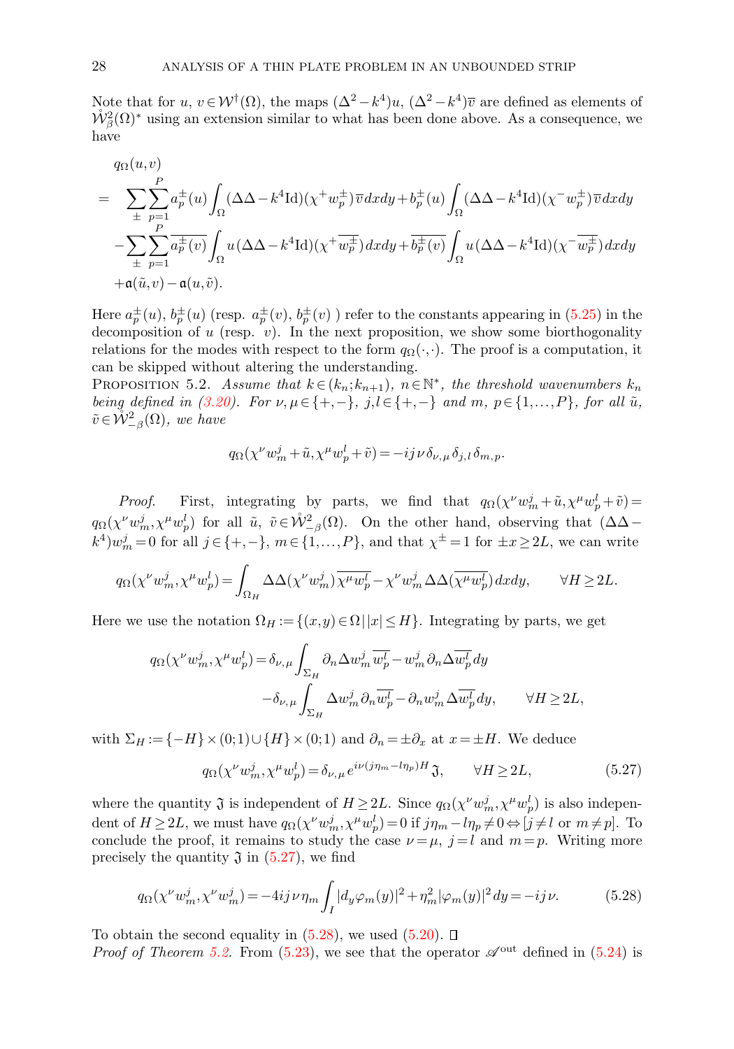Note that for $u,\, v\in\mathcal{W}^{\dagger}(\Omega)$, the maps $(\Delta^2-k^4)u$, $(\Delta^2-k^4)\overline{v}$ are defined as elements of $\mathring{\mathcal{W}}^2_{\beta}(\Omega)^*$ using an extension similar to what has been done above. As a consequence, we have

$$
\begin{aligned}
&q_\Omega(u,v)\\
&= \sum_{\pm}\sum_{p=1}^{P} a_p^{\pm}(u)\int_\Omega (\Delta\Delta-k^4\mathrm{Id})(\chi^+ w_p^{\pm})\overline{v}\,dxdy + b_p^{\pm}(u)\int_\Omega (\Delta\Delta-k^4\mathrm{Id})(\chi^- w_p^{\pm})\overline{v}\,dxdy\\
&\quad -\sum_{\pm}\sum_{p=1}^{P} \overline{a_p^{\pm}(v)}\int_\Omega u(\Delta\Delta-k^4\mathrm{Id})(\chi^+\overline{w_p^{\pm}})\,dxdy + \overline{b_p^{\pm}(v)}\int_\Omega u(\Delta\Delta-k^4\mathrm{Id})(\chi^-\overline{w_p^{\pm}})\,dxdy\\
&\quad +\mathfrak{a}(\tilde{u},v)-\mathfrak{a}(u,\tilde{v}).
\end{aligned}
$$

Here $a_p^{\pm}(u)$, $b_p^{\pm}(u)$ (resp. $a_p^{\pm}(v)$, $b_p^{\pm}(v)$ ) refer to the constants appearing in (5.25) in the decomposition of $u$ (resp. $v$). In the next proposition, we show some biorthogonality relations for the modes with respect to the form $q_\Omega(\cdot,\cdot)$. The proof is a computation, it can be skipped without altering the understanding.

Proposition 5.2. *Assume that $k\in(k_n;k_{n+1})$, $n\in\mathbb{N}^*$, the threshold wavenumbers $k_n$ being defined in (3.20). For $\nu,\mu\in\{+,-\}$, $j,l\in\{+,-\}$ and $m$, $p\in\{1,\dots,P\}$, for all $\tilde{u}$, $\tilde{v}\in\mathring{\mathcal{W}}^2_{-\beta}(\Omega)$, we have*

$$
q_\Omega(\chi^\nu w_m^j+\tilde{u},\chi^\mu w_p^l+\tilde{v}) = -ij\nu\,\delta_{\nu,\mu}\,\delta_{j,l}\,\delta_{m,p}.
$$

*Proof.* First, integrating by parts, we find that $q_\Omega(\chi^\nu w_m^j+\tilde{u},\chi^\mu w_p^l+\tilde{v}) = q_\Omega(\chi^\nu w_m^j,\chi^\mu w_p^l)$ for all $\tilde{u},\ \tilde{v}\in\mathring{\mathcal{W}}^2_{-\beta}(\Omega)$. On the other hand, observing that $(\Delta\Delta - k^4)w_m^j=0$ for all $j\in\{+,-\}$, $m\in\{1,\dots,P\}$, and that $\chi^{\pm}=1$ for $\pm x\ge 2L$, we can write

$$
q_\Omega(\chi^\nu w_m^j,\chi^\mu w_p^l) = \int_{\Omega_H} \Delta\Delta(\chi^\nu w_m^j)\overline{\chi^\mu w_p^l} - \chi^\nu w_m^j\,\Delta\Delta(\overline{\chi^\mu w_p^l})\,dxdy,\qquad \forall H\ge 2L.
$$

Here we use the notation $\Omega_H := \{(x,y)\in\Omega\,|\,|x|\le H\}$. Integrating by parts, we get

$$
\begin{aligned}
q_\Omega(\chi^\nu w_m^j,\chi^\mu w_p^l) = \delta_{\nu,\mu}&\int_{\Sigma_H}\partial_n\Delta w_m^j\,\overline{w_p^l} - w_m^j\,\partial_n\Delta\overline{w_p^l}\,dy\\
&-\delta_{\nu,\mu}\int_{\Sigma_H}\Delta w_m^j\,\partial_n\overline{w_p^l} - \partial_n w_m^j\,\Delta\overline{w_p^l}\,dy,\qquad \forall H\ge 2L,
\end{aligned}
$$

with $\Sigma_H := \{-H\}\times(0;1)\cup\{H\}\times(0;1)$ and $\partial_n = \pm\partial_x$ at $x=\pm H$. We deduce

$$
q_\Omega(\chi^\nu w_m^j,\chi^\mu w_p^l) = \delta_{\nu,\mu}\, e^{i\nu(j\eta_m - l\eta_p)H}\,\mathfrak{J},\qquad \forall H\ge 2L, \tag{5.27}
$$

where the quantity $\mathfrak{J}$ is independent of $H\ge 2L$. Since $q_\Omega(\chi^\nu w_m^j,\chi^\mu w_p^l)$ is also independent of $H\ge 2L$, we must have $q_\Omega(\chi^\nu w_m^j,\chi^\mu w_p^l)=0$ if $j\eta_m - l\eta_p\ne 0 \Leftrightarrow [j\ne l$ or $m\ne p]$. To conclude the proof, it remains to study the case $\nu=\mu$, $j=l$ and $m=p$. Writing more precisely the quantity $\mathfrak{J}$ in (5.27), we find

$$
q_\Omega(\chi^\nu w_m^j,\chi^\nu w_m^j) = -4ij\nu\eta_m\int_I |d_y\varphi_m(y)|^2 + \eta_m^2|\varphi_m(y)|^2\,dy = -ij\nu. \tag{5.28}
$$

To obtain the second equality in (5.28), we used (5.20). □

*Proof of Theorem 5.2.* From (5.23), we see that the operator $\mathscr{A}^{\mathrm{out}}$ defined in (5.24) is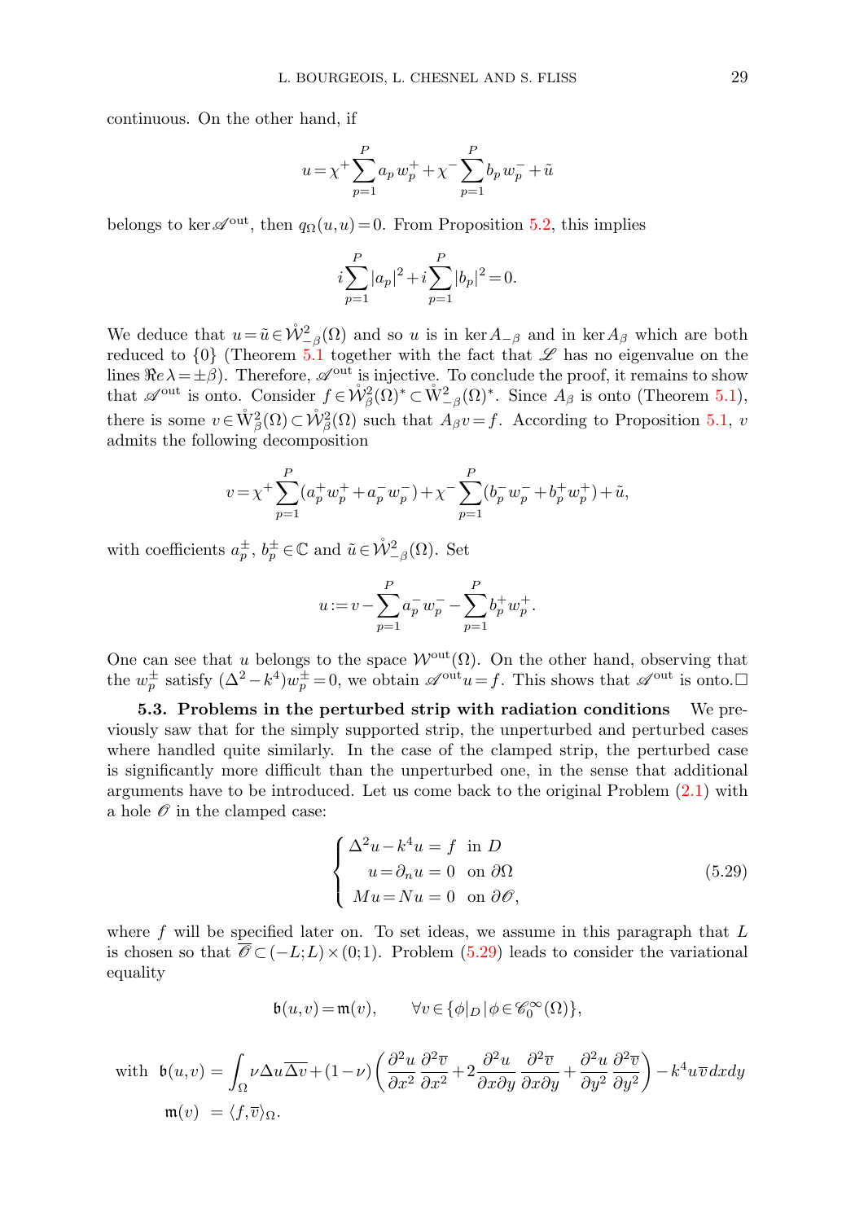continuous. On the other hand, if

$$u = \chi^+ \sum_{p=1}^{P} a_p w_p^+ + \chi^- \sum_{p=1}^{P} b_p w_p^- + \tilde{u}$$

belongs to $\ker \mathscr{A}^{\text{out}}$, then $q_\Omega(u,u)=0$. From Proposition 5.2, this implies

$$i\sum_{p=1}^{P} |a_p|^2 + i\sum_{p=1}^{P} |b_p|^2 = 0.$$

We deduce that $u = \tilde{u} \in \mathring{\mathcal{W}}^2_{-\beta}(\Omega)$ and so $u$ is in $\ker A_{-\beta}$ and in $\ker A_\beta$ which are both reduced to $\{0\}$ (Theorem 5.1 together with the fact that $\mathscr{L}$ has no eigenvalue on the lines $\Re e\,\lambda = \pm\beta$). Therefore, $\mathscr{A}^{\text{out}}$ is injective. To conclude the proof, it remains to show that $\mathscr{A}^{\text{out}}$ is onto. Consider $f \in \mathring{\mathcal{W}}^2_\beta(\Omega)^* \subset \mathring{\mathrm{W}}^2_{-\beta}(\Omega)^*$. Since $A_\beta$ is onto (Theorem 5.1), there is some $v \in \mathring{\mathrm{W}}^2_\beta(\Omega) \subset \mathring{\mathcal{W}}^2_\beta(\Omega)$ such that $A_\beta v = f$. According to Proposition 5.1, $v$ admits the following decomposition

$$v = \chi^+ \sum_{p=1}^{P} (a_p^+ w_p^+ + a_p^- w_p^-) + \chi^- \sum_{p=1}^{P} (b_p^- w_p^- + b_p^+ w_p^+) + \tilde{u},$$

with coefficients $a_p^\pm$, $b_p^\pm \in \mathbb{C}$ and $\tilde{u} \in \mathring{\mathcal{W}}^2_{-\beta}(\Omega)$. Set

$$u := v - \sum_{p=1}^{P} a_p^- w_p^- - \sum_{p=1}^{P} b_p^+ w_p^+.$$

One can see that $u$ belongs to the space $\mathcal{W}^{\text{out}}(\Omega)$. On the other hand, observing that the $w_p^\pm$ satisfy $(\Delta^2 - k^4)w_p^\pm = 0$, we obtain $\mathscr{A}^{\text{out}} u = f$. This shows that $\mathscr{A}^{\text{out}}$ is onto.□

**5.3. Problems in the perturbed strip with radiation conditions** We previously saw that for the simply supported strip, the unperturbed and perturbed cases where handled quite similarly. In the case of the clamped strip, the perturbed case is significantly more difficult than the unperturbed one, in the sense that additional arguments have to be introduced. Let us come back to the original Problem (2.1) with a hole $\mathscr{O}$ in the clamped case:

$$\begin{cases} \Delta^2 u - k^4 u = f & \text{in } D \\ u = \partial_n u = 0 & \text{on } \partial\Omega \\ Mu = Nu = 0 & \text{on } \partial\mathscr{O}, \end{cases} \tag{5.29}$$

where $f$ will be specified later on. To set ideas, we assume in this paragraph that $L$ is chosen so that $\overline{\mathscr{O}} \subset (-L;L)\times(0;1)$. Problem (5.29) leads to consider the variational equality

$$\mathfrak{b}(u,v) = \mathfrak{m}(v), \qquad \forall v \in \{\phi|_D \,|\, \phi \in \mathscr{C}_0^\infty(\Omega)\},$$

$$\begin{aligned} \text{with}\ \ \mathfrak{b}(u,v) &= \int_\Omega \nu \Delta u \overline{\Delta v} + (1-\nu)\left(\frac{\partial^2 u}{\partial x^2}\frac{\partial^2 \overline{v}}{\partial x^2} + 2\frac{\partial^2 u}{\partial x \partial y}\frac{\partial^2 \overline{v}}{\partial x \partial y} + \frac{\partial^2 u}{\partial y^2}\frac{\partial^2 \overline{v}}{\partial y^2}\right) - k^4 u\overline{v}\,dxdy \\ \mathfrak{m}(v) &= \langle f, \overline{v}\rangle_\Omega. \end{aligned}$$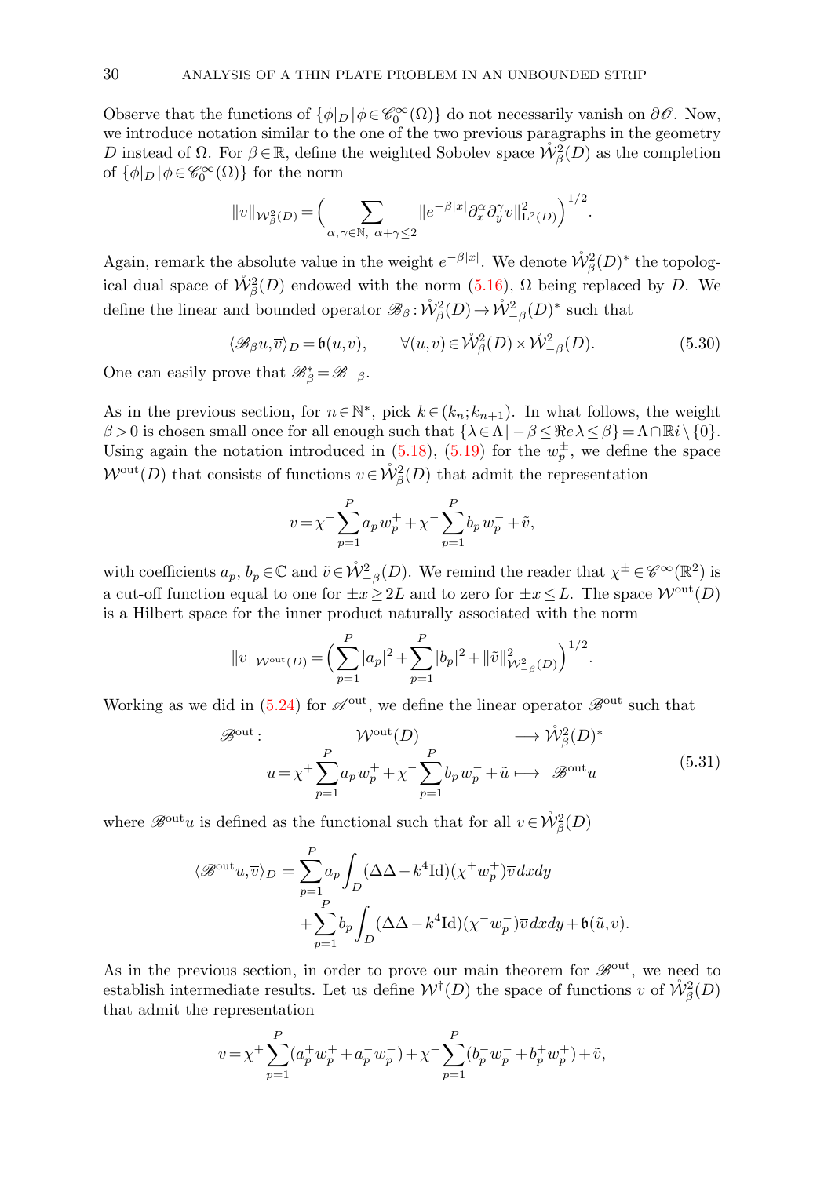Observe that the functions of $\{\phi|_D\,|\,\phi\in\mathscr{C}_0^\infty(\Omega)\}$ do not necessarily vanish on $\partial\mathscr{O}$. Now, we introduce notation similar to the one of the two previous paragraphs in the geometry $D$ instead of $\Omega$. For $\beta\in\mathbb{R}$, define the weighted Sobolev space $\mathring{\mathcal{W}}^2_\beta(D)$ as the completion of $\{\phi|_D\,|\,\phi\in\mathscr{C}_0^\infty(\Omega)\}$ for the norm

$$\|v\|_{\mathcal{W}^2_\beta(D)}=\Big(\sum_{\alpha,\gamma\in\mathbb{N},\ \alpha+\gamma\le 2}\|e^{-\beta|x|}\partial_x^\alpha\partial_y^\gamma v\|^2_{\mathrm{L}^2(D)}\Big)^{1/2}.$$

Again, remark the absolute value in the weight $e^{-\beta|x|}$. We denote $\mathring{\mathcal{W}}^2_\beta(D)^*$ the topological dual space of $\mathring{\mathcal{W}}^2_\beta(D)$ endowed with the norm (5.16), $\Omega$ being replaced by $D$. We define the linear and bounded operator $\mathscr{B}_\beta:\mathring{\mathcal{W}}^2_\beta(D)\to\mathring{\mathcal{W}}^2_{-\beta}(D)^*$ such that

$$\langle\mathscr{B}_\beta u,\overline{v}\rangle_D=\mathfrak{b}(u,v),\qquad\forall(u,v)\in\mathring{\mathcal{W}}^2_\beta(D)\times\mathring{\mathcal{W}}^2_{-\beta}(D).\tag{5.30}$$

One can easily prove that $\mathscr{B}^*_\beta=\mathscr{B}_{-\beta}$.

As in the previous section, for $n\in\mathbb{N}^*$, pick $k\in(k_n;k_{n+1})$. In what follows, the weight $\beta>0$ is chosen small once for all enough such that $\{\lambda\in\Lambda\,|\,-\beta\le\Re e\,\lambda\le\beta\}=\Lambda\cap\mathbb{R}i\setminus\{0\}$. Using again the notation introduced in (5.18), (5.19) for the $w_p^\pm$, we define the space $\mathcal{W}^{\mathrm{out}}(D)$ that consists of functions $v\in\mathring{\mathcal{W}}^2_\beta(D)$ that admit the representation

$$v=\chi^+\sum_{p=1}^P a_p\,w_p^+ +\chi^-\sum_{p=1}^P b_p\,w_p^- +\tilde{v},$$

with coefficients $a_p,\,b_p\in\mathbb{C}$ and $\tilde{v}\in\mathring{\mathcal{W}}^2_{-\beta}(D)$. We remind the reader that $\chi^\pm\in\mathscr{C}^\infty(\mathbb{R}^2)$ is a cut-off function equal to one for $\pm x\ge 2L$ and to zero for $\pm x\le L$. The space $\mathcal{W}^{\mathrm{out}}(D)$ is a Hilbert space for the inner product naturally associated with the norm

$$\|v\|_{\mathcal{W}^{\mathrm{out}}(D)}=\Big(\sum_{p=1}^P|a_p|^2+\sum_{p=1}^P|b_p|^2+\|\tilde{v}\|^2_{\mathcal{W}^2_{-\beta}(D)}\Big)^{1/2}.$$

Working as we did in (5.24) for $\mathscr{A}^{\mathrm{out}}$, we define the linear operator $\mathscr{B}^{\mathrm{out}}$ such that

$$\begin{array}{rccc}\mathscr{B}^{\mathrm{out}}: & \mathcal{W}^{\mathrm{out}}(D) & \longrightarrow & \mathring{\mathcal{W}}^2_\beta(D)^*\\ & u=\chi^+\displaystyle\sum_{p=1}^P a_p\,w_p^+ +\chi^-\sum_{p=1}^P b_p\,w_p^- +\tilde{u} & \longmapsto & \mathscr{B}^{\mathrm{out}}u\end{array}\tag{5.31}$$

where $\mathscr{B}^{\mathrm{out}}u$ is defined as the functional such that for all $v\in\mathring{\mathcal{W}}^2_\beta(D)$

$$\begin{aligned}\langle\mathscr{B}^{\mathrm{out}}u,\overline{v}\rangle_D=&\sum_{p=1}^P a_p\int_D(\Delta\Delta-k^4\mathrm{Id})(\chi^+w_p^+)\overline{v}\,dxdy\\&+\sum_{p=1}^P b_p\int_D(\Delta\Delta-k^4\mathrm{Id})(\chi^-w_p^-)\overline{v}\,dxdy+\mathfrak{b}(\tilde{u},v).\end{aligned}$$

As in the previous section, in order to prove our main theorem for $\mathscr{B}^{\mathrm{out}}$, we need to establish intermediate results. Let us define $\mathcal{W}^\dagger(D)$ the space of functions $v$ of $\mathring{\mathcal{W}}^2_\beta(D)$ that admit the representation

$$v=\chi^+\sum_{p=1}^P(a_p^+w_p^+ +a_p^-w_p^-)+\chi^-\sum_{p=1}^P(b_p^-w_p^- +b_p^+w_p^+)+\tilde{v},$$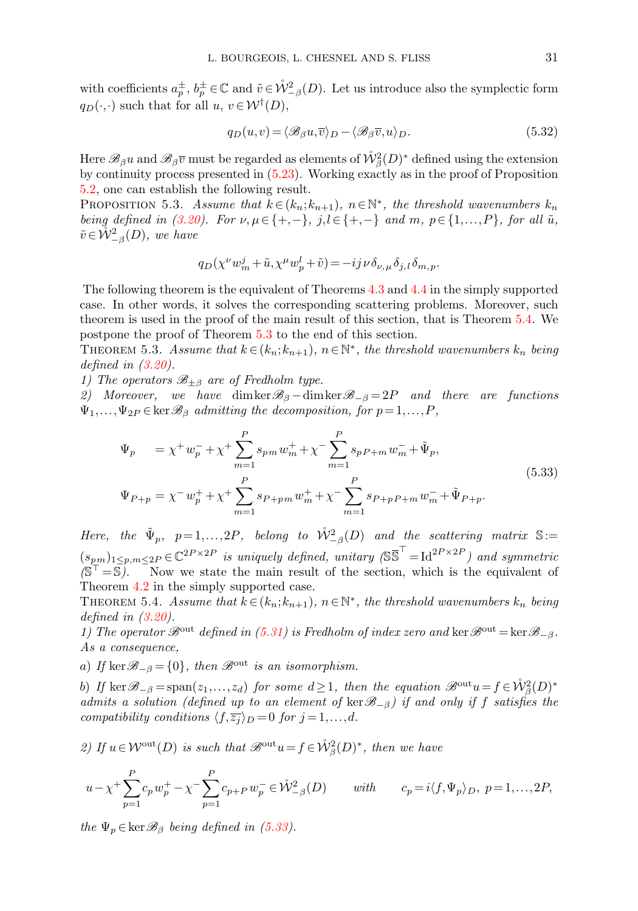with coefficients $a_p^{\pm}$, $b_p^{\pm}\in\mathbb{C}$ and $\tilde{v}\in\mathring{\mathcal{W}}^2_{-\beta}(D)$. Let us introduce also the symplectic form $q_D(\cdot,\cdot)$ such that for all $u$, $v\in\mathcal{W}^\dagger(D)$,

$$q_D(u,v)=\langle\mathscr{B}_\beta u,\overline{v}\rangle_D-\langle\mathscr{B}_\beta\overline{v},u\rangle_D. \tag{5.32}$$

Here $\mathscr{B}_\beta u$ and $\mathscr{B}_\beta\overline{v}$ must be regarded as elements of $\mathring{\mathcal{W}}^2_\beta(D)^*$ defined using the extension by continuity process presented in (5.23). Working exactly as in the proof of Proposition 5.2, one can establish the following result.

Proposition 5.3. *Assume that $k\in(k_n;k_{n+1})$, $n\in\mathbb{N}^*$, the threshold wavenumbers $k_n$ being defined in (3.20). For $\nu,\mu\in\{+,-\}$, $j,l\in\{+,-\}$ and $m$, $p\in\{1,\dots,P\}$, for all $\tilde{u}$, $\tilde{v}\in\mathring{\mathcal{W}}^2_{-\beta}(D)$, we have*

$$q_D(\chi^\nu w_m^j+\tilde{u},\chi^\mu w_p^l+\tilde{v})=-ij\nu\,\delta_{\nu,\mu}\delta_{j,l}\delta_{m,p}.$$

The following theorem is the equivalent of Theorems 4.3 and 4.4 in the simply supported case. In other words, it solves the corresponding scattering problems. Moreover, such theorem is used in the proof of the main result of this section, that is Theorem 5.4. We postpone the proof of Theorem 5.3 to the end of this section.

Theorem 5.3. *Assume that $k\in(k_n;k_{n+1})$, $n\in\mathbb{N}^*$, the threshold wavenumbers $k_n$ being defined in (3.20).*

*1) The operators $\mathscr{B}_{\pm\beta}$ are of Fredholm type.*

*2) Moreover, we have $\dim\ker\mathscr{B}_\beta-\dim\ker\mathscr{B}_{-\beta}=2P$ and there are functions $\Psi_1,\dots,\Psi_{2P}\in\ker\mathscr{B}_\beta$ admitting the decomposition, for $p=1,\dots,P$,*

$$\begin{aligned}
\Psi_p\quad &=\chi^+w_p^-+\chi^+\sum_{m=1}^P s_{pm}\,w_m^+ +\chi^-\sum_{m=1}^P s_{p\,P+m}\,w_m^-+\tilde{\Psi}_p,\\
\Psi_{P+p}&=\chi^-w_p^+ +\chi^+\sum_{m=1}^P s_{P+p\,m}\,w_m^+ +\chi^-\sum_{m=1}^P s_{P+p\,P+m}\,w_m^-+\tilde{\Psi}_{P+p}.
\end{aligned}\tag{5.33}$$

*Here, the $\tilde{\Psi}_p$, $p=1,\dots,2P$, belong to $\mathring{\mathcal{W}}^2_{-\beta}(D)$ and the scattering matrix $\mathbb{S}:=(s_{pm})_{1\le p,m\le 2P}\in\mathbb{C}^{2P\times 2P}$ is uniquely defined, unitary ($\mathbb{S}\overline{\mathbb{S}}^\top=\mathrm{Id}^{2P\times 2P}$) and symmetric ($\mathbb{S}^\top=\mathbb{S}$).* Now we state the main result of the section, which is the equivalent of Theorem 4.2 in the simply supported case.

Theorem 5.4. *Assume that $k\in(k_n;k_{n+1})$, $n\in\mathbb{N}^*$, the threshold wavenumbers $k_n$ being defined in (3.20).*

*1) The operator $\mathscr{B}^{\text{out}}$ defined in (5.31) is Fredholm of index zero and $\ker\mathscr{B}^{\text{out}}=\ker\mathscr{B}_{-\beta}$. As a consequence,*

*a) If $\ker\mathscr{B}_{-\beta}=\{0\}$, then $\mathscr{B}^{\text{out}}$ is an isomorphism.*

*b) If $\ker\mathscr{B}_{-\beta}=\operatorname{span}(z_1,\dots,z_d)$ for some $d\ge 1$, then the equation $\mathscr{B}^{\text{out}}u=f\in\mathring{\mathcal{W}}^2_\beta(D)^*$ admits a solution (defined up to an element of $\ker\mathscr{B}_{-\beta}$) if and only if $f$ satisfies the compatibility conditions $\langle f,\overline{z_j}\rangle_D=0$ for $j=1,\dots,d$.*

*2) If $u\in\mathcal{W}^{\text{out}}(D)$ is such that $\mathscr{B}^{\text{out}}u=f\in\mathring{\mathcal{W}}^2_\beta(D)^*$, then we have*

$$u-\chi^+\sum_{p=1}^P c_p\,w_p^+-\chi^-\sum_{p=1}^P c_{p+P}\,w_p^-\in\mathring{\mathcal{W}}^2_{-\beta}(D)\qquad\text{with}\qquad c_p=i\langle f,\Psi_p\rangle_D,\ p=1,\dots,2P,$$

*the $\Psi_p\in\ker\mathscr{B}_\beta$ being defined in (5.33).*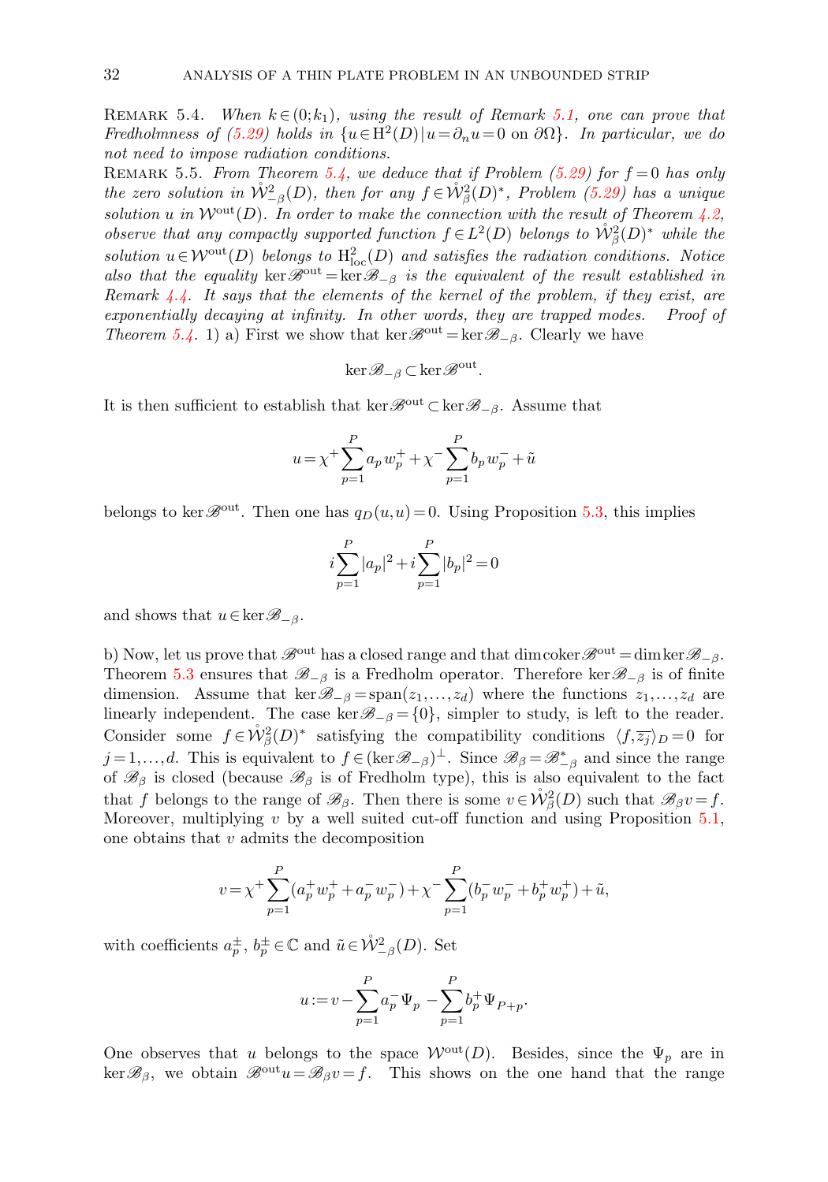Remark 5.4. *When $k\in(0;k_1)$, using the result of Remark 5.1, one can prove that Fredholmness of (5.29) holds in $\{u\in \mathrm{H}^2(D)\,|\,u=\partial_n u=0 \text{ on } \partial\Omega\}$. In particular, we do not need to impose radiation conditions.*

Remark 5.5. *From Theorem 5.4, we deduce that if Problem (5.29) for $f=0$ has only the zero solution in $\mathring{\mathcal{W}}^2_{-\beta}(D)$, then for any $f\in\mathring{\mathcal{W}}^2_{\beta}(D)^*$, Problem (5.29) has a unique solution $u$ in $\mathcal{W}^{\mathrm{out}}(D)$. In order to make the connection with the result of Theorem 4.2, observe that any compactly supported function $f\in L^2(D)$ belongs to $\mathring{\mathcal{W}}^2_{\beta}(D)^*$ while the solution $u\in\mathcal{W}^{\mathrm{out}}(D)$ belongs to $\mathrm{H}^2_{\mathrm{loc}}(D)$ and satisfies the radiation conditions. Notice also that the equality $\ker\mathscr{B}^{\mathrm{out}}=\ker\mathscr{B}_{-\beta}$ is the equivalent of the result established in Remark 4.4. It says that the elements of the kernel of the problem, if they exist, are exponentially decaying at infinity. In other words, they are trapped modes.* *Proof of Theorem 5.4.* 1) a) First we show that $\ker\mathscr{B}^{\mathrm{out}}=\ker\mathscr{B}_{-\beta}$. Clearly we have

$$\ker\mathscr{B}_{-\beta}\subset\ker\mathscr{B}^{\mathrm{out}}.$$

It is then sufficient to establish that $\ker\mathscr{B}^{\mathrm{out}}\subset\ker\mathscr{B}_{-\beta}$. Assume that

$$u=\chi^+\sum_{p=1}^{P}a_p\,w_p^+ +\chi^-\sum_{p=1}^{P}b_p\,w_p^- +\tilde{u}$$

belongs to $\ker\mathscr{B}^{\mathrm{out}}$. Then one has $q_D(u,u)=0$. Using Proposition 5.3, this implies

$$i\sum_{p=1}^{P}|a_p|^2+i\sum_{p=1}^{P}|b_p|^2=0$$

and shows that $u\in\ker\mathscr{B}_{-\beta}$.

b) Now, let us prove that $\mathscr{B}^{\mathrm{out}}$ has a closed range and that $\dim\operatorname{coker}\mathscr{B}^{\mathrm{out}}=\dim\ker\mathscr{B}_{-\beta}$. Theorem 5.3 ensures that $\mathscr{B}_{-\beta}$ is a Fredholm operator. Therefore $\ker\mathscr{B}_{-\beta}$ is of finite dimension. Assume that $\ker\mathscr{B}_{-\beta}=\operatorname{span}(z_1,\dots,z_d)$ where the functions $z_1,\dots,z_d$ are linearly independent. The case $\ker\mathscr{B}_{-\beta}=\{0\}$, simpler to study, is left to the reader. Consider some $f\in\mathring{\mathcal{W}}^2_{\beta}(D)^*$ satisfying the compatibility conditions $\langle f,\overline{z_j}\rangle_D=0$ for $j=1,\dots,d$. This is equivalent to $f\in(\ker\mathscr{B}_{-\beta})^{\perp}$. Since $\mathscr{B}_{\beta}=\mathscr{B}^*_{-\beta}$ and since the range of $\mathscr{B}_{\beta}$ is closed (because $\mathscr{B}_{\beta}$ is of Fredholm type), this is also equivalent to the fact that $f$ belongs to the range of $\mathscr{B}_{\beta}$. Then there is some $v\in\mathring{\mathcal{W}}^2_{\beta}(D)$ such that $\mathscr{B}_{\beta}v=f$. Moreover, multiplying $v$ by a well suited cut-off function and using Proposition 5.1, one obtains that $v$ admits the decomposition

$$v=\chi^+\sum_{p=1}^{P}(a_p^+w_p^+ +a_p^-w_p^-)+\chi^-\sum_{p=1}^{P}(b_p^-w_p^- +b_p^+w_p^+)+\tilde{u},$$

with coefficients $a_p^{\pm},\,b_p^{\pm}\in\mathbb{C}$ and $\tilde{u}\in\mathring{\mathcal{W}}^2_{-\beta}(D)$. Set

$$u:=v-\sum_{p=1}^{P}a_p^-\Psi_p-\sum_{p=1}^{P}b_p^+\Psi_{P+p}.$$

One observes that $u$ belongs to the space $\mathcal{W}^{\mathrm{out}}(D)$. Besides, since the $\Psi_p$ are in $\ker\mathscr{B}_{\beta}$, we obtain $\mathscr{B}^{\mathrm{out}}u=\mathscr{B}_{\beta}v=f$. This shows on the one hand that the range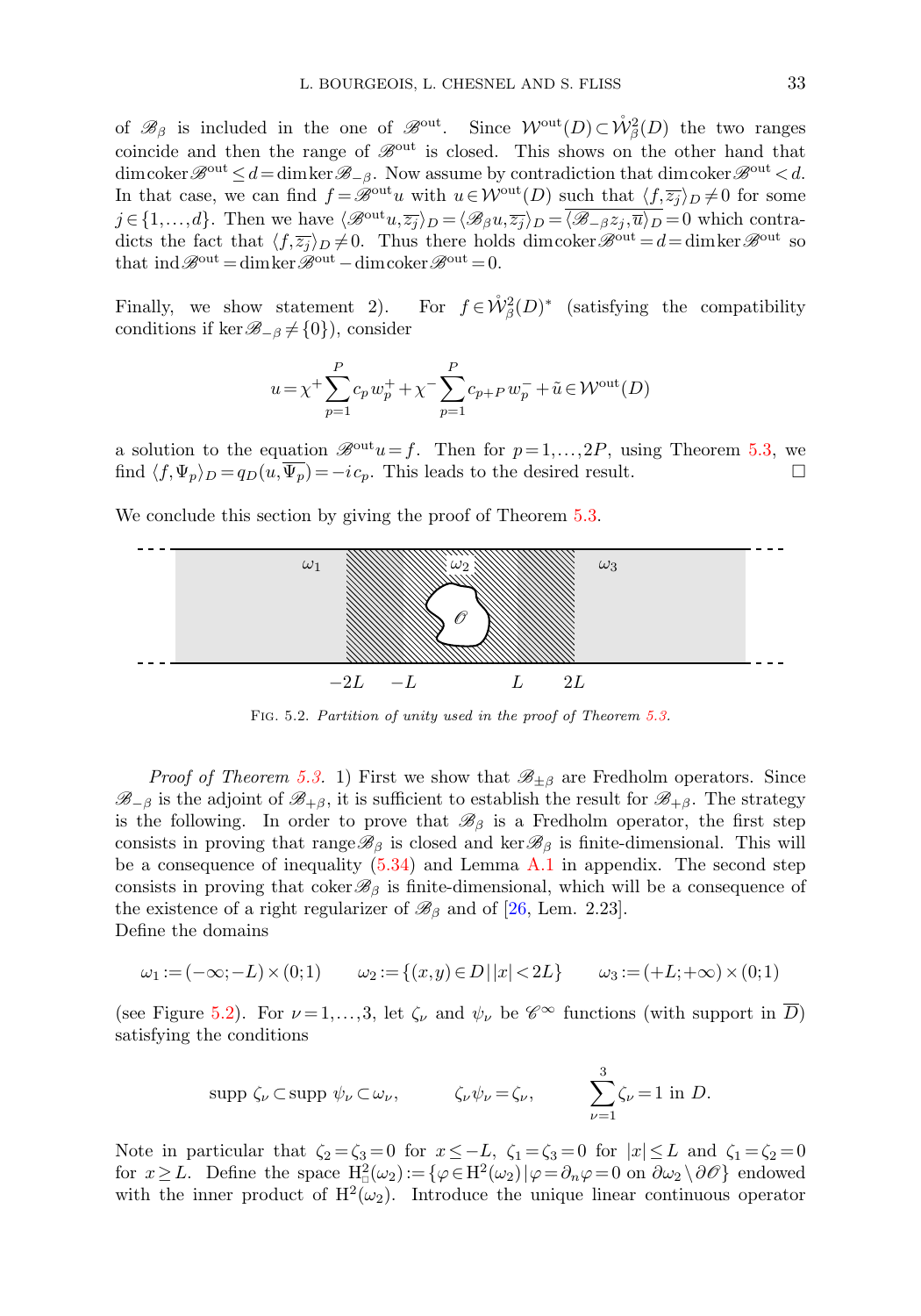of $\mathscr{B}_\beta$ is included in the one of $\mathscr{B}^{\mathrm{out}}$. Since $\mathcal{W}^{\mathrm{out}}(D) \subset \mathring{\mathcal{W}}^2_\beta(D)$ the two ranges coincide and then the range of $\mathscr{B}^{\mathrm{out}}$ is closed. This shows on the other hand that $\dim\mathrm{coker}\,\mathscr{B}^{\mathrm{out}} \le d = \dim\ker\mathscr{B}_{-\beta}$. Now assume by contradiction that $\dim\mathrm{coker}\,\mathscr{B}^{\mathrm{out}} < d$. In that case, we can find $f = \mathscr{B}^{\mathrm{out}}u$ with $u \in \mathcal{W}^{\mathrm{out}}(D)$ such that $\langle f, \overline{z_j}\rangle_D \neq 0$ for some $j \in \{1,\dots,d\}$. Then we have $\langle \mathscr{B}^{\mathrm{out}}u, \overline{z_j}\rangle_D = \langle \mathscr{B}_\beta u, \overline{z_j}\rangle_D = \overline{\langle \mathscr{B}_{-\beta} z_j, \overline{u}\rangle_D} = 0$ which contradicts the fact that $\langle f, \overline{z_j}\rangle_D \neq 0$. Thus there holds $\dim\mathrm{coker}\,\mathscr{B}^{\mathrm{out}} = d = \dim\ker\mathscr{B}^{\mathrm{out}}$ so that $\mathrm{ind}\,\mathscr{B}^{\mathrm{out}} = \dim\ker\mathscr{B}^{\mathrm{out}} - \dim\mathrm{coker}\,\mathscr{B}^{\mathrm{out}} = 0$.

Finally, we show statement 2). For $f \in \mathring{\mathcal{W}}^2_\beta(D)^*$ (satisfying the compatibility conditions if $\ker\mathscr{B}_{-\beta} \neq \{0\}$), consider

$$u = \chi^+ \sum_{p=1}^{P} c_p\, w_p^+ + \chi^- \sum_{p=1}^{P} c_{p+P}\, w_p^- + \tilde{u} \in \mathcal{W}^{\mathrm{out}}(D)$$

a solution to the equation $\mathscr{B}^{\mathrm{out}}u = f$. Then for $p = 1,\dots,2P$, using Theorem 5.3, we find $\langle f, \Psi_p\rangle_D = q_D(u, \overline{\Psi_p}) = -i\,c_p$. This leads to the desired result. $\square$

We conclude this section by giving the proof of Theorem 5.3.

FIG. 5.2. *Partition of unity used in the proof of Theorem 5.3.*

*Proof of Theorem 5.3.* 1) First we show that $\mathscr{B}_{\pm\beta}$ are Fredholm operators. Since $\mathscr{B}_{-\beta}$ is the adjoint of $\mathscr{B}_{+\beta}$, it is sufficient to establish the result for $\mathscr{B}_{+\beta}$. The strategy is the following. In order to prove that $\mathscr{B}_\beta$ is a Fredholm operator, the first step consists in proving that $\mathrm{range}\,\mathscr{B}_\beta$ is closed and $\ker\mathscr{B}_\beta$ is finite-dimensional. This will be a consequence of inequality (5.34) and Lemma A.1 in appendix. The second step consists in proving that $\mathrm{coker}\,\mathscr{B}_\beta$ is finite-dimensional, which will be a consequence of the existence of a right regularizer of $\mathscr{B}_\beta$ and of [26, Lem. 2.23].
Define the domains

$$\omega_1 := (-\infty; -L) \times (0;1) \qquad \omega_2 := \{(x,y) \in D \,|\, |x| < 2L\} \qquad \omega_3 := (+L; +\infty) \times (0;1)$$

(see Figure 5.2). For $\nu = 1,\dots,3$, let $\zeta_\nu$ and $\psi_\nu$ be $\mathscr{C}^\infty$ functions (with support in $\overline{D}$) satisfying the conditions

$$\mathrm{supp}\;\zeta_\nu \subset \mathrm{supp}\;\psi_\nu \subset \omega_\nu, \qquad \zeta_\nu \psi_\nu = \zeta_\nu, \qquad \sum_{\nu=1}^{3} \zeta_\nu = 1 \text{ in } D.$$

Note in particular that $\zeta_2 = \zeta_3 = 0$ for $x \le -L$, $\zeta_1 = \zeta_3 = 0$ for $|x| \le L$ and $\zeta_1 = \zeta_2 = 0$ for $x \ge L$. Define the space $\mathrm{H}^2_\square(\omega_2) := \{\varphi \in \mathrm{H}^2(\omega_2) \,|\, \varphi = \partial_n\varphi = 0 \text{ on } \partial\omega_2 \setminus \partial\mathscr{O}\}$ endowed with the inner product of $\mathrm{H}^2(\omega_2)$. Introduce the unique linear continuous operator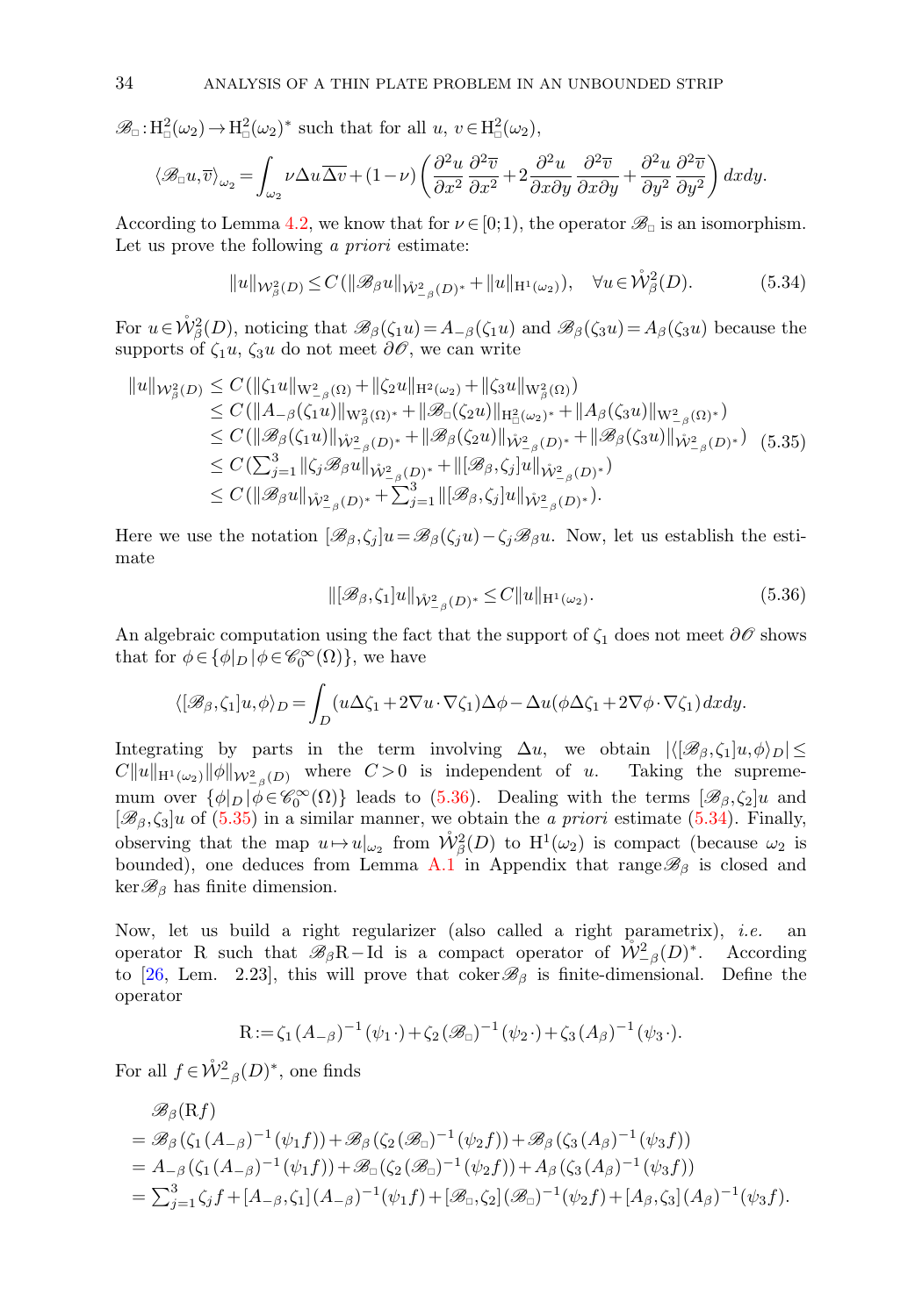$\mathscr{B}_{\square} : \mathrm{H}^2_{\square}(\omega_2) \to \mathrm{H}^2_{\square}(\omega_2)^*$ such that for all $u$, $v \in \mathrm{H}^2_{\square}(\omega_2)$,

$$\langle \mathscr{B}_{\square} u, \overline{v} \rangle_{\omega_2} = \int_{\omega_2} \nu \Delta u \overline{\Delta v} + (1-\nu)\left( \frac{\partial^2 u}{\partial x^2}\frac{\partial^2 \overline{v}}{\partial x^2} + 2\frac{\partial^2 u}{\partial x \partial y}\frac{\partial^2 \overline{v}}{\partial x \partial y} + \frac{\partial^2 u}{\partial y^2}\frac{\partial^2 \overline{v}}{\partial y^2} \right) dxdy.$$

According to Lemma 4.2, we know that for $\nu \in [0;1)$, the operator $\mathscr{B}_{\square}$ is an isomorphism. Let us prove the following *a priori* estimate:

$$\|u\|_{\mathcal{W}^2_\beta(D)} \le C(\|\mathscr{B}_\beta u\|_{\mathring{\mathcal{W}}^2_{-\beta}(D)^*} + \|u\|_{\mathrm{H}^1(\omega_2)}), \quad \forall u \in \mathring{\mathcal{W}}^2_\beta(D). \tag{5.34}$$

For $u \in \mathring{\mathcal{W}}^2_\beta(D)$, noticing that $\mathscr{B}_\beta(\zeta_1 u) = A_{-\beta}(\zeta_1 u)$ and $\mathscr{B}_\beta(\zeta_3 u) = A_\beta(\zeta_3 u)$ because the supports of $\zeta_1 u$, $\zeta_3 u$ do not meet $\partial\mathscr{O}$, we can write

$$\begin{aligned}
\|u\|_{\mathcal{W}^2_\beta(D)} &\le C(\|\zeta_1 u\|_{\mathrm{W}^2_{-\beta}(\Omega)} + \|\zeta_2 u\|_{\mathrm{H}^2(\omega_2)} + \|\zeta_3 u\|_{\mathrm{W}^2_\beta(\Omega)}) \\
&\le C(\|A_{-\beta}(\zeta_1 u)\|_{\mathrm{W}^2_\beta(\Omega)^*} + \|\mathscr{B}_{\square}(\zeta_2 u)\|_{\mathrm{H}^2_{\square}(\omega_2)^*} + \|A_\beta(\zeta_3 u)\|_{\mathrm{W}^2_{-\beta}(\Omega)^*}) \\
&\le C(\|\mathscr{B}_\beta(\zeta_1 u)\|_{\mathring{\mathcal{W}}^2_{-\beta}(D)^*} + \|\mathscr{B}_\beta(\zeta_2 u)\|_{\mathring{\mathcal{W}}^2_{-\beta}(D)^*} + \|\mathscr{B}_\beta(\zeta_3 u)\|_{\mathring{\mathcal{W}}^2_{-\beta}(D)^*}) \\
&\le C(\textstyle\sum_{j=1}^3 \|\zeta_j \mathscr{B}_\beta u\|_{\mathring{\mathcal{W}}^2_{-\beta}(D)^*} + \|[\mathscr{B}_\beta, \zeta_j]u\|_{\mathring{\mathcal{W}}^2_{-\beta}(D)^*}) \\
&\le C(\|\mathscr{B}_\beta u\|_{\mathring{\mathcal{W}}^2_{-\beta}(D)^*} + \textstyle\sum_{j=1}^3 \|[\mathscr{B}_\beta, \zeta_j]u\|_{\mathring{\mathcal{W}}^2_{-\beta}(D)^*}).
\end{aligned} \tag{5.35}$$

Here we use the notation $[\mathscr{B}_\beta, \zeta_j]u = \mathscr{B}_\beta(\zeta_j u) - \zeta_j \mathscr{B}_\beta u$. Now, let us establish the estimate

$$\|[\mathscr{B}_\beta, \zeta_1]u\|_{\mathring{\mathcal{W}}^2_{-\beta}(D)^*} \le C\|u\|_{\mathrm{H}^1(\omega_2)}. \tag{5.36}$$

An algebraic computation using the fact that the support of $\zeta_1$ does not meet $\partial\mathscr{O}$ shows that for $\phi \in \{\phi|_D \,|\, \phi \in \mathscr{C}^\infty_0(\Omega)\}$, we have

$$\langle [\mathscr{B}_\beta, \zeta_1]u, \phi \rangle_D = \int_D (u\Delta\zeta_1 + 2\nabla u \cdot \nabla\zeta_1)\Delta\phi - \Delta u(\phi\Delta\zeta_1 + 2\nabla\phi \cdot \nabla\zeta_1)\, dxdy.$$

Integrating by parts in the term involving $\Delta u$, we obtain $|\langle [\mathscr{B}_\beta, \zeta_1]u, \phi \rangle_D| \le C\|u\|_{\mathrm{H}^1(\omega_2)}\|\phi\|_{\mathcal{W}^2_{-\beta}(D)}$ where $C > 0$ is independent of $u$. Taking the supremum over $\{\phi|_D \,|\, \phi \in \mathscr{C}^\infty_0(\Omega)\}$ leads to (5.36). Dealing with the terms $[\mathscr{B}_\beta, \zeta_2]u$ and $[\mathscr{B}_\beta, \zeta_3]u$ of (5.35) in a similar manner, we obtain the *a priori* estimate (5.34). Finally, observing that the map $u \mapsto u|_{\omega_2}$ from $\mathring{\mathcal{W}}^2_\beta(D)$ to $\mathrm{H}^1(\omega_2)$ is compact (because $\omega_2$ is bounded), one deduces from Lemma A.1 in Appendix that range$\mathscr{B}_\beta$ is closed and $\ker\mathscr{B}_\beta$ has finite dimension.

Now, let us build a right regularizer (also called a right parametrix), *i.e.* an operator R such that $\mathscr{B}_\beta \mathrm{R} - \mathrm{Id}$ is a compact operator of $\mathring{\mathcal{W}}^2_{-\beta}(D)^*$. According to [26, Lem. 2.23], this will prove that coker$\mathscr{B}_\beta$ is finite-dimensional. Define the operator

$$\mathrm{R} := \zeta_1 (A_{-\beta})^{-1}(\psi_1 \cdot) + \zeta_2 (\mathscr{B}_{\square})^{-1}(\psi_2 \cdot) + \zeta_3 (A_\beta)^{-1}(\psi_3 \cdot).$$

For all $f \in \mathring{\mathcal{W}}^2_{-\beta}(D)^*$, one finds

$$\begin{aligned}
&\mathscr{B}_\beta(\mathrm{R}f) \\
&= \mathscr{B}_\beta(\zeta_1 (A_{-\beta})^{-1}(\psi_1 f)) + \mathscr{B}_\beta(\zeta_2 (\mathscr{B}_{\square})^{-1}(\psi_2 f)) + \mathscr{B}_\beta(\zeta_3 (A_\beta)^{-1}(\psi_3 f)) \\
&= A_{-\beta}(\zeta_1 (A_{-\beta})^{-1}(\psi_1 f)) + \mathscr{B}_{\square}(\zeta_2 (\mathscr{B}_{\square})^{-1}(\psi_2 f)) + A_\beta(\zeta_3 (A_\beta)^{-1}(\psi_3 f)) \\
&= \textstyle\sum_{j=1}^3 \zeta_j f + [A_{-\beta}, \zeta_1](A_{-\beta})^{-1}(\psi_1 f) + [\mathscr{B}_{\square}, \zeta_2](\mathscr{B}_{\square})^{-1}(\psi_2 f) + [A_\beta, \zeta_3](A_\beta)^{-1}(\psi_3 f).
\end{aligned}$$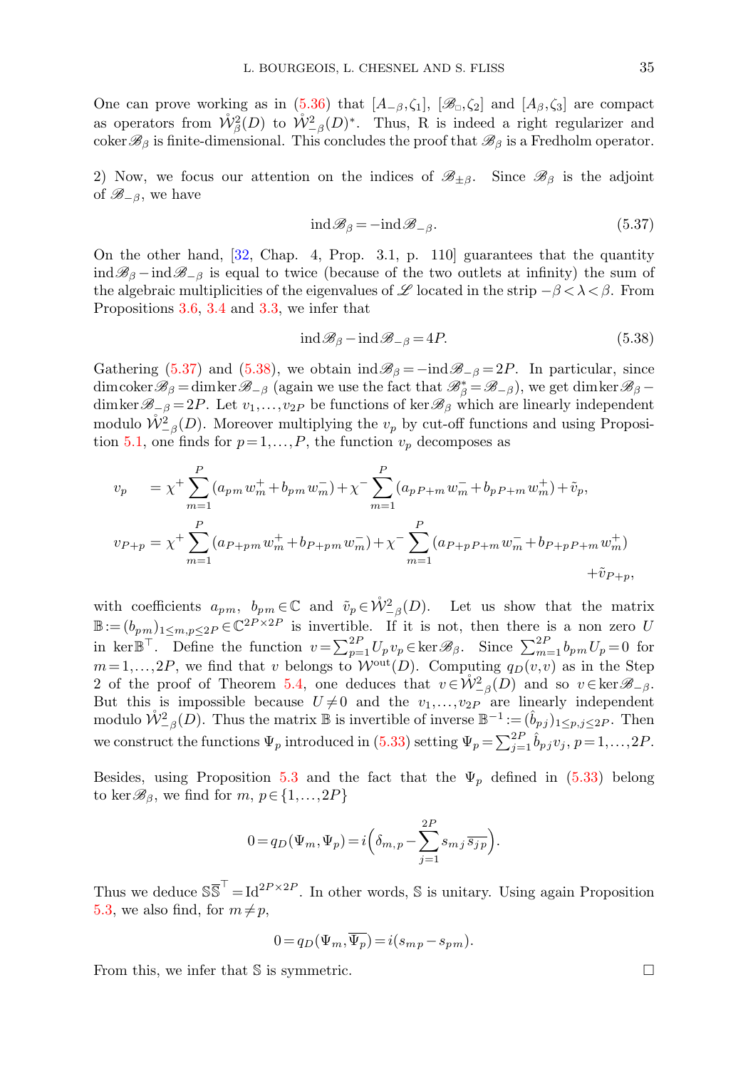One can prove working as in (5.36) that $[A_{-\beta},\zeta_1]$, $[\mathscr{B}_{\square},\zeta_2]$ and $[A_{\beta},\zeta_3]$ are compact as operators from $\mathring{\mathcal{W}}^2_{\beta}(D)$ to $\mathring{\mathcal{W}}^2_{-\beta}(D)^*$. Thus, R is indeed a right regularizer and $\mathrm{coker}\mathscr{B}_\beta$ is finite-dimensional. This concludes the proof that $\mathscr{B}_\beta$ is a Fredholm operator.

2) Now, we focus our attention on the indices of $\mathscr{B}_{\pm\beta}$. Since $\mathscr{B}_\beta$ is the adjoint of $\mathscr{B}_{-\beta}$, we have

$$\mathrm{ind}\mathscr{B}_\beta = -\mathrm{ind}\mathscr{B}_{-\beta}. \tag{5.37}$$

On the other hand, [32, Chap. 4, Prop. 3.1, p. 110] guarantees that the quantity $\mathrm{ind}\mathscr{B}_\beta - \mathrm{ind}\mathscr{B}_{-\beta}$ is equal to twice (because of the two outlets at infinity) the sum of the algebraic multiplicities of the eigenvalues of $\mathscr{L}$ located in the strip $-\beta<\lambda<\beta$. From Propositions 3.6, 3.4 and 3.3, we infer that

$$\mathrm{ind}\mathscr{B}_\beta - \mathrm{ind}\mathscr{B}_{-\beta} = 4P. \tag{5.38}$$

Gathering (5.37) and (5.38), we obtain $\mathrm{ind}\mathscr{B}_\beta = -\mathrm{ind}\mathscr{B}_{-\beta} = 2P$. In particular, since $\dim\mathrm{coker}\mathscr{B}_\beta = \dim\ker\mathscr{B}_{-\beta}$ (again we use the fact that $\mathscr{B}_\beta^* = \mathscr{B}_{-\beta}$), we get $\dim\ker\mathscr{B}_\beta - \dim\ker\mathscr{B}_{-\beta} = 2P$. Let $v_1,\dots,v_{2P}$ be functions of $\ker\mathscr{B}_\beta$ which are linearly independent modulo $\mathring{\mathcal{W}}^2_{-\beta}(D)$. Moreover multiplying the $v_p$ by cut-off functions and using Proposition 5.1, one finds for $p=1,\dots,P$, the function $v_p$ decomposes as

$$\begin{aligned}
v_p \quad &= \chi^+\sum_{m=1}^{P}(a_{pm}\,w_m^+ + b_{pm}\,w_m^-) + \chi^-\sum_{m=1}^{P}(a_{p\,P+m}\,w_m^- + b_{p\,P+m}\,w_m^+) + \tilde{v}_p,\\
v_{P+p} &= \chi^+\sum_{m=1}^{P}(a_{P+p\,m}\,w_m^+ + b_{P+p\,m}\,w_m^-) + \chi^-\sum_{m=1}^{P}(a_{P+p\,P+m}\,w_m^- + b_{P+p\,P+m}\,w_m^+)\\
&\qquad\qquad + \tilde{v}_{P+p},
\end{aligned}$$

with coefficients $a_{pm},\ b_{pm}\in\mathbb{C}$ and $\tilde{v}_p\in\mathring{\mathcal{W}}^2_{-\beta}(D)$. Let us show that the matrix $\mathbb{B} := (b_{pm})_{1\le m,p\le 2P}\in\mathbb{C}^{2P\times 2P}$ is invertible. If it is not, then there is a non zero $U$ in $\ker\mathbb{B}^\top$. Define the function $v=\sum_{p=1}^{2P}U_p v_p\in\ker\mathscr{B}_\beta$. Since $\sum_{m=1}^{2P}b_{pm}U_p=0$ for $m=1,\dots,2P$, we find that $v$ belongs to $\mathcal{W}^{\mathrm{out}}(D)$. Computing $q_D(v,v)$ as in the Step 2 of the proof of Theorem 5.4, one deduces that $v\in\mathring{\mathcal{W}}^2_{-\beta}(D)$ and so $v\in\ker\mathscr{B}_{-\beta}$. But this is impossible because $U\neq 0$ and the $v_1,\dots,v_{2P}$ are linearly independent modulo $\mathring{\mathcal{W}}^2_{-\beta}(D)$. Thus the matrix $\mathbb{B}$ is invertible of inverse $\mathbb{B}^{-1} := (\hat{b}_{pj})_{1\le p,j\le 2P}$. Then we construct the functions $\Psi_p$ introduced in (5.33) setting $\Psi_p=\sum_{j=1}^{2P}\hat{b}_{pj}v_j$, $p=1,\dots,2P$.

Besides, using Proposition 5.3 and the fact that the $\Psi_p$ defined in (5.33) belong to $\ker\mathscr{B}_\beta$, we find for $m,\ p\in\{1,\dots,2P\}$

$$0 = q_D(\Psi_m,\Psi_p) = i\Big(\delta_{m,p} - \sum_{j=1}^{2P}s_{mj}\,\overline{s_{jp}}\Big).$$

Thus we deduce $\mathbb{S}\overline{\mathbb{S}}^\top = \mathrm{Id}^{2P\times 2P}$. In other words, $\mathbb{S}$ is unitary. Using again Proposition 5.3, we also find, for $m\neq p$,

$$0 = q_D(\Psi_m,\overline{\Psi_p}) = i(s_{mp}-s_{pm}).$$

From this, we infer that $\mathbb{S}$ is symmetric. $\square$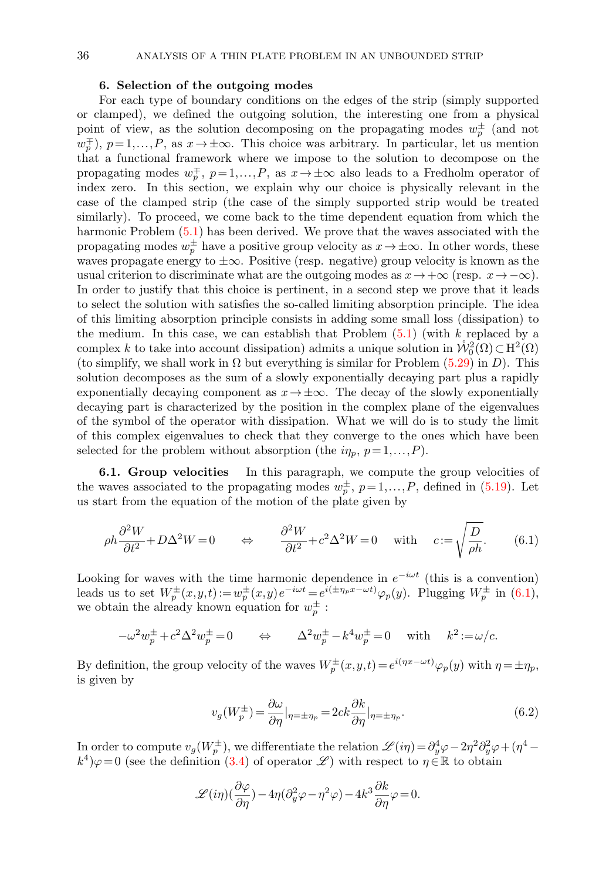## 6. Selection of the outgoing modes

For each type of boundary conditions on the edges of the strip (simply supported or clamped), we defined the outgoing solution, the interesting one from a physical point of view, as the solution decomposing on the propagating modes $w_p^{\pm}$ (and not $w_p^{\mp}$), $p=1,\dots,P$, as $x\to\pm\infty$. This choice was arbitrary. In particular, let us mention that a functional framework where we impose to the solution to decompose on the propagating modes $w_p^{\mp}$, $p=1,\dots,P$, as $x\to\pm\infty$ also leads to a Fredholm operator of index zero. In this section, we explain why our choice is physically relevant in the case of the clamped strip (the case of the simply supported strip would be treated similarly). To proceed, we come back to the time dependent equation from which the harmonic Problem (5.1) has been derived. We prove that the waves associated with the propagating modes $w_p^{\pm}$ have a positive group velocity as $x\to\pm\infty$. In other words, these waves propagate energy to $\pm\infty$. Positive (resp. negative) group velocity is known as the usual criterion to discriminate what are the outgoing modes as $x\to+\infty$ (resp. $x\to-\infty$). In order to justify that this choice is pertinent, in a second step we prove that it leads to select the solution with satisfies the so-called limiting absorption principle. The idea of this limiting absorption principle consists in adding some small loss (dissipation) to the medium. In this case, we can establish that Problem (5.1) (with $k$ replaced by a complex $k$ to take into account dissipation) admits a unique solution in $\mathring{\mathcal{W}}_0^2(\Omega)\subset \mathrm{H}^2(\Omega)$ (to simplify, we shall work in $\Omega$ but everything is similar for Problem (5.29) in $D$). This solution decomposes as the sum of a slowly exponentially decaying part plus a rapidly exponentially decaying component as $x\to\pm\infty$. The decay of the slowly exponentially decaying part is characterized by the position in the complex plane of the eigenvalues of the symbol of the operator with dissipation. What we will do is to study the limit of this complex eigenvalues to check that they converge to the ones which have been selected for the problem without absorption (the $i\eta_p$, $p=1,\dots,P$).

**6.1. Group velocities** In this paragraph, we compute the group velocities of the waves associated to the propagating modes $w_p^{\pm}$, $p=1,\dots,P$, defined in (5.19). Let us start from the equation of the motion of the plate given by

$$\rho h\frac{\partial^2 W}{\partial t^2}+D\Delta^2 W=0 \qquad \Leftrightarrow \qquad \frac{\partial^2 W}{\partial t^2}+c^2\Delta^2 W=0 \quad \text{with} \quad c:=\sqrt{\frac{D}{\rho h}}. \tag{6.1}$$

Looking for waves with the time harmonic dependence in $e^{-i\omega t}$ (this is a convention) leads us to set $W_p^{\pm}(x,y,t):=w_p^{\pm}(x,y)e^{-i\omega t}=e^{i(\pm\eta_p x-\omega t)}\varphi_p(y)$. Plugging $W_p^{\pm}$ in (6.1), we obtain the already known equation for $w_p^{\pm}$ :

$$-\omega^2 w_p^{\pm}+c^2\Delta^2 w_p^{\pm}=0 \qquad \Leftrightarrow \qquad \Delta^2 w_p^{\pm}-k^4 w_p^{\pm}=0 \quad \text{with} \quad k^2:=\omega/c.$$

By definition, the group velocity of the waves $W_p^{\pm}(x,y,t)=e^{i(\eta x-\omega t)}\varphi_p(y)$ with $\eta=\pm\eta_p$, is given by

$$v_g(W_p^{\pm})=\frac{\partial\omega}{\partial\eta}|_{\eta=\pm\eta_p}=2ck\frac{\partial k}{\partial\eta}|_{\eta=\pm\eta_p}. \tag{6.2}$$

In order to compute $v_g(W_p^{\pm})$, we differentiate the relation $\mathscr{L}(i\eta)=\partial_y^4\varphi-2\eta^2\partial_y^2\varphi+(\eta^4-k^4)\varphi=0$ (see the definition (3.4) of operator $\mathscr{L}$) with respect to $\eta\in\mathbb{R}$ to obtain

$$\mathscr{L}(i\eta)(\frac{\partial\varphi}{\partial\eta})-4\eta(\partial_y^2\varphi-\eta^2\varphi)-4k^3\frac{\partial k}{\partial\eta}\varphi=0.$$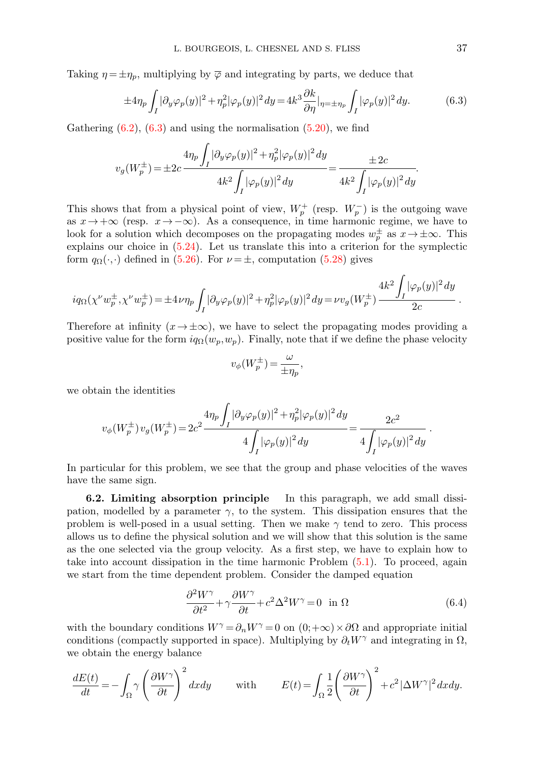Taking $\eta = \pm\eta_p$, multiplying by $\overline{\varphi}$ and integrating by parts, we deduce that

$$\pm 4\eta_p \int_I |\partial_y \varphi_p(y)|^2 + \eta_p^2 |\varphi_p(y)|^2 \, dy = 4k^3 \frac{\partial k}{\partial \eta}|_{\eta=\pm\eta_p} \int_I |\varphi_p(y)|^2 \, dy. \tag{6.3}$$

Gathering (6.2), (6.3) and using the normalisation (5.20), we find

$$v_g(W_p^\pm) = \pm 2c \, \frac{4\eta_p \displaystyle\int_I |\partial_y \varphi_p(y)|^2 + \eta_p^2 |\varphi_p(y)|^2 \, dy}{4k^2 \displaystyle\int_I |\varphi_p(y)|^2 \, dy} = \frac{\pm 2c}{4k^2 \displaystyle\int_I |\varphi_p(y)|^2 \, dy}.$$

This shows that from a physical point of view, $W_p^+$ (resp. $W_p^-$) is the outgoing wave as $x \to +\infty$ (resp. $x \to -\infty$). As a consequence, in time harmonic regime, we have to look for a solution which decomposes on the propagating modes $w_p^\pm$ as $x \to \pm\infty$. This explains our choice in (5.24). Let us translate this into a criterion for the symplectic form $q_\Omega(\cdot,\cdot)$ defined in (5.26). For $\nu = \pm$, computation (5.28) gives

$$i q_\Omega(\chi^\nu w_p^\pm, \chi^\nu w_p^\pm) = \pm 4\nu\eta_p \int_I |\partial_y \varphi_p(y)|^2 + \eta_p^2 |\varphi_p(y)|^2 \, dy = \nu v_g(W_p^\pm) \, \frac{4k^2 \displaystyle\int_I |\varphi_p(y)|^2 \, dy}{2c}.$$

Therefore at infinity ($x \to \pm\infty$), we have to select the propagating modes providing a positive value for the form $iq_\Omega(w_p, w_p)$. Finally, note that if we define the phase velocity

$$v_\phi(W_p^\pm) = \frac{\omega}{\pm\eta_p},$$

we obtain the identities

$$v_\phi(W_p^\pm) \, v_g(W_p^\pm) = 2c^2 \, \frac{4\eta_p \displaystyle\int_I |\partial_y \varphi_p(y)|^2 + \eta_p^2 |\varphi_p(y)|^2 \, dy}{4 \displaystyle\int_I |\varphi_p(y)|^2 \, dy} = \frac{2c^2}{4 \displaystyle\int_I |\varphi_p(y)|^2 \, dy}.$$

In particular for this problem, we see that the group and phase velocities of the waves have the same sign.

**6.2. Limiting absorption principle** In this paragraph, we add small dissipation, modelled by a parameter $\gamma$, to the system. This dissipation ensures that the problem is well-posed in a usual setting. Then we make $\gamma$ tend to zero. This process allows us to define the physical solution and we will show that this solution is the same as the one selected via the group velocity. As a first step, we have to explain how to take into account dissipation in the time harmonic Problem (5.1). To proceed, again we start from the time dependent problem. Consider the damped equation

$$\frac{\partial^2 W^\gamma}{\partial t^2} + \gamma \frac{\partial W^\gamma}{\partial t} + c^2 \Delta^2 W^\gamma = 0 \quad \text{in } \Omega \tag{6.4}$$

with the boundary conditions $W^\gamma = \partial_n W^\gamma = 0$ on $(0;+\infty) \times \partial\Omega$ and appropriate initial conditions (compactly supported in space). Multiplying by $\partial_t W^\gamma$ and integrating in $\Omega$, we obtain the energy balance

$$\frac{dE(t)}{dt} = -\int_\Omega \gamma \left( \frac{\partial W^\gamma}{\partial t} \right)^2 dx dy \qquad \text{with} \qquad E(t) = \int_\Omega \frac{1}{2} \left( \frac{\partial W^\gamma}{\partial t} \right)^2 + c^2 |\Delta W^\gamma|^2 \, dx dy.$$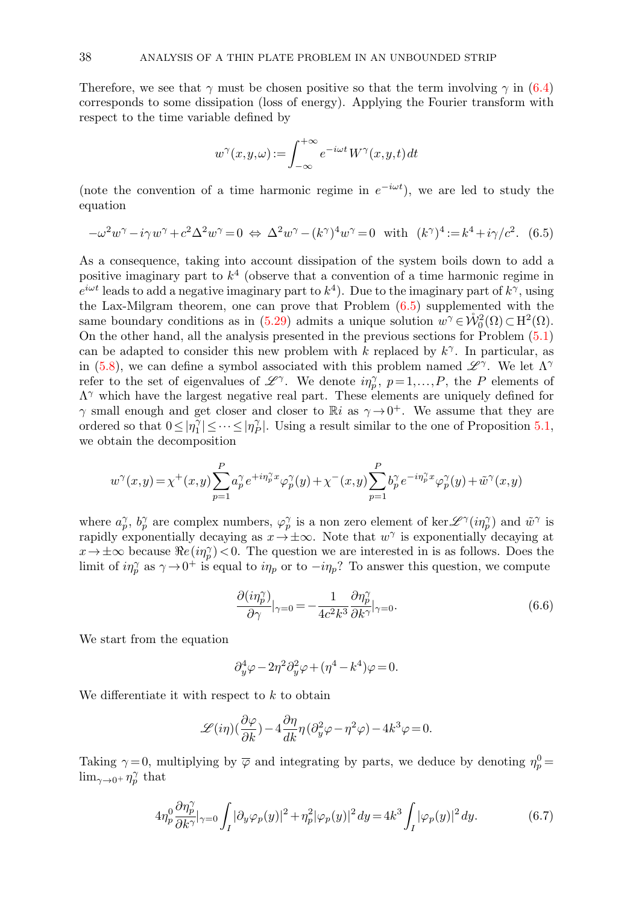Therefore, we see that $\gamma$ must be chosen positive so that the term involving $\gamma$ in (6.4) corresponds to some dissipation (loss of energy). Applying the Fourier transform with respect to the time variable defined by

$$w^\gamma(x,y,\omega) := \int_{-\infty}^{+\infty} e^{-i\omega t}\, W^\gamma(x,y,t)\,dt$$

(note the convention of a time harmonic regime in $e^{-i\omega t}$), we are led to study the equation

$$-\omega^2 w^\gamma - i\gamma w^\gamma + c^2\Delta^2 w^\gamma = 0 \;\Leftrightarrow\; \Delta^2 w^\gamma - (k^\gamma)^4 w^\gamma = 0 \;\text{ with }\; (k^\gamma)^4 := k^4 + i\gamma/c^2. \quad (6.5)$$

As a consequence, taking into account dissipation of the system boils down to add a positive imaginary part to $k^4$ (observe that a convention of a time harmonic regime in $e^{i\omega t}$ leads to add a negative imaginary part to $k^4$). Due to the imaginary part of $k^\gamma$, using the Lax-Milgram theorem, one can prove that Problem (6.5) supplemented with the same boundary conditions as in (5.29) admits a unique solution $w^\gamma \in \mathring{\mathcal{W}}^2_0(\Omega) \subset \mathrm{H}^2(\Omega)$. On the other hand, all the analysis presented in the previous sections for Problem (5.1) can be adapted to consider this new problem with $k$ replaced by $k^\gamma$. In particular, as in (5.8), we can define a symbol associated with this problem named $\mathscr{L}^\gamma$. We let $\Lambda^\gamma$ refer to the set of eigenvalues of $\mathscr{L}^\gamma$. We denote $i\eta_p^\gamma$, $p=1,\dots,P$, the $P$ elements of $\Lambda^\gamma$ which have the largest negative real part. These elements are uniquely defined for $\gamma$ small enough and get closer and closer to $\mathbb{R}i$ as $\gamma \to 0^+$. We assume that they are ordered so that $0 \le |\eta_1^\gamma| \le \dots \le |\eta_P^\gamma|$. Using a result similar to the one of Proposition 5.1, we obtain the decomposition

$$w^\gamma(x,y) = \chi^+(x,y)\sum_{p=1}^{P} a_p^\gamma e^{+i\eta_p^\gamma x}\varphi_p^\gamma(y) + \chi^-(x,y)\sum_{p=1}^{P} b_p^\gamma e^{-i\eta_p^\gamma x}\varphi_p^\gamma(y) + \tilde{w}^\gamma(x,y)$$

where $a_p^\gamma$, $b_p^\gamma$ are complex numbers, $\varphi_p^\gamma$ is a non zero element of $\ker \mathscr{L}^\gamma(i\eta_p^\gamma)$ and $\tilde{w}^\gamma$ is rapidly exponentially decaying as $x \to \pm\infty$. Note that $w^\gamma$ is exponentially decaying at $x \to \pm\infty$ because $\Re e(i\eta_p^\gamma) < 0$. The question we are interested in is as follows. Does the limit of $i\eta_p^\gamma$ as $\gamma \to 0^+$ is equal to $i\eta_p$ or to $-i\eta_p$? To answer this question, we compute

$$\frac{\partial(i\eta_p^\gamma)}{\partial\gamma}\Big|_{\gamma=0} = -\frac{1}{4c^2k^3}\frac{\partial\eta_p^\gamma}{\partial k^\gamma}\Big|_{\gamma=0}. \quad (6.6)$$

We start from the equation

$$\partial_y^4\varphi - 2\eta^2\partial_y^2\varphi + (\eta^4 - k^4)\varphi = 0.$$

We differentiate it with respect to $k$ to obtain

$$\mathscr{L}(i\eta)\Big(\frac{\partial\varphi}{\partial k}\Big) - 4\frac{\partial\eta}{dk}\eta\,(\partial_y^2\varphi - \eta^2\varphi) - 4k^3\varphi = 0.$$

Taking $\gamma = 0$, multiplying by $\overline{\varphi}$ and integrating by parts, we deduce by denoting $\eta_p^0 = \lim_{\gamma\to 0^+}\eta_p^\gamma$ that

$$4\eta_p^0\frac{\partial\eta_p^\gamma}{\partial k^\gamma}\Big|_{\gamma=0}\int_I |\partial_y\varphi_p(y)|^2 + \eta_p^2|\varphi_p(y)|^2\,dy = 4k^3\int_I |\varphi_p(y)|^2\,dy. \quad (6.7)$$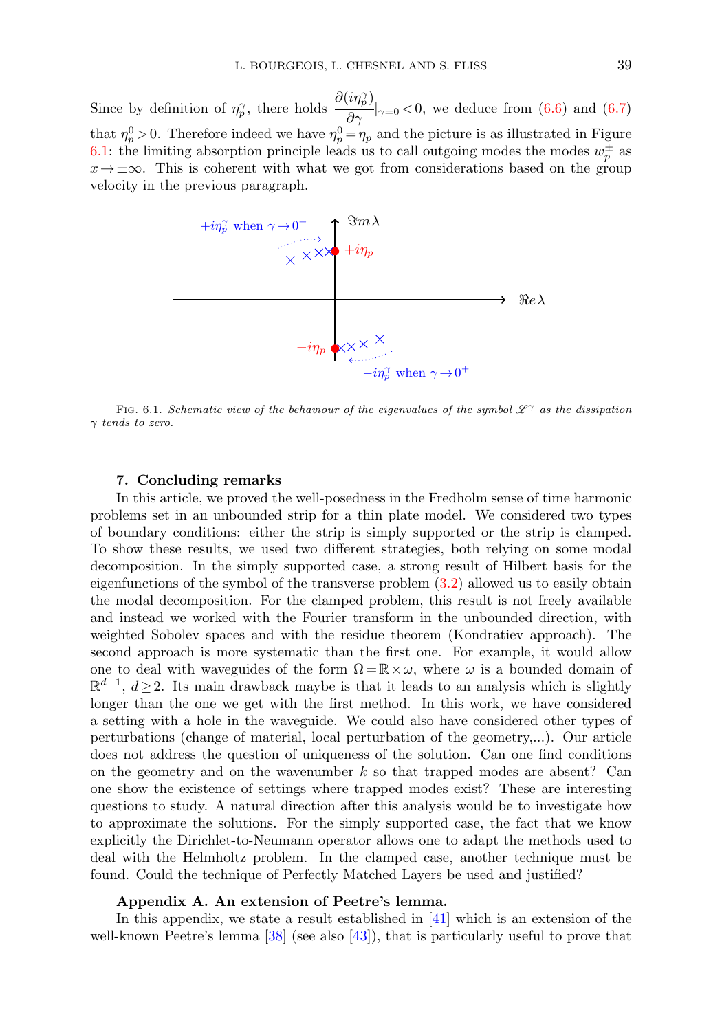Since by definition of $\eta_p^\gamma$, there holds $\dfrac{\partial(i\eta_p^\gamma)}{\partial\gamma}|_{\gamma=0}<0$, we deduce from (6.6) and (6.7) that $\eta_p^0>0$. Therefore indeed we have $\eta_p^0=\eta_p$ and the picture is as illustrated in Figure 6.1: the limiting absorption principle leads us to call outgoing modes the modes $w_p^\pm$ as $x\to\pm\infty$. This is coherent with what we got from considerations based on the group velocity in the previous paragraph.

FIG. 6.1. *Schematic view of the behaviour of the eigenvalues of the symbol $\mathscr{L}^\gamma$ as the dissipation $\gamma$ tends to zero.*

## 7. Concluding remarks

In this article, we proved the well-posedness in the Fredholm sense of time harmonic problems set in an unbounded strip for a thin plate model. We considered two types of boundary conditions: either the strip is simply supported or the strip is clamped. To show these results, we used two different strategies, both relying on some modal decomposition. In the simply supported case, a strong result of Hilbert basis for the eigenfunctions of the symbol of the transverse problem (3.2) allowed us to easily obtain the modal decomposition. For the clamped problem, this result is not freely available and instead we worked with the Fourier transform in the unbounded direction, with weighted Sobolev spaces and with the residue theorem (Kondratiev approach). The second approach is more systematic than the first one. For example, it would allow one to deal with waveguides of the form $\Omega=\mathbb{R}\times\omega$, where $\omega$ is a bounded domain of $\mathbb{R}^{d-1}$, $d\geq 2$. Its main drawback maybe is that it leads to an analysis which is slightly longer than the one we get with the first method. In this work, we have considered a setting with a hole in the waveguide. We could also have considered other types of perturbations (change of material, local perturbation of the geometry,...). Our article does not address the question of uniqueness of the solution. Can one find conditions on the geometry and on the wavenumber $k$ so that trapped modes are absent? Can one show the existence of settings where trapped modes exist? These are interesting questions to study. A natural direction after this analysis would be to investigate how to approximate the solutions. For the simply supported case, the fact that we know explicitly the Dirichlet-to-Neumann operator allows one to adapt the methods used to deal with the Helmholtz problem. In the clamped case, another technique must be found. Could the technique of Perfectly Matched Layers be used and justified?

### Appendix A. An extension of Peetre's lemma.

In this appendix, we state a result established in [41] which is an extension of the well-known Peetre's lemma [38] (see also [43]), that is particularly useful to prove that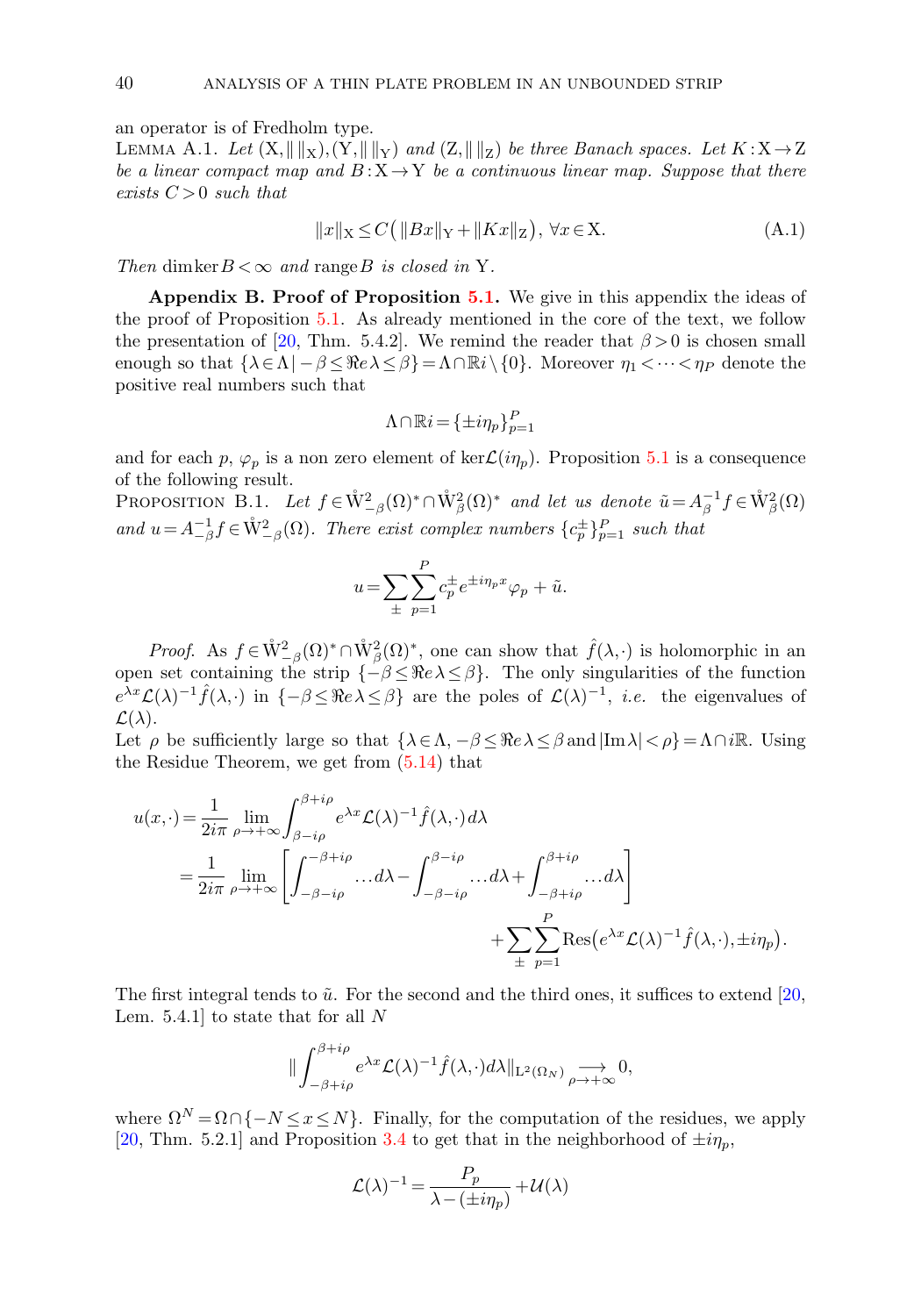an operator is of Fredholm type.

Lemma A.1. *Let* $(\mathrm{X},\|\,\|_{\mathrm{X}}),(\mathrm{Y},\|\,\|_{\mathrm{Y}})$ *and* $(\mathrm{Z},\|\,\|_{\mathrm{Z}})$ *be three Banach spaces. Let* $K:\mathrm{X}\to\mathrm{Z}$ *be a linear compact map and* $B:\mathrm{X}\to\mathrm{Y}$ *be a continuous linear map. Suppose that there exists* $C>0$ *such that*

$$\|x\|_{\mathrm{X}}\leq C\big(\|Bx\|_{\mathrm{Y}}+\|Kx\|_{\mathrm{Z}}\big),\ \forall x\in\mathrm{X}. \tag{A.1}$$

*Then* $\dim\ker B<\infty$ *and* $\operatorname{range}B$ *is closed in* $\mathrm{Y}$.

**Appendix B. Proof of Proposition 5.1.** We give in this appendix the ideas of the proof of Proposition 5.1. As already mentioned in the core of the text, we follow the presentation of [20, Thm. 5.4.2]. We remind the reader that $\beta>0$ is chosen small enough so that $\{\lambda\in\Lambda\,|\,-\beta\leq\Re e\lambda\leq\beta\}=\Lambda\cap\mathbb{R}i\setminus\{0\}$. Moreover $\eta_1<\dots<\eta_P$ denote the positive real numbers such that

$$\Lambda\cap\mathbb{R}i=\{\pm i\eta_p\}_{p=1}^{P}$$

and for each $p$, $\varphi_p$ is a non zero element of $\ker\mathcal{L}(i\eta_p)$. Proposition 5.1 is a consequence of the following result.

Proposition B.1. *Let* $f\in\mathring{\mathrm{W}}^2_{-\beta}(\Omega)^*\cap\mathring{\mathrm{W}}^2_{\beta}(\Omega)^*$ *and let us denote* $\tilde{u}=A_{\beta}^{-1}f\in\mathring{\mathrm{W}}^2_{\beta}(\Omega)$ *and* $u=A_{-\beta}^{-1}f\in\mathring{\mathrm{W}}^2_{-\beta}(\Omega)$. *There exist complex numbers* $\{c_p^{\pm}\}_{p=1}^{P}$ *such that*

$$u=\sum_{\pm}\sum_{p=1}^{P}c_p^{\pm}e^{\pm i\eta_p x}\varphi_p+\tilde{u}.$$

*Proof.* As $f\in\mathring{\mathrm{W}}^2_{-\beta}(\Omega)^*\cap\mathring{\mathrm{W}}^2_{\beta}(\Omega)^*$, one can show that $\hat{f}(\lambda,\cdot)$ is holomorphic in an open set containing the strip $\{-\beta\leq\Re e\lambda\leq\beta\}$. The only singularities of the function $e^{\lambda x}\mathcal{L}(\lambda)^{-1}\hat{f}(\lambda,\cdot)$ in $\{-\beta\leq\Re e\lambda\leq\beta\}$ are the poles of $\mathcal{L}(\lambda)^{-1}$, *i.e.* the eigenvalues of $\mathcal{L}(\lambda)$.

Let $\rho$ be sufficiently large so that $\{\lambda\in\Lambda,-\beta\leq\Re e\lambda\leq\beta\text{ and }|\mathrm{Im}\lambda|<\rho\}=\Lambda\cap i\mathbb{R}$. Using the Residue Theorem, we get from (5.14) that

$$\begin{aligned}
u(x,\cdot)&=\frac{1}{2i\pi}\lim_{\rho\to+\infty}\int_{\beta-i\rho}^{\beta+i\rho}e^{\lambda x}\mathcal{L}(\lambda)^{-1}\hat{f}(\lambda,\cdot)\,d\lambda\\
&=\frac{1}{2i\pi}\lim_{\rho\to+\infty}\left[\int_{-\beta-i\rho}^{-\beta+i\rho}\dots d\lambda-\int_{-\beta-i\rho}^{\beta-i\rho}\dots d\lambda+\int_{-\beta+i\rho}^{\beta+i\rho}\dots d\lambda\right]\\
&\qquad\qquad+\sum_{\pm}\sum_{p=1}^{P}\mathrm{Res}\big(e^{\lambda x}\mathcal{L}(\lambda)^{-1}\hat{f}(\lambda,\cdot),\pm i\eta_p\big).
\end{aligned}$$

The first integral tends to $\tilde{u}$. For the second and the third ones, it suffices to extend [20, Lem. 5.4.1] to state that for all $N$

$$\Big\|\int_{-\beta+i\rho}^{\beta+i\rho}e^{\lambda x}\mathcal{L}(\lambda)^{-1}\hat{f}(\lambda,\cdot)\,d\lambda\Big\|_{\mathrm{L}^2(\Omega_N)}\underset{\rho\to+\infty}{\longrightarrow}0,$$

where $\Omega^N=\Omega\cap\{-N\leq x\leq N\}$. Finally, for the computation of the residues, we apply [20, Thm. 5.2.1] and Proposition 3.4 to get that in the neighborhood of $\pm i\eta_p$,

$$\mathcal{L}(\lambda)^{-1}=\frac{P_p}{\lambda-(\pm i\eta_p)}+\mathcal{U}(\lambda)$$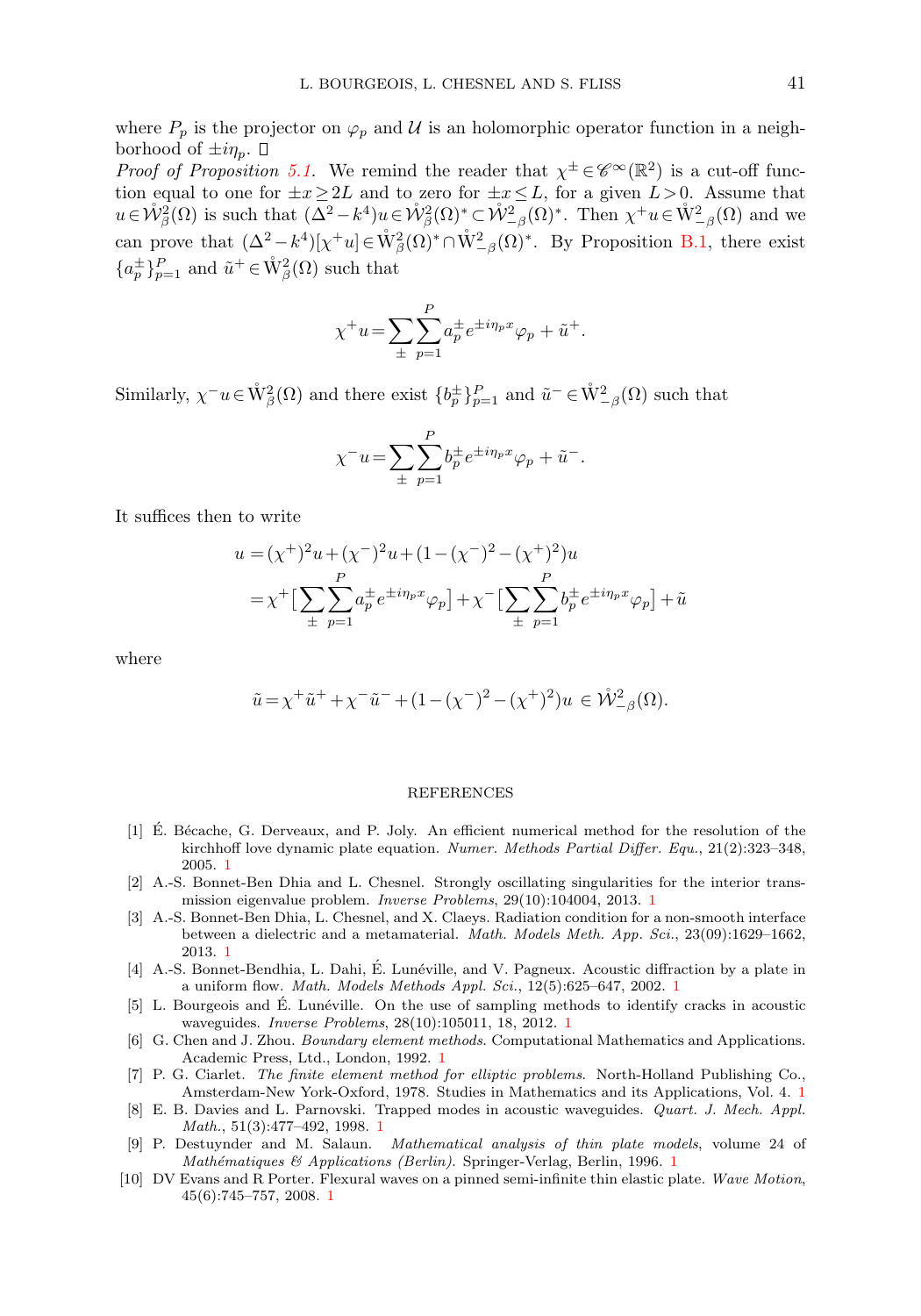where $P_p$ is the projector on $\varphi_p$ and $\mathcal{U}$ is an holomorphic operator function in a neighborhood of $\pm i\eta_p$. □

*Proof of Proposition 5.1.* We remind the reader that $\chi^\pm \in \mathscr{C}^\infty(\mathbb{R}^2)$ is a cut-off function equal to one for $\pm x \geq 2L$ and to zero for $\pm x \leq L$, for a given $L>0$. Assume that $u \in \mathring{\mathcal{W}}^2_\beta(\Omega)$ is such that $(\Delta^2 - k^4)u \in \mathring{\mathcal{W}}^2_\beta(\Omega)^* \subset \mathring{\mathcal{W}}^2_{-\beta}(\Omega)^*$. Then $\chi^+ u \in \mathring{\mathrm{W}}^2_{-\beta}(\Omega)$ and we can prove that $(\Delta^2 - k^4)[\chi^+ u] \in \mathring{\mathrm{W}}^2_\beta(\Omega)^* \cap \mathring{\mathrm{W}}^2_{-\beta}(\Omega)^*$. By Proposition B.1, there exist $\{a_p^\pm\}_{p=1}^P$ and $\tilde{u}^+ \in \mathring{\mathrm{W}}^2_\beta(\Omega)$ such that

$$\chi^+ u = \sum_\pm \sum_{p=1}^P a_p^\pm e^{\pm i\eta_p x}\varphi_p + \tilde{u}^+.$$

Similarly, $\chi^- u \in \mathring{\mathrm{W}}^2_\beta(\Omega)$ and there exist $\{b_p^\pm\}_{p=1}^P$ and $\tilde{u}^- \in \mathring{\mathrm{W}}^2_{-\beta}(\Omega)$ such that

$$\chi^- u = \sum_\pm \sum_{p=1}^P b_p^\pm e^{\pm i\eta_p x}\varphi_p + \tilde{u}^-.$$

It suffices then to write

$$\begin{aligned} u &= (\chi^+)^2 u + (\chi^-)^2 u + (1-(\chi^-)^2 - (\chi^+)^2)u \\ &= \chi^+\Big[\sum_\pm \sum_{p=1}^P a_p^\pm e^{\pm i\eta_p x}\varphi_p\Big] + \chi^-\Big[\sum_\pm \sum_{p=1}^P b_p^\pm e^{\pm i\eta_p x}\varphi_p\Big] + \tilde{u} \end{aligned}$$

where

$$\tilde{u} = \chi^+\tilde{u}^+ + \chi^-\tilde{u}^- + (1-(\chi^-)^2 - (\chi^+)^2)u \in \mathring{\mathcal{W}}^2_{-\beta}(\Omega).$$

## REFERENCES

[1] É. Bécache, G. Derveaux, and P. Joly. An efficient numerical method for the resolution of the kirchhoff love dynamic plate equation. *Numer. Methods Partial Differ. Equ.*, 21(2):323–348, 2005. 1

[2] A.-S. Bonnet-Ben Dhia and L. Chesnel. Strongly oscillating singularities for the interior transmission eigenvalue problem. *Inverse Problems*, 29(10):104004, 2013. 1

[3] A.-S. Bonnet-Ben Dhia, L. Chesnel, and X. Claeys. Radiation condition for a non-smooth interface between a dielectric and a metamaterial. *Math. Models Meth. App. Sci.*, 23(09):1629–1662, 2013. 1

[4] A.-S. Bonnet-Bendhia, L. Dahi, É. Lunéville, and V. Pagneux. Acoustic diffraction by a plate in a uniform flow. *Math. Models Methods Appl. Sci.*, 12(5):625–647, 2002. 1

[5] L. Bourgeois and É. Lunéville. On the use of sampling methods to identify cracks in acoustic waveguides. *Inverse Problems*, 28(10):105011, 18, 2012. 1

[6] G. Chen and J. Zhou. *Boundary element methods*. Computational Mathematics and Applications. Academic Press, Ltd., London, 1992. 1

[7] P. G. Ciarlet. *The finite element method for elliptic problems*. North-Holland Publishing Co., Amsterdam-New York-Oxford, 1978. Studies in Mathematics and its Applications, Vol. 4. 1

[8] E. B. Davies and L. Parnovski. Trapped modes in acoustic waveguides. *Quart. J. Mech. Appl. Math.*, 51(3):477–492, 1998. 1

[9] P. Destuynder and M. Salaun. *Mathematical analysis of thin plate models*, volume 24 of *Mathématiques & Applications (Berlin)*. Springer-Verlag, Berlin, 1996. 1

[10] DV Evans and R Porter. Flexural waves on a pinned semi-infinite thin elastic plate. *Wave Motion*, 45(6):745–757, 2008. 1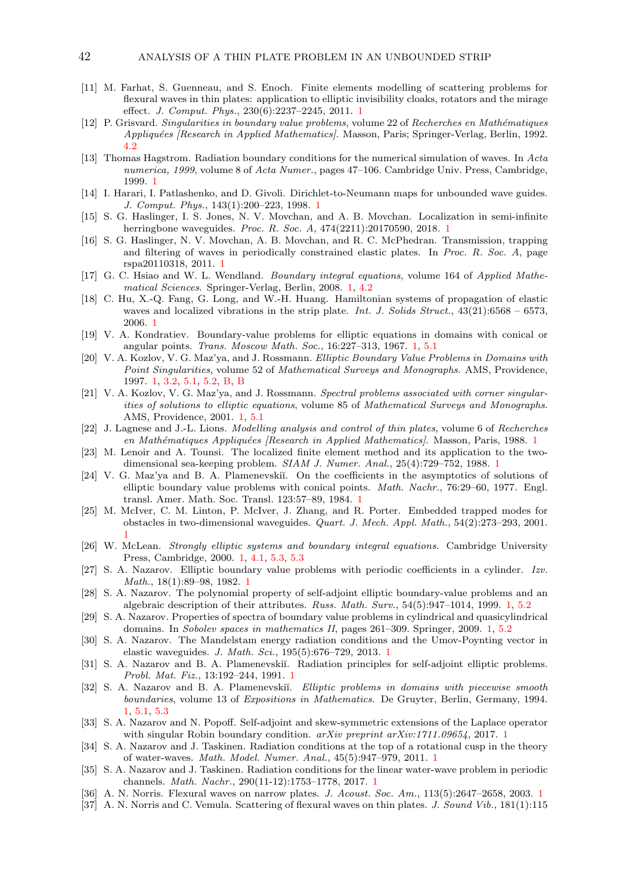[11] M. Farhat, S. Guenneau, and S. Enoch. Finite elements modelling of scattering problems for flexural waves in thin plates: application to elliptic invisibility cloaks, rotators and the mirage effect. *J. Comput. Phys.*, 230(6):2237–2245, 2011. 1

[12] P. Grisvard. *Singularities in boundary value problems*, volume 22 of *Recherches en Mathématiques Appliquées [Research in Applied Mathematics]*. Masson, Paris; Springer-Verlag, Berlin, 1992. 4.2

[13] Thomas Hagstrom. Radiation boundary conditions for the numerical simulation of waves. In *Acta numerica, 1999*, volume 8 of *Acta Numer.*, pages 47–106. Cambridge Univ. Press, Cambridge, 1999. 1

[14] I. Harari, I. Patlashenko, and D. Givoli. Dirichlet-to-Neumann maps for unbounded wave guides. *J. Comput. Phys.*, 143(1):200–223, 1998. 1

[15] S. G. Haslinger, I. S. Jones, N. V. Movchan, and A. B. Movchan. Localization in semi-infinite herringbone waveguides. *Proc. R. Soc. A*, 474(2211):20170590, 2018. 1

[16] S. G. Haslinger, N. V. Movchan, A. B. Movchan, and R. C. McPhedran. Transmission, trapping and filtering of waves in periodically constrained elastic plates. In *Proc. R. Soc. A*, page rspa20110318, 2011. 1

[17] G. C. Hsiao and W. L. Wendland. *Boundary integral equations*, volume 164 of *Applied Mathematical Sciences*. Springer-Verlag, Berlin, 2008. 1, 4.2

[18] C. Hu, X.-Q. Fang, G. Long, and W.-H. Huang. Hamiltonian systems of propagation of elastic waves and localized vibrations in the strip plate. *Int. J. Solids Struct.*, 43(21):6568 – 6573, 2006. 1

[19] V. A. Kondratiev. Boundary-value problems for elliptic equations in domains with conical or angular points. *Trans. Moscow Math. Soc.*, 16:227–313, 1967. 1, 5.1

[20] V. A. Kozlov, V. G. Maz'ya, and J. Rossmann. *Elliptic Boundary Value Problems in Domains with Point Singularities*, volume 52 of *Mathematical Surveys and Monographs*. AMS, Providence, 1997. 1, 3.2, 5.1, 5.2, B, B

[21] V. A. Kozlov, V. G. Maz'ya, and J. Rossmann. *Spectral problems associated with corner singularities of solutions to elliptic equations*, volume 85 of *Mathematical Surveys and Monographs*. AMS, Providence, 2001. 1, 5.1

[22] J. Lagnese and J.-L. Lions. *Modelling analysis and control of thin plates*, volume 6 of *Recherches en Mathématiques Appliquées [Research in Applied Mathematics]*. Masson, Paris, 1988. 1

[23] M. Lenoir and A. Tounsi. The localized finite element method and its application to the two-dimensional sea-keeping problem. *SIAM J. Numer. Anal.*, 25(4):729–752, 1988. 1

[24] V. G. Maz'ya and B. A. Plamenevskiĭ. On the coefficients in the asymptotics of solutions of elliptic boundary value problems with conical points. *Math. Nachr.*, 76:29–60, 1977. Engl. transl. Amer. Math. Soc. Transl. 123:57–89, 1984. 1

[25] M. McIver, C. M. Linton, P. McIver, J. Zhang, and R. Porter. Embedded trapped modes for obstacles in two-dimensional waveguides. *Quart. J. Mech. Appl. Math.*, 54(2):273–293, 2001. 1

[26] W. McLean. *Strongly elliptic systems and boundary integral equations*. Cambridge University Press, Cambridge, 2000. 1, 4.1, 5.3, 5.3

[27] S. A. Nazarov. Elliptic boundary value problems with periodic coefficients in a cylinder. *Izv. Math.*, 18(1):89–98, 1982. 1

[28] S. A. Nazarov. The polynomial property of self-adjoint elliptic boundary-value problems and an algebraic description of their attributes. *Russ. Math. Surv.*, 54(5):947–1014, 1999. 1, 5.2

[29] S. A. Nazarov. Properties of spectra of boundary value problems in cylindrical and quasicylindrical domains. In *Sobolev spaces in mathematics II*, pages 261–309. Springer, 2009. 1, 5.2

[30] S. A. Nazarov. The Mandelstam energy radiation conditions and the Umov-Poynting vector in elastic waveguides. *J. Math. Sci.*, 195(5):676–729, 2013. 1

[31] S. A. Nazarov and B. A. Plamenevskiĭ. Radiation principles for self-adjoint elliptic problems. *Probl. Mat. Fiz.*, 13:192–244, 1991. 1

[32] S. A. Nazarov and B. A. Plamenevskiĭ. *Elliptic problems in domains with piecewise smooth boundaries*, volume 13 of *Expositions in Mathematics*. De Gruyter, Berlin, Germany, 1994. 1, 5.1, 5.3

[33] S. A. Nazarov and N. Popoff. Self-adjoint and skew-symmetric extensions of the Laplace operator with singular Robin boundary condition. *arXiv preprint arXiv:1711.09654*, 2017. 1

[34] S. A. Nazarov and J. Taskinen. Radiation conditions at the top of a rotational cusp in the theory of water-waves. *Math. Model. Numer. Anal.*, 45(5):947–979, 2011. 1

[35] S. A. Nazarov and J. Taskinen. Radiation conditions for the linear water-wave problem in periodic channels. *Math. Nachr.*, 290(11-12):1753–1778, 2017. 1

[36] A. N. Norris. Flexural waves on narrow plates. *J. Acoust. Soc. Am.*, 113(5):2647–2658, 2003. 1

[37] A. N. Norris and C. Vemula. Scattering of flexural waves on thin plates. *J. Sound Vib.*, 181(1):115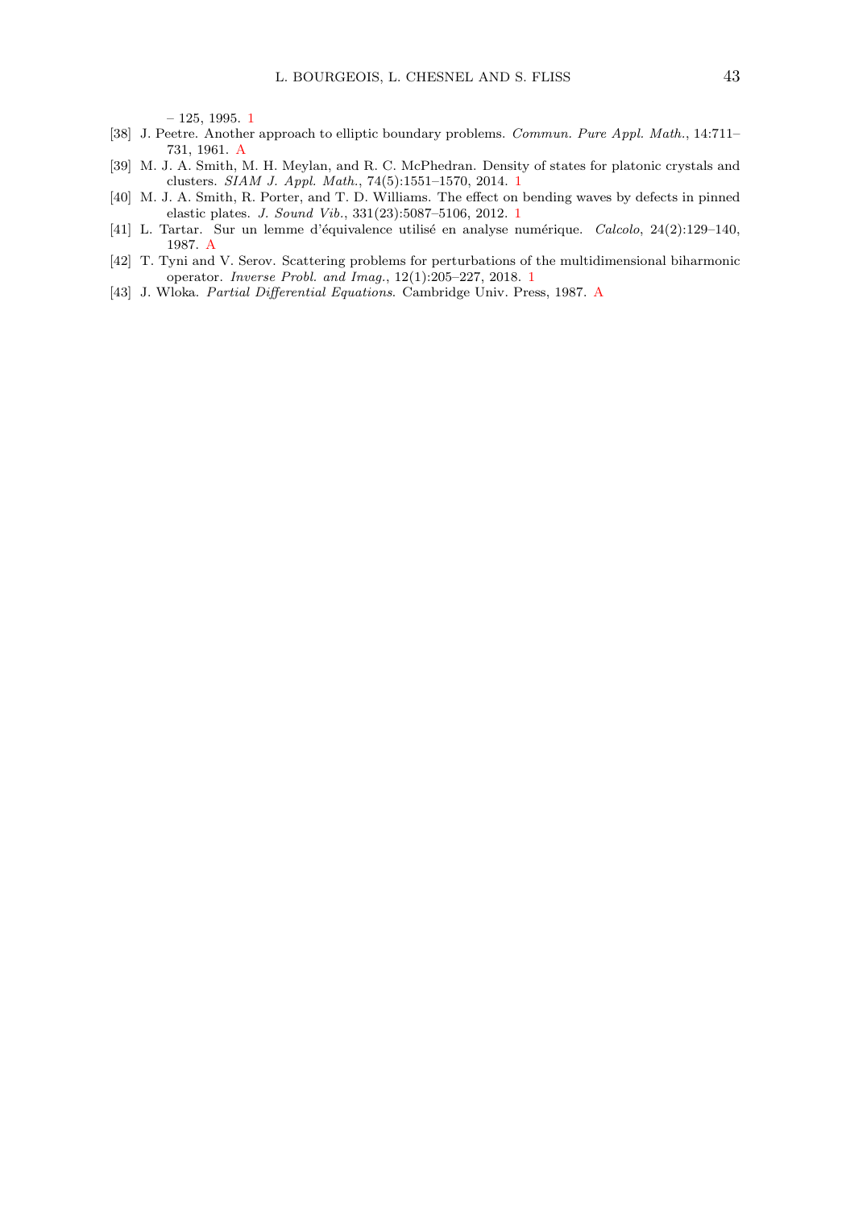– 125, 1995. 1

[38] J. Peetre. Another approach to elliptic boundary problems. *Commun. Pure Appl. Math.*, 14:711–731, 1961. A

[39] M. J. A. Smith, M. H. Meylan, and R. C. McPhedran. Density of states for platonic crystals and clusters. *SIAM J. Appl. Math.*, 74(5):1551–1570, 2014. 1

[40] M. J. A. Smith, R. Porter, and T. D. Williams. The effect on bending waves by defects in pinned elastic plates. *J. Sound Vib.*, 331(23):5087–5106, 2012. 1

[41] L. Tartar. Sur un lemme d'équivalence utilisé en analyse numérique. *Calcolo*, 24(2):129–140, 1987. A

[42] T. Tyni and V. Serov. Scattering problems for perturbations of the multidimensional biharmonic operator. *Inverse Probl. and Imag.*, 12(1):205–227, 2018. 1

[43] J. Wloka. *Partial Differential Equations.* Cambridge Univ. Press, 1987. A